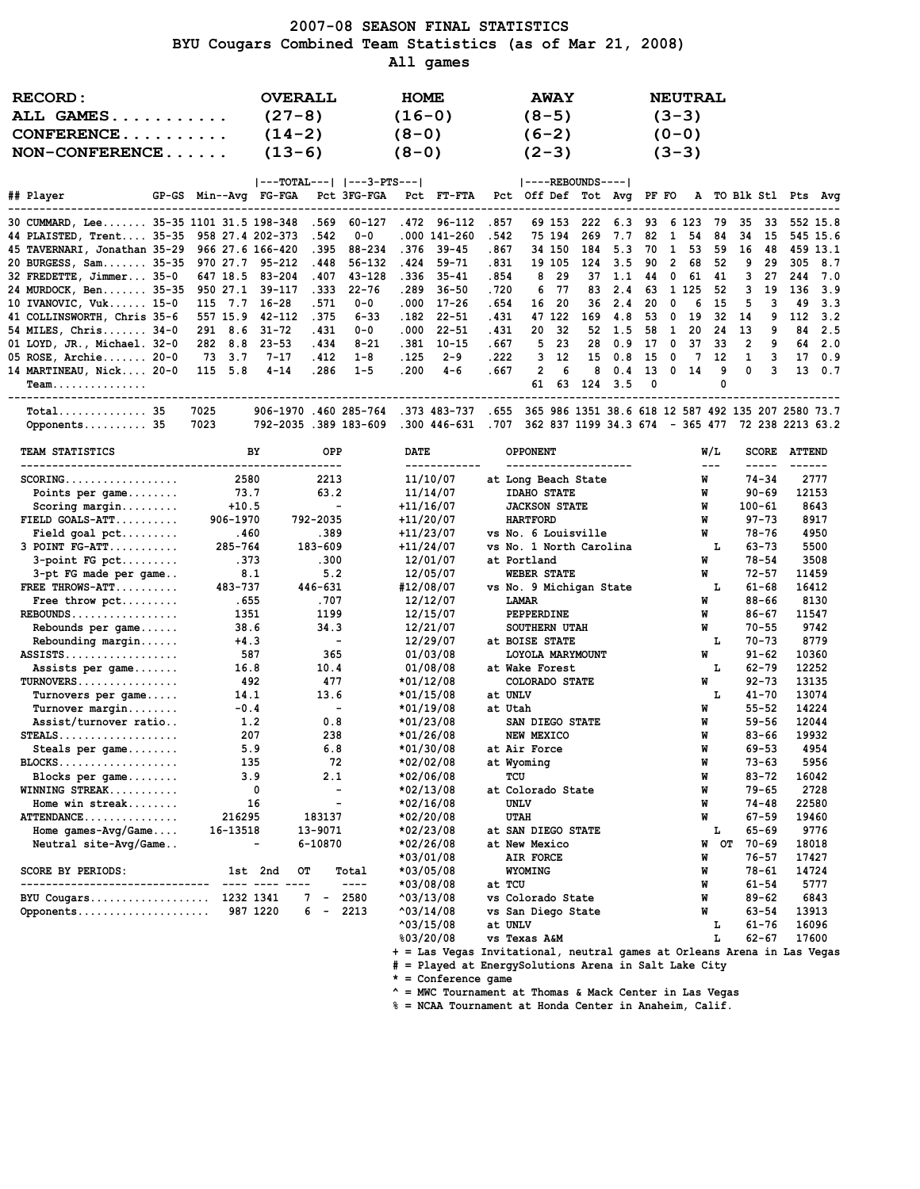# 2007-08 SEASON FINAL STATISTICS
## BYU Cougars Combined Team Statistics (as of Mar 21, 2008)
### All games

| RECORD: | OVERALL | HOME | AWAY | NEUTRAL |
|---|---|---|---|---|
| ALL GAMES | (27-8) | (16-0) | (8-5) | (3-3) |
| CONFERENCE | (14-2) | (8-0) | (6-2) | (0-0) |
| NON-CONFERENCE | (13-6) | (8-0) | (2-3) | (3-3) |

| ## | Player | GP-GS | Min | Avg | FG-FGA | Pct | 3FG-FGA | Pct | FT-FTA | Pct | Off | Def | Tot | Avg | PF | FO | A | TO | Blk | Stl | Pts | Avg |
|---|---|---|---|---|---|---|---|---|---|---|---|---|---|---|---|---|---|---|---|---|---|---|
| 30 | CUMMARD, Lee | 35-35 | 1101 | 31.5 | 198-348 | .569 | 60-127 | .472 | 96-112 | .857 | 69 | 153 | 222 | 6.3 | 93 | 6 | 123 | 79 | 35 | 33 | 552 | 15.8 |
| 44 | PLAISTED, Trent | 35-35 | 958 | 27.4 | 202-373 | .542 | 0-0 | .000 | 141-260 | .542 | 75 | 194 | 269 | 7.7 | 82 | 1 | 54 | 84 | 34 | 15 | 545 | 15.6 |
| 45 | TAVERNARI, Jonathan | 35-29 | 966 | 27.6 | 166-420 | .395 | 88-234 | .376 | 39-45 | .867 | 34 | 150 | 184 | 5.3 | 70 | 1 | 53 | 59 | 16 | 48 | 459 | 13.1 |
| 20 | BURGESS, Sam | 35-35 | 970 | 27.7 | 95-212 | .448 | 56-132 | .424 | 59-71 | .831 | 19 | 105 | 124 | 3.5 | 90 | 2 | 68 | 52 | 9 | 29 | 305 | 8.7 |
| 32 | FREDETTE, Jimmer | 35-0 | 647 | 18.5 | 83-204 | .407 | 43-128 | .336 | 35-41 | .854 | 8 | 29 | 37 | 1.1 | 44 | 0 | 61 | 41 | 3 | 27 | 244 | 7.0 |
| 24 | MURDOCK, Ben | 35-35 | 950 | 27.1 | 39-117 | .333 | 22-76 | .289 | 36-50 | .720 | 6 | 77 | 83 | 2.4 | 63 | 1 | 125 | 52 | 3 | 19 | 136 | 3.9 |
| 10 | IVANOVIC, Vuk | 15-0 | 115 | 7.7 | 16-28 | .571 | 0-0 | .000 | 17-26 | .654 | 16 | 20 | 36 | 2.4 | 20 | 0 | 6 | 15 | 5 | 3 | 49 | 3.3 |
| 41 | COLLINSWORTH, Chris | 35-6 | 557 | 15.9 | 42-112 | .375 | 6-33 | .182 | 22-51 | .431 | 47 | 122 | 169 | 4.8 | 53 | 0 | 19 | 32 | 14 | 9 | 112 | 3.2 |
| 54 | MILES, Chris | 34-0 | 291 | 8.6 | 31-72 | .431 | 0-0 | .000 | 22-51 | .431 | 20 | 32 | 52 | 1.5 | 58 | 1 | 20 | 24 | 13 | 9 | 84 | 2.5 |
| 01 | LOYD, JR., Michael | 32-0 | 282 | 8.8 | 23-53 | .434 | 8-21 | .381 | 10-15 | .667 | 5 | 23 | 28 | 0.9 | 17 | 0 | 37 | 33 | 2 | 9 | 64 | 2.0 |
| 05 | ROSE, Archie | 20-0 | 73 | 3.7 | 7-17 | .412 | 1-8 | .125 | 2-9 | .222 | 3 | 12 | 15 | 0.8 | 15 | 0 | 7 | 12 | 1 | 3 | 17 | 0.9 |
| 14 | MARTINEAU, Nick | 20-0 | 115 | 5.8 | 4-14 | .286 | 1-5 | .200 | 4-6 | .667 | 2 | 6 | 8 | 0.4 | 13 | 0 | 14 | 9 | 0 | 3 | 13 | 0.7 |
| | Team | | | | | | | | | | 61 | 63 | 124 | 3.5 | 0 | | | 0 | | | | |
| | Total | 35 | 7025 | | 906-1970 | .460 | 285-764 | .373 | 483-737 | .655 | 365 | 986 | 1351 | 38.6 | 618 | 12 | 587 | 492 | 135 | 207 | 2580 | 73.7 |
| | Opponents | 35 | 7023 | | 792-2035 | .389 | 183-609 | .300 | 446-631 | .707 | 362 | 837 | 1199 | 34.3 | 674 | - | 365 | 477 | 72 | 238 | 2213 | 63.2 |

| TEAM STATISTICS | BY | OPP |
|---|---|---|
| SCORING | 2580 | 2213 |
| Points per game | 73.7 | 63.2 |
| Scoring margin | +10.5 | - |
| FIELD GOALS-ATT | 906-1970 | 792-2035 |
| Field goal pct | .460 | .389 |
| 3 POINT FG-ATT | 285-764 | 183-609 |
| 3-point FG pct | .373 | .300 |
| 3-pt FG made per game | 8.1 | 5.2 |
| FREE THROWS-ATT | 483-737 | 446-631 |
| Free throw pct | .655 | .707 |
| REBOUNDS | 1351 | 1199 |
| Rebounds per game | 38.6 | 34.3 |
| Rebounding margin | +4.3 | - |
| ASSISTS | 587 | 365 |
| Assists per game | 16.8 | 10.4 |
| TURNOVERS | 492 | 477 |
| Turnovers per game | 14.1 | 13.6 |
| Turnover margin | -0.4 | - |
| Assist/turnover ratio | 1.2 | 0.8 |
| STEALS | 207 | 238 |
| Steals per game | 5.9 | 6.8 |
| BLOCKS | 135 | 72 |
| Blocks per game | 3.9 | 2.1 |
| WINNING STREAK | 0 | - |
| Home win streak | 16 | - |
| ATTENDANCE | 216295 | 183137 |
| Home games-Avg/Game | 16-13518 | 13-9071 |
| Neutral site-Avg/Game | - | 6-10870 |

| SCORE BY PERIODS: | 1st | 2nd | OT | Total |
|---|---|---|---|---|
| BYU Cougars | 1232 | 1341 | 7 | 2580 |
| Opponents | 987 | 1220 | 6 | 2213 |

| DATE | OPPONENT | W/L | SCORE | ATTEND |
|---|---|---|---|---|
| 11/10/07 | at Long Beach State | W | 74-34 | 2777 |
| 11/14/07 | IDAHO STATE | W | 90-69 | 12153 |
| +11/16/07 | JACKSON STATE | W | 100-61 | 8643 |
| +11/20/07 | HARTFORD | W | 97-73 | 8917 |
| +11/23/07 | vs No. 6 Louisville | W | 78-76 | 4950 |
| +11/24/07 | vs No. 1 North Carolina | L | 63-73 | 5500 |
| 12/01/07 | at Portland | W | 78-54 | 3508 |
| 12/05/07 | WEBER STATE | W | 72-57 | 11459 |
| #12/08/07 | vs No. 9 Michigan State | L | 61-68 | 16412 |
| 12/12/07 | LAMAR | W | 88-66 | 8130 |
| 12/15/07 | PEPPERDINE | W | 86-67 | 11547 |
| 12/21/07 | SOUTHERN UTAH | W | 70-55 | 9742 |
| 12/29/07 | at BOISE STATE | L | 70-73 | 8779 |
| 01/03/08 | LOYOLA MARYMOUNT | W | 91-62 | 10360 |
| 01/08/08 | at Wake Forest | L | 62-79 | 12252 |
| *01/12/08 | COLORADO STATE | W | 92-73 | 13135 |
| *01/15/08 | at UNLV | L | 41-70 | 13074 |
| *01/19/08 | at Utah | W | 55-52 | 14224 |
| *01/23/08 | SAN DIEGO STATE | W | 59-56 | 12044 |
| *01/26/08 | NEW MEXICO | W | 83-66 | 19932 |
| *01/30/08 | at Air Force | W | 69-53 | 4954 |
| *02/02/08 | at Wyoming | W | 73-63 | 5956 |
| *02/06/08 | TCU | W | 83-72 | 16042 |
| *02/13/08 | at Colorado State | W | 79-65 | 2728 |
| *02/16/08 | UNLV | W | 74-48 | 22580 |
| *02/20/08 | UTAH | W | 67-59 | 19460 |
| *02/23/08 | at SAN DIEGO STATE | L | 65-69 | 9776 |
| *02/26/08 | at New Mexico | W OT | 70-69 | 18018 |
| *03/01/08 | AIR FORCE | W | 76-57 | 17427 |
| *03/05/08 | WYOMING | W | 78-61 | 14724 |
| *03/08/08 | at TCU | W | 61-54 | 5777 |
| ^03/13/08 | vs Colorado State | W | 89-62 | 6843 |
| ^03/14/08 | vs San Diego State | W | 63-54 | 13913 |
| ^03/15/08 | at UNLV | L | 61-76 | 16096 |
| %03/20/08 | vs Texas A&M | L | 62-67 | 17600 |

+ = Las Vegas Invitational, neutral games at Orleans Arena in Las Vegas
# = Played at EnergySolutions Arena in Salt Lake City
* = Conference game
^ = MWC Tournament at Thomas & Mack Center in Las Vegas
% = NCAA Tournament at Honda Center in Anaheim, Calif.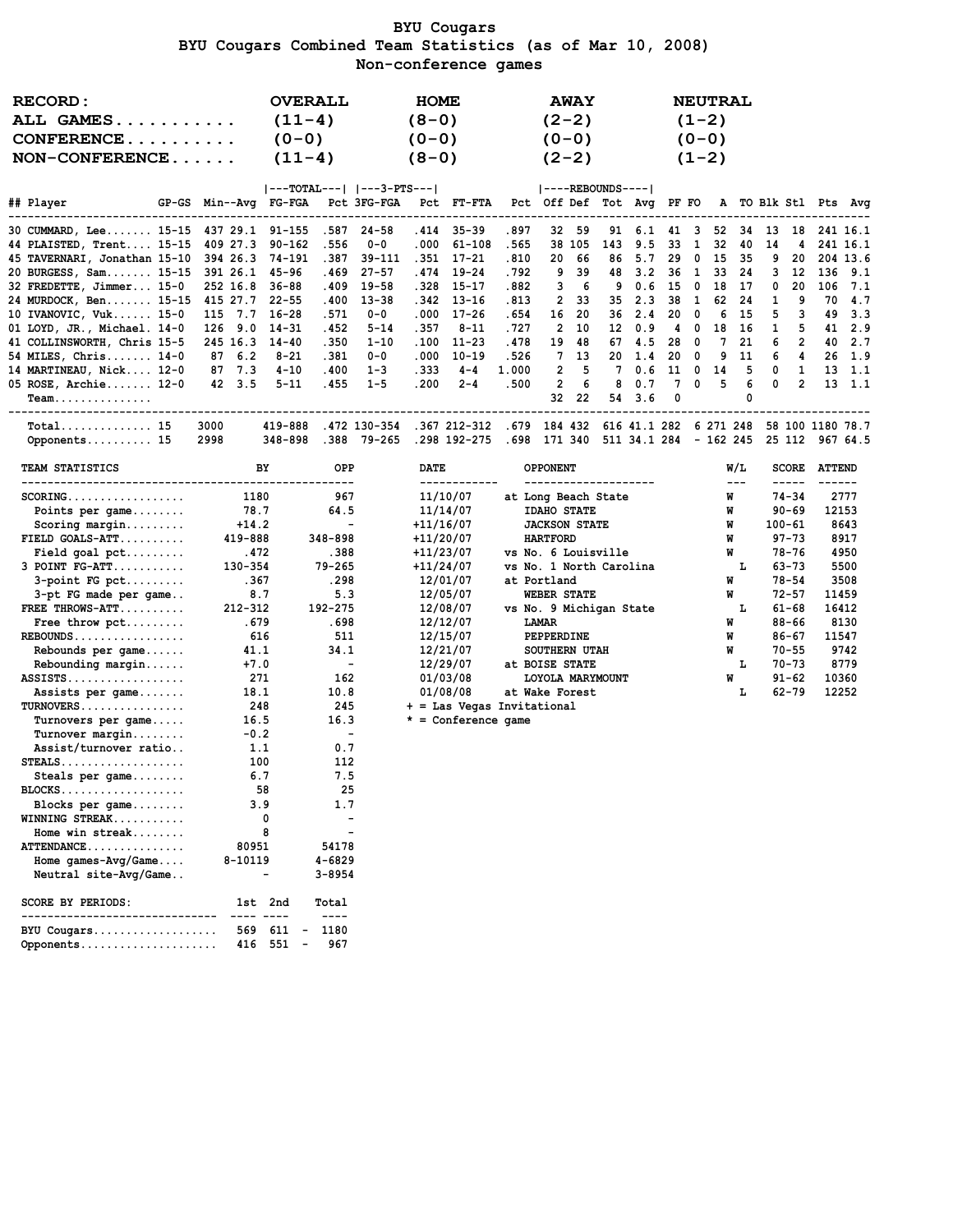# BYU Cougars

## BYU Cougars Combined Team Statistics (as of Mar 10, 2008)

### Non-conference games

| RECORD: | OVERALL | HOME | AWAY | NEUTRAL |
|---|---|---|---|---|
| ALL GAMES........... | (11-4) | (8-0) | (2-2) | (1-2) |
| CONFERENCE.......... | (0-0) | (0-0) | (0-0) | (0-0) |
| NON-CONFERENCE...... | (11-4) | (8-0) | (2-2) | (1-2) |

| ## | Player | GP-GS | Min | Avg | FG-FGA | Pct | 3FG-FGA | Pct | FT-FTA | Pct | Off | Def | Tot | Avg | PF | FO | A | TO | Blk | Stl | Pts | Avg |
|---|---|---|---|---|---|---|---|---|---|---|---|---|---|---|---|---|---|---|---|---|---|---|
| 30 | CUMMARD, Lee | 15-15 | 437 | 29.1 | 91-155 | .587 | 24-58 | .414 | 35-39 | .897 | 32 | 59 | 91 | 6.1 | 41 | 3 | 52 | 34 | 13 | 18 | 241 | 16.1 |
| 44 | PLAISTED, Trent | 15-15 | 409 | 27.3 | 90-162 | .556 | 0-0 | .000 | 61-108 | .565 | 38 | 105 | 143 | 9.5 | 33 | 1 | 32 | 40 | 14 | 4 | 241 | 16.1 |
| 45 | TAVERNARI, Jonathan | 15-10 | 394 | 26.3 | 74-191 | .387 | 39-111 | .351 | 17-21 | .810 | 20 | 66 | 86 | 5.7 | 29 | 0 | 15 | 35 | 9 | 20 | 204 | 13.6 |
| 20 | BURGESS, Sam | 15-15 | 391 | 26.1 | 45-96 | .469 | 27-57 | .474 | 19-24 | .792 | 9 | 39 | 48 | 3.2 | 36 | 1 | 33 | 24 | 3 | 12 | 136 | 9.1 |
| 32 | FREDETTE, Jimmer | 15-0 | 252 | 16.8 | 36-88 | .409 | 19-58 | .328 | 15-17 | .882 | 3 | 6 | 9 | 0.6 | 15 | 0 | 18 | 17 | 0 | 20 | 106 | 7.1 |
| 24 | MURDOCK, Ben | 15-15 | 415 | 27.7 | 22-55 | .400 | 13-38 | .342 | 13-16 | .813 | 2 | 33 | 35 | 2.3 | 38 | 1 | 62 | 24 | 1 | 9 | 70 | 4.7 |
| 10 | IVANOVIC, Vuk | 15-0 | 115 | 7.7 | 16-28 | .571 | 0-0 | .000 | 17-26 | .654 | 16 | 20 | 36 | 2.4 | 20 | 0 | 6 | 15 | 5 | 3 | 49 | 3.3 |
| 01 | LOYD, JR., Michael | 14-0 | 126 | 9.0 | 14-31 | .452 | 5-14 | .357 | 8-11 | .727 | 2 | 10 | 12 | 0.9 | 4 | 0 | 18 | 16 | 1 | 5 | 41 | 2.9 |
| 41 | COLLINSWORTH, Chris | 15-5 | 245 | 16.3 | 14-40 | .350 | 1-10 | .100 | 11-23 | .478 | 19 | 48 | 67 | 4.5 | 28 | 0 | 7 | 21 | 6 | 2 | 40 | 2.7 |
| 54 | MILES, Chris | 14-0 | 87 | 6.2 | 8-21 | .381 | 0-0 | .000 | 10-19 | .526 | 7 | 13 | 20 | 1.4 | 20 | 0 | 9 | 11 | 6 | 4 | 26 | 1.9 |
| 14 | MARTINEAU, Nick | 12-0 | 87 | 7.3 | 4-10 | .400 | 1-3 | .333 | 4-4 | 1.000 | 2 | 5 | 7 | 0.6 | 11 | 0 | 14 | 5 | 0 | 1 | 13 | 1.1 |
| 05 | ROSE, Archie | 12-0 | 42 | 3.5 | 5-11 | .455 | 1-5 | .200 | 2-4 | .500 | 2 | 6 | 8 | 0.7 | 7 | 0 | 5 | 6 | 0 | 2 | 13 | 1.1 |
| | Team | | | | | | | | | | 32 | 22 | 54 | 3.6 | 0 | | | 0 | | | | |
| | Total | 15 | 3000 | | 419-888 | .472 | 130-354 | .367 | 212-312 | .679 | 184 | 432 | 616 | 41.1 | 282 | 6 | 271 | 248 | 58 | 100 | 1180 | 78.7 |
| | Opponents | 15 | 2998 | | 348-898 | .388 | 79-265 | .298 | 192-275 | .698 | 171 | 340 | 511 | 34.1 | 284 | - | 162 | 245 | 25 | 112 | 967 | 64.5 |

| TEAM STATISTICS | BY | OPP |
|---|---|---|
| SCORING | 1180 | 967 |
| Points per game | 78.7 | 64.5 |
| Scoring margin | +14.2 | - |
| FIELD GOALS-ATT | 419-888 | 348-898 |
| Field goal pct | .472 | .388 |
| 3 POINT FG-ATT | 130-354 | 79-265 |
| 3-point FG pct | .367 | .298 |
| 3-pt FG made per game | 8.7 | 5.3 |
| FREE THROWS-ATT | 212-312 | 192-275 |
| Free throw pct | .679 | .698 |
| REBOUNDS | 616 | 511 |
| Rebounds per game | 41.1 | 34.1 |
| Rebounding margin | +7.0 | - |
| ASSISTS | 271 | 162 |
| Assists per game | 18.1 | 10.8 |
| TURNOVERS | 248 | 245 |
| Turnovers per game | 16.5 | 16.3 |
| Turnover margin | -0.2 | - |
| Assist/turnover ratio | 1.1 | 0.7 |
| STEALS | 100 | 112 |
| Steals per game | 6.7 | 7.5 |
| BLOCKS | 58 | 25 |
| Blocks per game | 3.9 | 1.7 |
| WINNING STREAK | 0 | - |
| Home win streak | 8 | - |
| ATTENDANCE | 80951 | 54178 |
| Home games-Avg/Game | 8-10119 | 4-6829 |
| Neutral site-Avg/Game | - | 3-8954 |

| DATE | OPPONENT | W/L | SCORE | ATTEND |
|---|---|---|---|---|
| 11/10/07 | at Long Beach State | W | 74-34 | 2777 |
| 11/14/07 | IDAHO STATE | W | 90-69 | 12153 |
| +11/16/07 | JACKSON STATE | W | 100-61 | 8643 |
| +11/20/07 | HARTFORD | W | 97-73 | 8917 |
| +11/23/07 | vs No. 6 Louisville | W | 78-76 | 4950 |
| +11/24/07 | vs No. 1 North Carolina | L | 63-73 | 5500 |
| 12/01/07 | at Portland | W | 78-54 | 3508 |
| 12/05/07 | WEBER STATE | W | 72-57 | 11459 |
| 12/08/07 | vs No. 9 Michigan State | L | 61-68 | 16412 |
| 12/12/07 | LAMAR | W | 88-66 | 8130 |
| 12/15/07 | PEPPERDINE | W | 86-67 | 11547 |
| 12/21/07 | SOUTHERN UTAH | W | 70-55 | 9742 |
| 12/29/07 | at BOISE STATE | L | 70-73 | 8779 |
| 01/03/08 | LOYOLA MARYMOUNT | W | 91-62 | 10360 |
| 01/08/08 | at Wake Forest | L | 62-79 | 12252 |

+ = Las Vegas Invitational
* = Conference game

| SCORE BY PERIODS: | 1st | 2nd | | Total |
|---|---|---|---|---|
| BYU Cougars | 569 | 611 | - | 1180 |
| Opponents | 416 | 551 | - | 967 |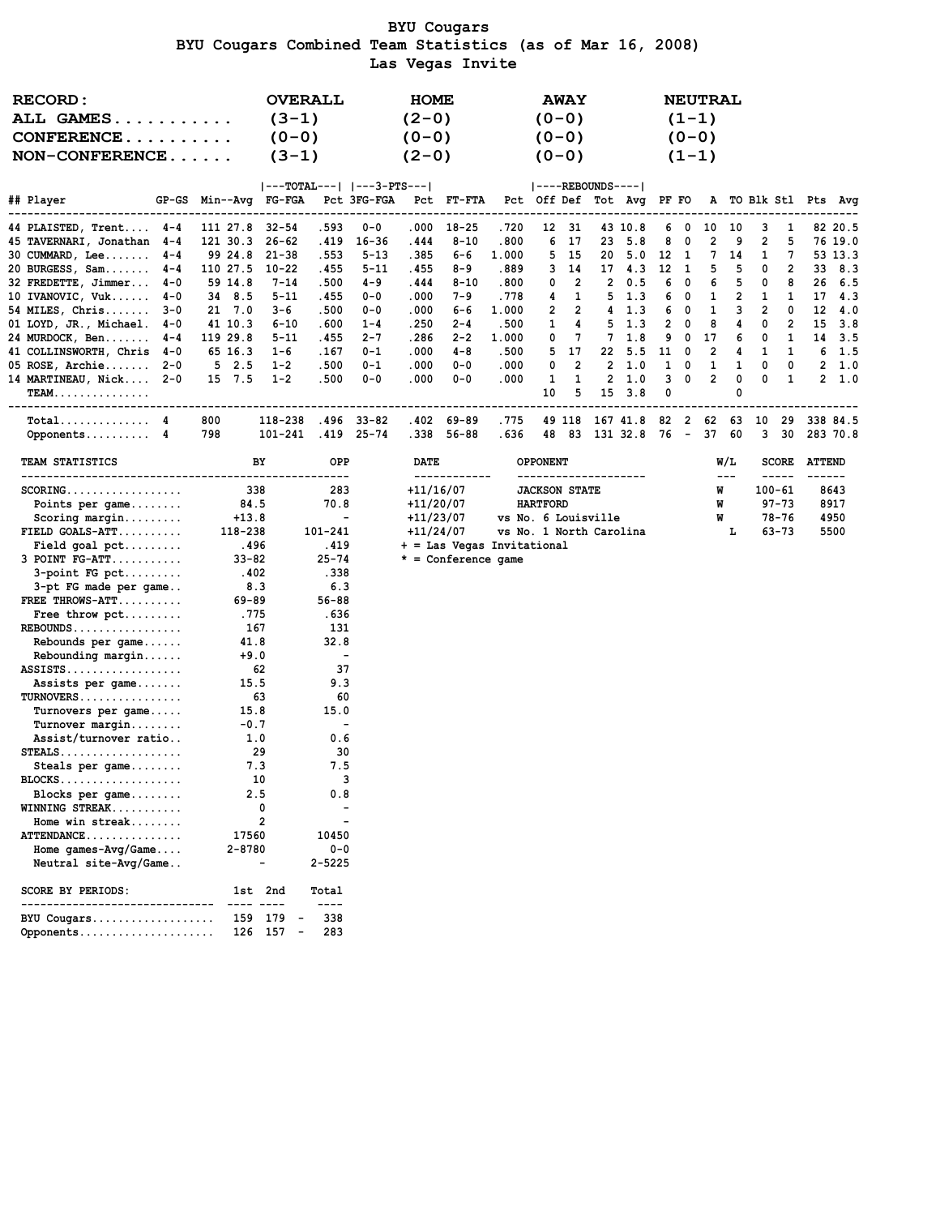# BYU Cougars

## BYU Cougars Combined Team Statistics (as of Mar 16, 2008)

### Las Vegas Invite

| RECORD: | OVERALL | HOME | AWAY | NEUTRAL |
|---|---|---|---|---|
| ALL GAMES........... | (3-1) | (2-0) | (0-0) | (1-1) |
| CONFERENCE.......... | (0-0) | (0-0) | (0-0) | (0-0) |
| NON-CONFERENCE...... | (3-1) | (2-0) | (0-0) | (1-1) |

| ## Player | GP-GS | Min | Avg | FG-FGA | Pct | 3FG-FGA | Pct | FT-FTA | Pct | Off | Def | Tot | Avg | PF | FO | A | TO | Blk | Stl | Pts | Avg |
|---|---|---|---|---|---|---|---|---|---|---|---|---|---|---|---|---|---|---|---|---|---|
| 44 PLAISTED, Trent.... | 4-4 | 111 | 27.8 | 32-54 | .593 | 0-0 | .000 | 18-25 | .720 | 12 | 31 | 43 | 10.8 | 6 | 0 | 10 | 10 | 3 | 1 | 82 | 20.5 |
| 45 TAVERNARI, Jonathan | 4-4 | 121 | 30.3 | 26-62 | .419 | 16-36 | .444 | 8-10 | .800 | 6 | 17 | 23 | 5.8 | 8 | 0 | 2 | 9 | 2 | 5 | 76 | 19.0 |
| 30 CUMMARD, Lee....... | 4-4 | 99 | 24.8 | 21-38 | .553 | 5-13 | .385 | 6-6 | 1.000 | 5 | 15 | 20 | 5.0 | 12 | 1 | 7 | 14 | 1 | 7 | 53 | 13.3 |
| 20 BURGESS, Sam....... | 4-4 | 110 | 27.5 | 10-22 | .455 | 5-11 | .455 | 8-9 | .889 | 3 | 14 | 17 | 4.3 | 12 | 1 | 5 | 5 | 0 | 2 | 33 | 8.3 |
| 32 FREDETTE, Jimmer... | 4-0 | 59 | 14.8 | 7-14 | .500 | 4-9 | .444 | 8-10 | .800 | 0 | 2 | 2 | 0.5 | 6 | 0 | 6 | 5 | 0 | 8 | 26 | 6.5 |
| 10 IVANOVIC, Vuk...... | 4-0 | 34 | 8.5 | 5-11 | .455 | 0-0 | .000 | 7-9 | .778 | 4 | 1 | 5 | 1.3 | 6 | 0 | 1 | 2 | 1 | 1 | 17 | 4.3 |
| 54 MILES, Chris....... | 3-0 | 21 | 7.0 | 3-6 | .500 | 0-0 | .000 | 6-6 | 1.000 | 2 | 2 | 4 | 1.3 | 6 | 0 | 1 | 3 | 2 | 0 | 12 | 4.0 |
| 01 LOYD, JR., Michael. | 4-0 | 41 | 10.3 | 6-10 | .600 | 1-4 | .250 | 2-4 | .500 | 1 | 4 | 5 | 1.3 | 2 | 0 | 8 | 4 | 0 | 2 | 15 | 3.8 |
| 24 MURDOCK, Ben....... | 4-4 | 119 | 29.8 | 5-11 | .455 | 2-7 | .286 | 2-2 | 1.000 | 0 | 7 | 7 | 1.8 | 9 | 0 | 17 | 6 | 0 | 1 | 14 | 3.5 |
| 41 COLLINSWORTH, Chris | 4-0 | 65 | 16.3 | 1-6 | .167 | 0-1 | .000 | 4-8 | .500 | 5 | 17 | 22 | 5.5 | 11 | 0 | 2 | 4 | 1 | 1 | 6 | 1.5 |
| 05 ROSE, Archie....... | 2-0 | 5 | 2.5 | 1-2 | .500 | 0-1 | .000 | 0-0 | .000 | 0 | 2 | 2 | 1.0 | 1 | 0 | 1 | 1 | 0 | 0 | 2 | 1.0 |
| 14 MARTINEAU, Nick.... | 2-0 | 15 | 7.5 | 1-2 | .500 | 0-0 | .000 | 0-0 | .000 | 1 | 1 | 2 | 1.0 | 3 | 0 | 2 | 0 | 0 | 1 | 2 | 1.0 |
| TEAM............... | | | | | | | | | | 10 | 5 | 15 | 3.8 | 0 | | | 0 | | | | |
| Total.............. | 4 | 800 | | 118-238 | .496 | 33-82 | .402 | 69-89 | .775 | 49 | 118 | 167 | 41.8 | 82 | 2 | 62 | 63 | 10 | 29 | 338 | 84.5 |
| Opponents.......... | 4 | 798 | | 101-241 | .419 | 25-74 | .338 | 56-88 | .636 | 48 | 83 | 131 | 32.8 | 76 | - | 37 | 60 | 3 | 30 | 283 | 70.8 |

| TEAM STATISTICS | BY | OPP |
|---|---|---|
| SCORING.................. | 338 | 283 |
| Points per game........ | 84.5 | 70.8 |
| Scoring margin......... | +13.8 | - |
| FIELD GOALS-ATT.......... | 118-238 | 101-241 |
| Field goal pct......... | .496 | .419 |
| 3 POINT FG-ATT........... | 33-82 | 25-74 |
| 3-point FG pct......... | .402 | .338 |
| 3-pt FG made per game.. | 8.3 | 6.3 |
| FREE THROWS-ATT.......... | 69-89 | 56-88 |
| Free throw pct......... | .775 | .636 |
| REBOUNDS................. | 167 | 131 |
| Rebounds per game...... | 41.8 | 32.8 |
| Rebounding margin...... | +9.0 | - |
| ASSISTS.................. | 62 | 37 |
| Assists per game....... | 15.5 | 9.3 |
| TURNOVERS................ | 63 | 60 |
| Turnovers per game..... | 15.8 | 15.0 |
| Turnover margin........ | -0.7 | - |
| Assist/turnover ratio.. | 1.0 | 0.6 |
| STEALS................... | 29 | 30 |
| Steals per game........ | 7.3 | 7.5 |
| BLOCKS................... | 10 | 3 |
| Blocks per game........ | 2.5 | 0.8 |
| WINNING STREAK........... | 0 | - |
| Home win streak........ | 2 | - |
| ATTENDANCE............... | 17560 | 10450 |
| Home games-Avg/Game.... | 2-8780 | 0-0 |
| Neutral site-Avg/Game.. | - | 2-5225 |

| DATE | OPPONENT | W/L | SCORE | ATTEND |
|---|---|---|---|---|
| +11/16/07 | JACKSON STATE | W | 100-61 | 8643 |
| +11/20/07 | HARTFORD | W | 97-73 | 8917 |
| +11/23/07 | vs No. 6 Louisville | W | 78-76 | 4950 |
| +11/24/07 | vs No. 1 North Carolina | L | 63-73 | 5500 |

+ = Las Vegas Invitational
* = Conference game

| SCORE BY PERIODS: | 1st | 2nd | | Total |
|---|---|---|---|---|
| BYU Cougars................... | 159 | 179 | - | 338 |
| Opponents..................... | 126 | 157 | - | 283 |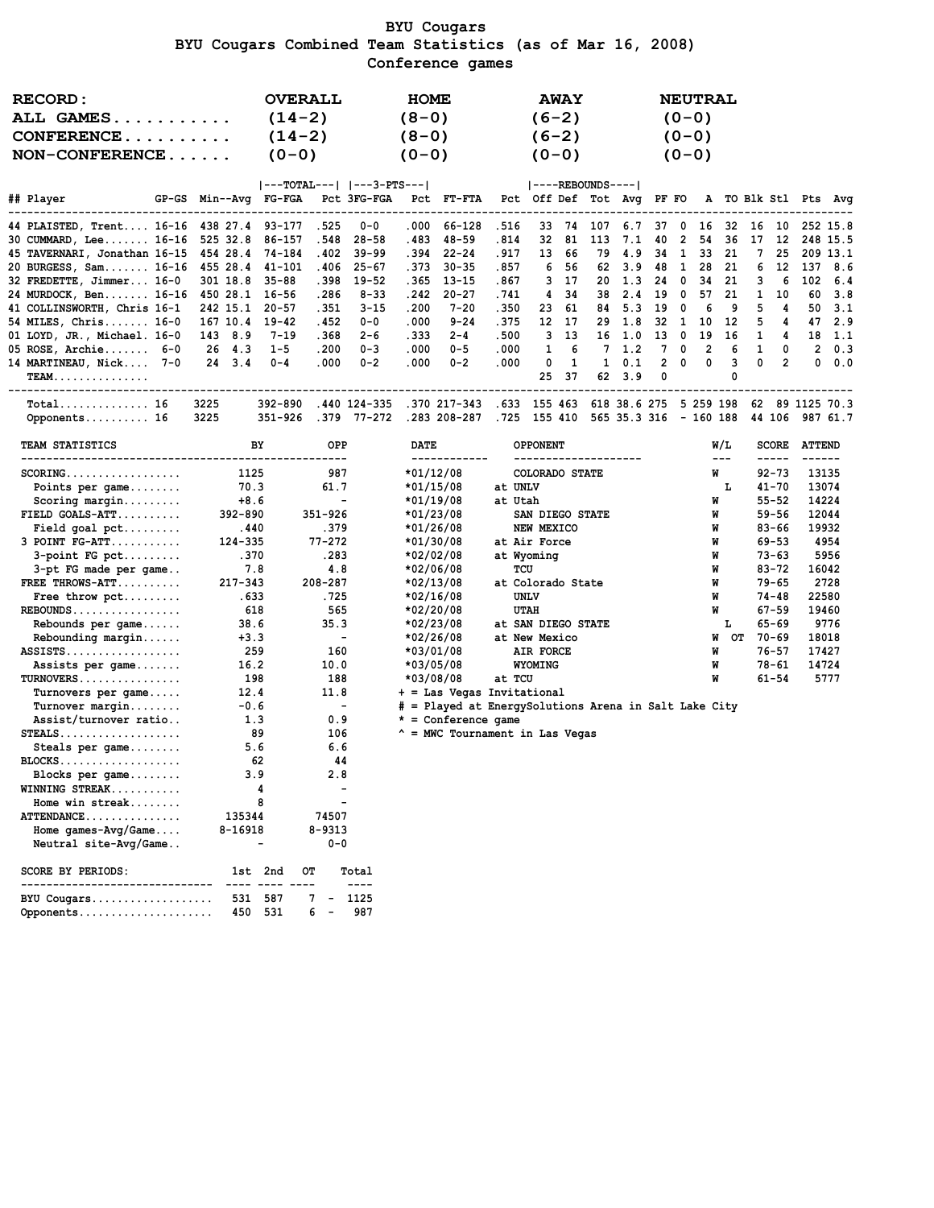# BYU Cougars

## BYU Cougars Combined Team Statistics (as of Mar 16, 2008)

### Conference games

| RECORD: | OVERALL | HOME | AWAY | NEUTRAL |
|---|---|---|---|---|
| ALL GAMES.......... | (14-2) | (8-0) | (6-2) | (0-0) |
| CONFERENCE.......... | (14-2) | (8-0) | (6-2) | (0-0) |
| NON-CONFERENCE...... | (0-0) | (0-0) | (0-0) | (0-0) |

| ## | Player | GP-GS | Min | Avg | FG-FGA | Pct | 3FG-FGA | Pct | FT-FTA | Pct | Off | Def | Tot | Avg | PF | FO | A | TO | Blk | Stl | Pts | Avg |
|---|---|---|---|---|---|---|---|---|---|---|---|---|---|---|---|---|---|---|---|---|---|---|
| 44 | PLAISTED, Trent.... | 16-16 | 438 | 27.4 | 93-177 | .525 | 0-0 | .000 | 66-128 | .516 | 33 | 74 | 107 | 6.7 | 37 | 0 | 16 | 32 | 16 | 10 | 252 | 15.8 |
| 30 | CUMMARD, Lee....... | 16-16 | 525 | 32.8 | 86-157 | .548 | 28-58 | .483 | 48-59 | .814 | 32 | 81 | 113 | 7.1 | 40 | 2 | 54 | 36 | 17 | 12 | 248 | 15.5 |
| 45 | TAVERNARI, Jonathan | 16-15 | 454 | 28.4 | 74-184 | .402 | 39-99 | .394 | 22-24 | .917 | 13 | 66 | 79 | 4.9 | 34 | 1 | 33 | 21 | 7 | 25 | 209 | 13.1 |
| 20 | BURGESS, Sam....... | 16-16 | 455 | 28.4 | 41-101 | .406 | 25-67 | .373 | 30-35 | .857 | 6 | 56 | 62 | 3.9 | 48 | 1 | 28 | 21 | 6 | 12 | 137 | 8.6 |
| 32 | FREDETTE, Jimmer... | 16-0 | 301 | 18.8 | 35-88 | .398 | 19-52 | .365 | 13-15 | .867 | 3 | 17 | 20 | 1.3 | 24 | 0 | 34 | 21 | 3 | 6 | 102 | 6.4 |
| 24 | MURDOCK, Ben....... | 16-16 | 450 | 28.1 | 16-56 | .286 | 8-33 | .242 | 20-27 | .741 | 4 | 34 | 38 | 2.4 | 19 | 0 | 57 | 21 | 1 | 10 | 60 | 3.8 |
| 41 | COLLINSWORTH, Chris | 16-1 | 242 | 15.1 | 20-57 | .351 | 3-15 | .200 | 7-20 | .350 | 23 | 61 | 84 | 5.3 | 19 | 0 | 6 | 9 | 5 | 4 | 50 | 3.1 |
| 54 | MILES, Chris....... | 16-0 | 167 | 10.4 | 19-42 | .452 | 0-0 | .000 | 9-24 | .375 | 12 | 17 | 29 | 1.8 | 32 | 1 | 10 | 12 | 5 | 4 | 47 | 2.9 |
| 01 | LOYD, JR., Michael. | 16-0 | 143 | 8.9 | 7-19 | .368 | 2-6 | .333 | 2-4 | .500 | 3 | 13 | 16 | 1.0 | 13 | 0 | 19 | 16 | 1 | 4 | 18 | 1.1 |
| 05 | ROSE, Archie....... | 6-0 | 26 | 4.3 | 1-5 | .200 | 0-3 | .000 | 0-5 | .000 | 1 | 6 | 7 | 1.2 | 7 | 0 | 2 | 6 | 1 | 0 | 2 | 0.3 |
| 14 | MARTINEAU, Nick.... | 7-0 | 24 | 3.4 | 0-4 | .000 | 0-2 | .000 | 0-2 | .000 | 0 | 1 | 1 | 0.1 | 2 | 0 | 0 | 3 | 0 | 2 | 0 | 0.0 |
| | TEAM.............. | | | | | | | | | | 25 | 37 | 62 | 3.9 | 0 | | | 0 | | | | |
| | Total............. | 16 | 3225 | | 392-890 | .440 | 124-335 | .370 | 217-343 | .633 | 155 | 463 | 618 | 38.6 | 275 | 5 | 259 | 198 | 62 | 89 | 1125 | 70.3 |
| | Opponents.......... | 16 | 3225 | | 351-926 | .379 | 77-272 | .283 | 208-287 | .725 | 155 | 410 | 565 | 35.3 | 316 | - | 160 | 188 | 44 | 106 | 987 | 61.7 |

| TEAM STATISTICS | BY | OPP |
|---|---|---|
| SCORING................. | 1125 | 987 |
| Points per game........ | 70.3 | 61.7 |
| Scoring margin......... | +8.6 | - |
| FIELD GOALS-ATT.......... | 392-890 | 351-926 |
| Field goal pct......... | .440 | .379 |
| 3 POINT FG-ATT........... | 124-335 | 77-272 |
| 3-point FG pct......... | .370 | .283 |
| 3-pt FG made per game.. | 7.8 | 4.8 |
| FREE THROWS-ATT.......... | 217-343 | 208-287 |
| Free throw pct......... | .633 | .725 |
| REBOUNDS................ | 618 | 565 |
| Rebounds per game...... | 38.6 | 35.3 |
| Rebounding margin...... | +3.3 | - |
| ASSISTS................. | 259 | 160 |
| Assists per game....... | 16.2 | 10.0 |
| TURNOVERS............... | 198 | 188 |
| Turnovers per game..... | 12.4 | 11.8 |
| Turnover margin........ | -0.6 | - |
| Assist/turnover ratio.. | 1.3 | 0.9 |
| STEALS.................. | 89 | 106 |
| Steals per game........ | 5.6 | 6.6 |
| BLOCKS.................. | 62 | 44 |
| Blocks per game........ | 3.9 | 2.8 |
| WINNING STREAK.......... | 4 | - |
| Home win streak........ | 8 | - |
| ATTENDANCE.............. | 135344 | 74507 |
| Home games-Avg/Game.... | 8-16918 | 8-9313 |
| Neutral site-Avg/Game.. | - | 0-0 |

| DATE | OPPONENT | W/L | SCORE | ATTEND |
|---|---|---|---|---|
| *01/12/08 | COLORADO STATE | W | 92-73 | 13135 |
| *01/15/08 | at UNLV | L | 41-70 | 13074 |
| *01/19/08 | at Utah | W | 55-52 | 14224 |
| *01/23/08 | SAN DIEGO STATE | W | 59-56 | 12044 |
| *01/26/08 | NEW MEXICO | W | 83-66 | 19932 |
| *01/30/08 | at Air Force | W | 69-53 | 4954 |
| *02/02/08 | at Wyoming | W | 73-63 | 5956 |
| *02/06/08 | TCU | W | 83-72 | 16042 |
| *02/13/08 | at Colorado State | W | 79-65 | 2728 |
| *02/16/08 | UNLV | W | 74-48 | 22580 |
| *02/20/08 | UTAH | W | 67-59 | 19460 |
| *02/23/08 | at SAN DIEGO STATE | L | 65-69 | 9776 |
| *02/26/08 | at New Mexico | W OT | 70-69 | 18018 |
| *03/01/08 | AIR FORCE | W | 76-57 | 17427 |
| *03/05/08 | WYOMING | W | 78-61 | 14724 |
| *03/08/08 | at TCU | W | 61-54 | 5777 |

+ = Las Vegas Invitational
# = Played at EnergySolutions Arena in Salt Lake City
* = Conference game
^ = MWC Tournament in Las Vegas

| SCORE BY PERIODS: | 1st | 2nd | OT | Total |
|---|---|---|---|---|
| BYU Cougars.................. | 531 | 587 | 7 | 1125 |
| Opponents.................... | 450 | 531 | 6 | 987 |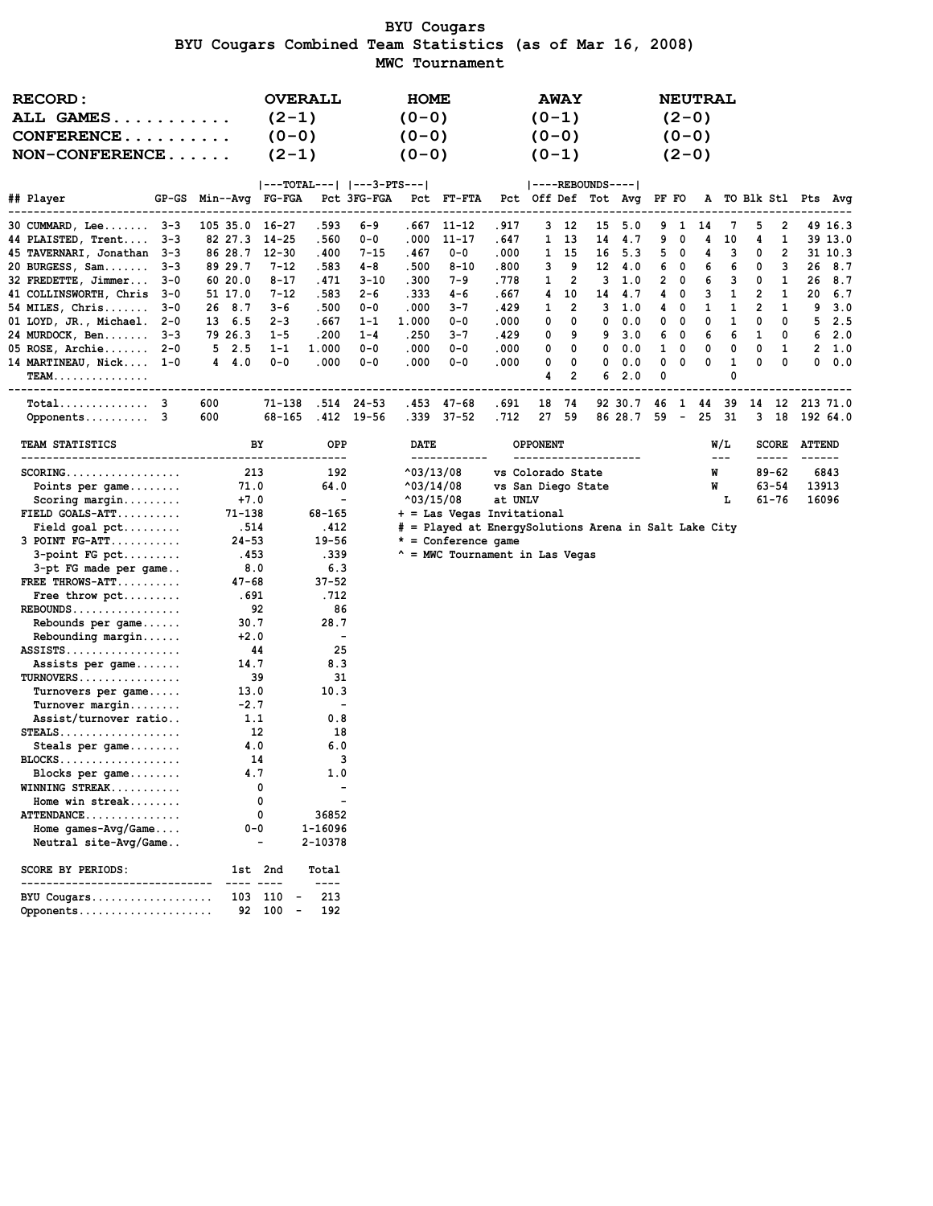# BYU Cougars

## BYU Cougars Combined Team Statistics (as of Mar 16, 2008)

### MWC Tournament

| RECORD: | OVERALL | HOME | AWAY | NEUTRAL |
|---|---|---|---|---|
| ALL GAMES | (2-1) | (0-0) | (0-1) | (2-0) |
| CONFERENCE | (0-0) | (0-0) | (0-0) | (0-0) |
| NON-CONFERENCE | (2-1) | (0-0) | (0-1) | (2-0) |

| ## | Player | GP-GS | Min | Avg | FG-FGA | Pct | 3FG-FGA | Pct | FT-FTA | Pct | Off | Def | Tot | Avg | PF | FO | A | TO | Blk | Stl | Pts | Avg |
|---|---|---|---|---|---|---|---|---|---|---|---|---|---|---|---|---|---|---|---|---|---|---|
| 30 | CUMMARD, Lee | 3-3 | 105 | 35.0 | 16-27 | .593 | 6-9 | .667 | 11-12 | .917 | 3 | 12 | 15 | 5.0 | 9 | 1 | 14 | 7 | 5 | 2 | 49 | 16.3 |
| 44 | PLAISTED, Trent | 3-3 | 82 | 27.3 | 14-25 | .560 | 0-0 | .000 | 11-17 | .647 | 1 | 13 | 14 | 4.7 | 9 | 0 | 4 | 10 | 4 | 1 | 39 | 13.0 |
| 45 | TAVERNARI, Jonathan | 3-3 | 86 | 28.7 | 12-30 | .400 | 7-15 | .467 | 0-0 | .000 | 1 | 15 | 16 | 5.3 | 5 | 0 | 4 | 3 | 0 | 2 | 31 | 10.3 |
| 20 | BURGESS, Sam | 3-3 | 89 | 29.7 | 7-12 | .583 | 4-8 | .500 | 8-10 | .800 | 3 | 9 | 12 | 4.0 | 6 | 0 | 6 | 6 | 0 | 3 | 26 | 8.7 |
| 32 | FREDETTE, Jimmer | 3-0 | 60 | 20.0 | 8-17 | .471 | 3-10 | .300 | 7-9 | .778 | 1 | 2 | 3 | 1.0 | 2 | 0 | 6 | 3 | 0 | 1 | 26 | 8.7 |
| 41 | COLLINSWORTH, Chris | 3-0 | 51 | 17.0 | 7-12 | .583 | 2-6 | .333 | 4-6 | .667 | 4 | 10 | 14 | 4.7 | 4 | 0 | 3 | 1 | 2 | 1 | 20 | 6.7 |
| 54 | MILES, Chris | 3-0 | 26 | 8.7 | 3-6 | .500 | 0-0 | .000 | 3-7 | .429 | 1 | 2 | 3 | 1.0 | 4 | 0 | 1 | 1 | 2 | 1 | 9 | 3.0 |
| 01 | LOYD, JR., Michael | 2-0 | 13 | 6.5 | 2-3 | .667 | 1-1 | 1.000 | 0-0 | .000 | 0 | 0 | 0 | 0.0 | 0 | 0 | 0 | 1 | 0 | 0 | 5 | 2.5 |
| 24 | MURDOCK, Ben | 3-3 | 79 | 26.3 | 1-5 | .200 | 1-4 | .250 | 3-7 | .429 | 0 | 9 | 9 | 3.0 | 6 | 0 | 6 | 6 | 1 | 0 | 6 | 2.0 |
| 05 | ROSE, Archie | 2-0 | 5 | 2.5 | 1-1 | 1.000 | 0-0 | .000 | 0-0 | .000 | 0 | 0 | 0 | 0.0 | 1 | 0 | 0 | 0 | 0 | 1 | 2 | 1.0 |
| 14 | MARTINEAU, Nick | 1-0 | 4 | 4.0 | 0-0 | .000 | 0-0 | .000 | 0-0 | .000 | 0 | 0 | 0 | 0.0 | 0 | 0 | 0 | 1 | 0 | 0 | 0 | 0.0 |
| | TEAM | | | | | | | | | | 4 | 2 | 6 | 2.0 | 0 | | | 0 | | | | |
| | Total | 3 | 600 | | 71-138 | .514 | 24-53 | .453 | 47-68 | .691 | 18 | 74 | 92 | 30.7 | 46 | 1 | 44 | 39 | 14 | 12 | 213 | 71.0 |
| | Opponents | 3 | 600 | | 68-165 | .412 | 19-56 | .339 | 37-52 | .712 | 27 | 59 | 86 | 28.7 | 59 | - | 25 | 31 | 3 | 18 | 192 | 64.0 |

| TEAM STATISTICS | BY | OPP |
|---|---|---|
| SCORING | 213 | 192 |
| Points per game | 71.0 | 64.0 |
| Scoring margin | +7.0 | - |
| FIELD GOALS-ATT | 71-138 | 68-165 |
| Field goal pct | .514 | .412 |
| 3 POINT FG-ATT | 24-53 | 19-56 |
| 3-point FG pct | .453 | .339 |
| 3-pt FG made per game | 8.0 | 6.3 |
| FREE THROWS-ATT | 47-68 | 37-52 |
| Free throw pct | .691 | .712 |
| REBOUNDS | 92 | 86 |
| Rebounds per game | 30.7 | 28.7 |
| Rebounding margin | +2.0 | - |
| ASSISTS | 44 | 25 |
| Assists per game | 14.7 | 8.3 |
| TURNOVERS | 39 | 31 |
| Turnovers per game | 13.0 | 10.3 |
| Turnover margin | -2.7 | - |
| Assist/turnover ratio | 1.1 | 0.8 |
| STEALS | 12 | 18 |
| Steals per game | 4.0 | 6.0 |
| BLOCKS | 14 | 3 |
| Blocks per game | 4.7 | 1.0 |
| WINNING STREAK | 0 | - |
| Home win streak | 0 | - |
| ATTENDANCE | 0 | 36852 |
| Home games-Avg/Game | 0-0 | 1-16096 |
| Neutral site-Avg/Game | - | 2-10378 |

| SCORE BY PERIODS: | 1st | 2nd | Total |
|---|---|---|---|
| BYU Cougars | 103 | 110 | 213 |
| Opponents | 92 | 100 | 192 |

| DATE | OPPONENT | W/L | SCORE | ATTEND |
|---|---|---|---|---|
| ^03/13/08 | vs Colorado State | W | 89-62 | 6843 |
| ^03/14/08 | vs San Diego State | W | 63-54 | 13913 |
| ^03/15/08 | at UNLV | L | 61-76 | 16096 |

+ = Las Vegas Invitational
# = Played at EnergySolutions Arena in Salt Lake City
* = Conference game
^ = MWC Tournament in Las Vegas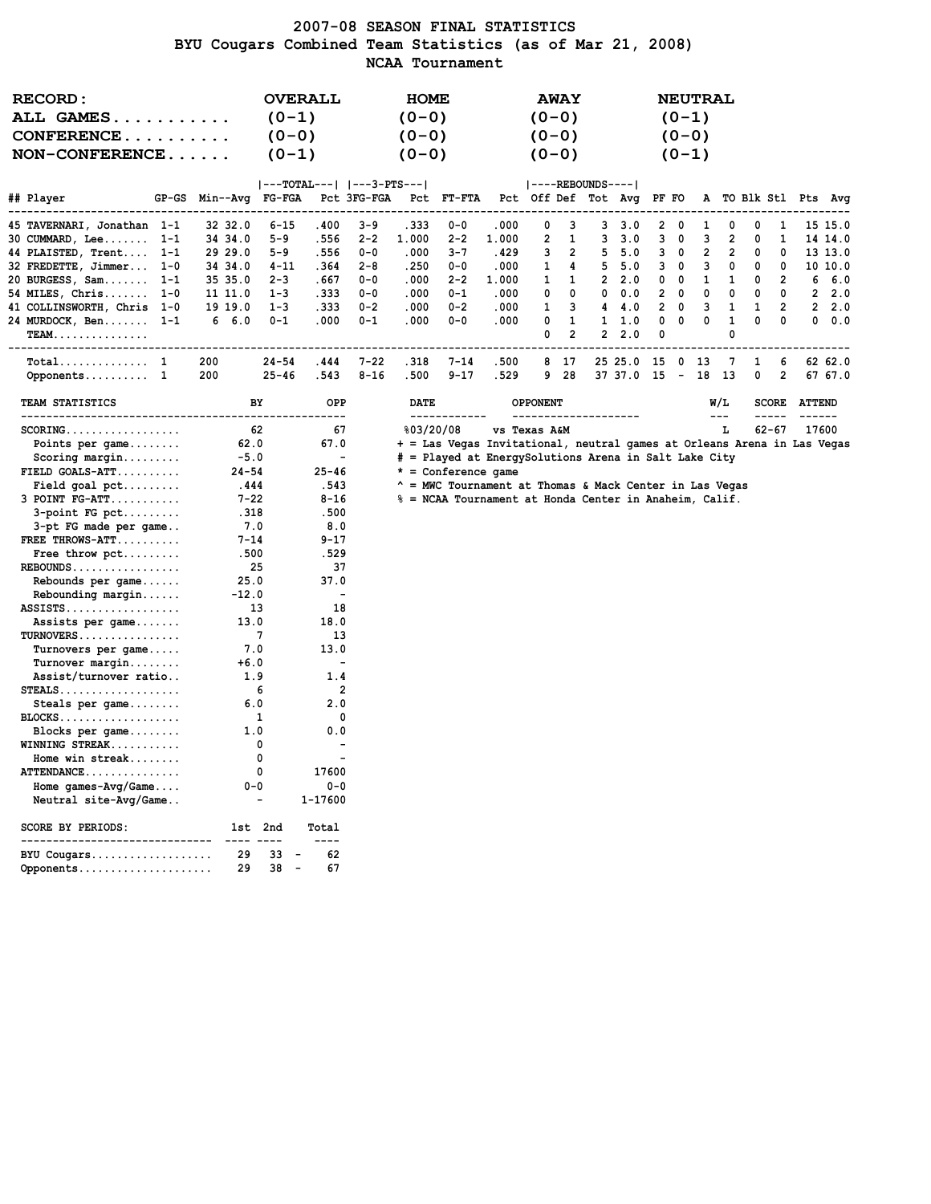# 2007-08 SEASON FINAL STATISTICS
## BYU Cougars Combined Team Statistics (as of Mar 21, 2008)
## NCAA Tournament

| RECORD: | OVERALL | HOME | AWAY | NEUTRAL |
|---|---|---|---|---|
| ALL GAMES | (0-1) | (0-0) | (0-0) | (0-1) |
| CONFERENCE | (0-0) | (0-0) | (0-0) | (0-0) |
| NON-CONFERENCE | (0-1) | (0-0) | (0-0) | (0-1) |

| ## | Player | GP-GS | Min | Avg | FG-FGA | Pct | 3FG-FGA | Pct | FT-FTA | Pct | Off | Def | Tot | Avg | PF | FO | A | TO | Blk | Stl | Pts | Avg |
|---|---|---|---|---|---|---|---|---|---|---|---|---|---|---|---|---|---|---|---|---|---|---|
| 45 | TAVERNARI, Jonathan | 1-1 | 32 | 32.0 | 6-15 | .400 | 3-9 | .333 | 0-0 | .000 | 0 | 3 | 3 | 3.0 | 2 | 0 | 1 | 0 | 0 | 1 | 15 | 15.0 |
| 30 | CUMMARD, Lee | 1-1 | 34 | 34.0 | 5-9 | .556 | 2-2 | 1.000 | 2-2 | 1.000 | 2 | 1 | 3 | 3.0 | 3 | 0 | 3 | 2 | 0 | 1 | 14 | 14.0 |
| 44 | PLAISTED, Trent | 1-1 | 29 | 29.0 | 5-9 | .556 | 0-0 | .000 | 3-7 | .429 | 3 | 2 | 5 | 5.0 | 3 | 0 | 2 | 2 | 0 | 0 | 13 | 13.0 |
| 32 | FREDETTE, Jimmer | 1-0 | 34 | 34.0 | 4-11 | .364 | 2-8 | .250 | 0-0 | .000 | 1 | 4 | 5 | 5.0 | 3 | 0 | 3 | 0 | 0 | 0 | 10 | 10.0 |
| 20 | BURGESS, Sam | 1-1 | 35 | 35.0 | 2-3 | .667 | 0-0 | .000 | 2-2 | 1.000 | 1 | 1 | 2 | 2.0 | 0 | 0 | 1 | 1 | 0 | 2 | 6 | 6.0 |
| 54 | MILES, Chris | 1-0 | 11 | 11.0 | 1-3 | .333 | 0-0 | .000 | 0-1 | .000 | 0 | 0 | 0 | 0.0 | 2 | 0 | 0 | 0 | 0 | 0 | 2 | 2.0 |
| 41 | COLLINSWORTH, Chris | 1-0 | 19 | 19.0 | 1-3 | .333 | 0-2 | .000 | 0-2 | .000 | 1 | 3 | 4 | 4.0 | 2 | 0 | 3 | 1 | 1 | 2 | 2 | 2.0 |
| 24 | MURDOCK, Ben | 1-1 | 6 | 6.0 | 0-1 | .000 | 0-1 | .000 | 0-0 | .000 | 0 | 1 | 1 | 1.0 | 0 | 0 | 0 | 1 | 0 | 0 | 0 | 0.0 |
| | TEAM | | | | | | | | | | 0 | 2 | 2 | 2.0 | 0 | | | 0 | | | | |
| | Total | 1 | 200 | | 24-54 | .444 | 7-22 | .318 | 7-14 | .500 | 8 | 17 | 25 | 25.0 | 15 | 0 | 13 | 7 | 1 | 6 | 62 | 62.0 |
| | Opponents | 1 | 200 | | 25-46 | .543 | 8-16 | .500 | 9-17 | .529 | 9 | 28 | 37 | 37.0 | 15 | - | 18 | 13 | 0 | 2 | 67 | 67.0 |

| TEAM STATISTICS | BY | OPP |
|---|---|---|
| SCORING | 62 | 67 |
| Points per game | 62.0 | 67.0 |
| Scoring margin | -5.0 | - |
| FIELD GOALS-ATT | 24-54 | 25-46 |
| Field goal pct | .444 | .543 |
| 3 POINT FG-ATT | 7-22 | 8-16 |
| 3-point FG pct | .318 | .500 |
| 3-pt FG made per game | 7.0 | 8.0 |
| FREE THROWS-ATT | 7-14 | 9-17 |
| Free throw pct | .500 | .529 |
| REBOUNDS | 25 | 37 |
| Rebounds per game | 25.0 | 37.0 |
| Rebounding margin | -12.0 | - |
| ASSISTS | 13 | 18 |
| Assists per game | 13.0 | 18.0 |
| TURNOVERS | 7 | 13 |
| Turnovers per game | 7.0 | 13.0 |
| Turnover margin | +6.0 | - |
| Assist/turnover ratio | 1.9 | 1.4 |
| STEALS | 6 | 2 |
| Steals per game | 6.0 | 2.0 |
| BLOCKS | 1 | 0 |
| Blocks per game | 1.0 | 0.0 |
| WINNING STREAK | 0 | - |
| Home win streak | 0 | - |
| ATTENDANCE | 0 | 17600 |
| Home games-Avg/Game | 0-0 | 0-0 |
| Neutral site-Avg/Game | - | 1-17600 |

| SCORE BY PERIODS: | 1st | 2nd | Total |
|---|---|---|---|
| BYU Cougars | 29 | 33 | 62 |
| Opponents | 29 | 38 | 67 |

| DATE | OPPONENT | W/L | SCORE | ATTEND |
|---|---|---|---|---|
| %03/20/08 | vs Texas A&M | L | 62-67 | 17600 |

+ = Las Vegas Invitational, neutral games at Orleans Arena in Las Vegas
# = Played at EnergySolutions Arena in Salt Lake City
* = Conference game
^ = MWC Tournament at Thomas & Mack Center in Las Vegas
% = NCAA Tournament at Honda Center in Anaheim, Calif.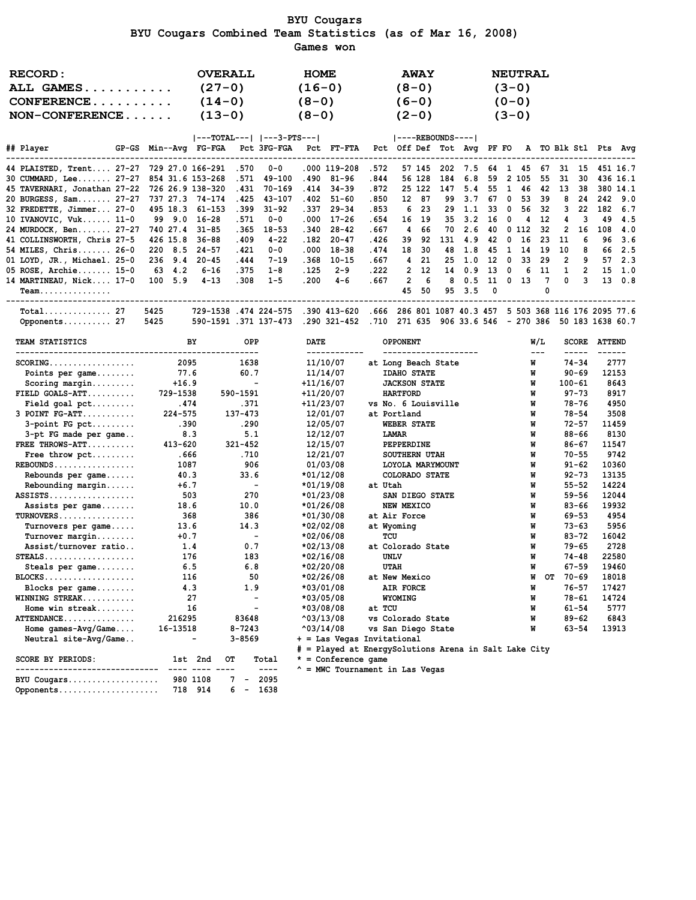# BYU Cougars

## BYU Cougars Combined Team Statistics (as of Mar 16, 2008)

### Games won

| RECORD: | OVERALL | HOME | AWAY | NEUTRAL |
|---|---|---|---|---|
| ALL GAMES | (27-0) | (16-0) | (8-0) | (3-0) |
| CONFERENCE | (14-0) | (8-0) | (6-0) | (0-0) |
| NON-CONFERENCE | (13-0) | (8-0) | (2-0) | (3-0) |

| ## | Player | GP-GS | Min | Avg | FG-FGA | Pct | 3FG-FGA | Pct | FT-FTA | Pct | Off | Def | Tot | Avg | PF | FO | A | TO | Blk | Stl | Pts | Avg |
|---|---|---|---|---|---|---|---|---|---|---|---|---|---|---|---|---|---|---|---|---|---|---|
| 44 | PLAISTED, Trent | 27-27 | 729 | 27.0 | 166-291 | .570 | 0-0 | .000 | 119-208 | .572 | 57 | 145 | 202 | 7.5 | 64 | 1 | 45 | 67 | 31 | 15 | 451 | 16.7 |
| 30 | CUMMARD, Lee | 27-27 | 854 | 31.6 | 153-268 | .571 | 49-100 | .490 | 81-96 | .844 | 56 | 128 | 184 | 6.8 | 59 | 2 | 105 | 55 | 31 | 30 | 436 | 16.1 |
| 45 | TAVERNARI, Jonathan | 27-22 | 726 | 26.9 | 138-320 | .431 | 70-169 | .414 | 34-39 | .872 | 25 | 122 | 147 | 5.4 | 55 | 1 | 46 | 42 | 13 | 38 | 380 | 14.1 |
| 20 | BURGESS, Sam | 27-27 | 737 | 27.3 | 74-174 | .425 | 43-107 | .402 | 51-60 | .850 | 12 | 87 | 99 | 3.7 | 67 | 0 | 53 | 39 | 8 | 24 | 242 | 9.0 |
| 32 | FREDETTE, Jimmer | 27-0 | 495 | 18.3 | 61-153 | .399 | 31-92 | .337 | 29-34 | .853 | 6 | 23 | 29 | 1.1 | 33 | 0 | 56 | 32 | 3 | 22 | 182 | 6.7 |
| 10 | IVANOVIC, Vuk | 11-0 | 99 | 9.0 | 16-28 | .571 | 0-0 | .000 | 17-26 | .654 | 16 | 19 | 35 | 3.2 | 16 | 0 | 4 | 12 | 4 | 3 | 49 | 4.5 |
| 24 | MURDOCK, Ben | 27-27 | 740 | 27.4 | 31-85 | .365 | 18-53 | .340 | 28-42 | .667 | 4 | 66 | 70 | 2.6 | 40 | 0 | 112 | 32 | 2 | 16 | 108 | 4.0 |
| 41 | COLLINSWORTH, Chris | 27-5 | 426 | 15.8 | 36-88 | .409 | 4-22 | .182 | 20-47 | .426 | 39 | 92 | 131 | 4.9 | 42 | 0 | 16 | 23 | 11 | 6 | 96 | 3.6 |
| 54 | MILES, Chris | 26-0 | 220 | 8.5 | 24-57 | .421 | 0-0 | .000 | 18-38 | .474 | 18 | 30 | 48 | 1.8 | 45 | 1 | 14 | 19 | 10 | 8 | 66 | 2.5 |
| 01 | LOYD, JR., Michael | 25-0 | 236 | 9.4 | 20-45 | .444 | 7-19 | .368 | 10-15 | .667 | 4 | 21 | 25 | 1.0 | 12 | 0 | 33 | 29 | 2 | 9 | 57 | 2.3 |
| 05 | ROSE, Archie | 15-0 | 63 | 4.2 | 6-16 | .375 | 1-8 | .125 | 2-9 | .222 | 2 | 12 | 14 | 0.9 | 13 | 0 | 6 | 11 | 1 | 2 | 15 | 1.0 |
| 14 | MARTINEAU, Nick | 17-0 | 100 | 5.9 | 4-13 | .308 | 1-5 | .200 | 4-6 | .667 | 2 | 6 | 8 | 0.5 | 11 | 0 | 13 | 7 | 0 | 3 | 13 | 0.8 |
| | Team | | | | | | | | | | 45 | 50 | 95 | 3.5 | 0 | | | 0 | | | | |
| | Total | 27 | 5425 | | 729-1538 | .474 | 224-575 | .390 | 413-620 | .666 | 286 | 801 | 1087 | 40.3 | 457 | 5 | 503 | 368 | 116 | 176 | 2095 | 77.6 |
| | Opponents | 27 | 5425 | | 590-1591 | .371 | 137-473 | .290 | 321-452 | .710 | 271 | 635 | 906 | 33.6 | 546 | - | 270 | 386 | 50 | 183 | 1638 | 60.7 |

| TEAM STATISTICS | BY | OPP |
|---|---|---|
| SCORING | 2095 | 1638 |
| Points per game | 77.6 | 60.7 |
| Scoring margin | +16.9 | - |
| FIELD GOALS-ATT | 729-1538 | 590-1591 |
| Field goal pct | .474 | .371 |
| 3 POINT FG-ATT | 224-575 | 137-473 |
| 3-point FG pct | .390 | .290 |
| 3-pt FG made per game | 8.3 | 5.1 |
| FREE THROWS-ATT | 413-620 | 321-452 |
| Free throw pct | .666 | .710 |
| REBOUNDS | 1087 | 906 |
| Rebounds per game | 40.3 | 33.6 |
| Rebounding margin | +6.7 | - |
| ASSISTS | 503 | 270 |
| Assists per game | 18.6 | 10.0 |
| TURNOVERS | 368 | 386 |
| Turnovers per game | 13.6 | 14.3 |
| Turnover margin | +0.7 | - |
| Assist/turnover ratio | 1.4 | 0.7 |
| STEALS | 176 | 183 |
| Steals per game | 6.5 | 6.8 |
| BLOCKS | 116 | 50 |
| Blocks per game | 4.3 | 1.9 |
| WINNING STREAK | 27 | - |
| Home win streak | 16 | - |
| ATTENDANCE | 216295 | 83648 |
| Home games-Avg/Game | 16-13518 | 8-7243 |
| Neutral site-Avg/Game | - | 3-8569 |

| DATE | OPPONENT | W/L | SCORE | ATTEND |
|---|---|---|---|---|
| 11/10/07 | at Long Beach State | W | 74-34 | 2777 |
| 11/14/07 | IDAHO STATE | W | 90-69 | 12153 |
| +11/16/07 | JACKSON STATE | W | 100-61 | 8643 |
| +11/20/07 | HARTFORD | W | 97-73 | 8917 |
| +11/23/07 | vs No. 6 Louisville | W | 78-76 | 4950 |
| 12/01/07 | at Portland | W | 78-54 | 3508 |
| 12/05/07 | WEBER STATE | W | 72-57 | 11459 |
| 12/12/07 | LAMAR | W | 88-66 | 8130 |
| 12/15/07 | PEPPERDINE | W | 86-67 | 11547 |
| 12/21/07 | SOUTHERN UTAH | W | 70-55 | 9742 |
| 01/03/08 | LOYOLA MARYMOUNT | W | 91-62 | 10360 |
| *01/12/08 | COLORADO STATE | W | 92-73 | 13135 |
| *01/19/08 | at Utah | W | 55-52 | 14224 |
| *01/23/08 | SAN DIEGO STATE | W | 59-56 | 12044 |
| *01/26/08 | NEW MEXICO | W | 83-66 | 19932 |
| *01/30/08 | at Air Force | W | 69-53 | 4954 |
| *02/02/08 | at Wyoming | W | 73-63 | 5956 |
| *02/06/08 | TCU | W | 83-72 | 16042 |
| *02/13/08 | at Colorado State | W | 79-65 | 2728 |
| *02/16/08 | UNLV | W | 74-48 | 22580 |
| *02/20/08 | UTAH | W | 67-59 | 19460 |
| *02/26/08 | at New Mexico | W OT | 70-69 | 18018 |
| *03/01/08 | AIR FORCE | W | 76-57 | 17427 |
| *03/05/08 | WYOMING | W | 78-61 | 14724 |
| *03/08/08 | at TCU | W | 61-54 | 5777 |
| ^03/13/08 | vs Colorado State | W | 89-62 | 6843 |
| ^03/14/08 | vs San Diego State | W | 63-54 | 13913 |

+ = Las Vegas Invitational
# = Played at EnergySolutions Arena in Salt Lake City
* = Conference game
^ = MWC Tournament in Las Vegas

| SCORE BY PERIODS: | 1st | 2nd | OT | Total |
|---|---|---|---|---|
| BYU Cougars | 980 | 1108 | 7 | 2095 |
| Opponents | 718 | 914 | 6 | 1638 |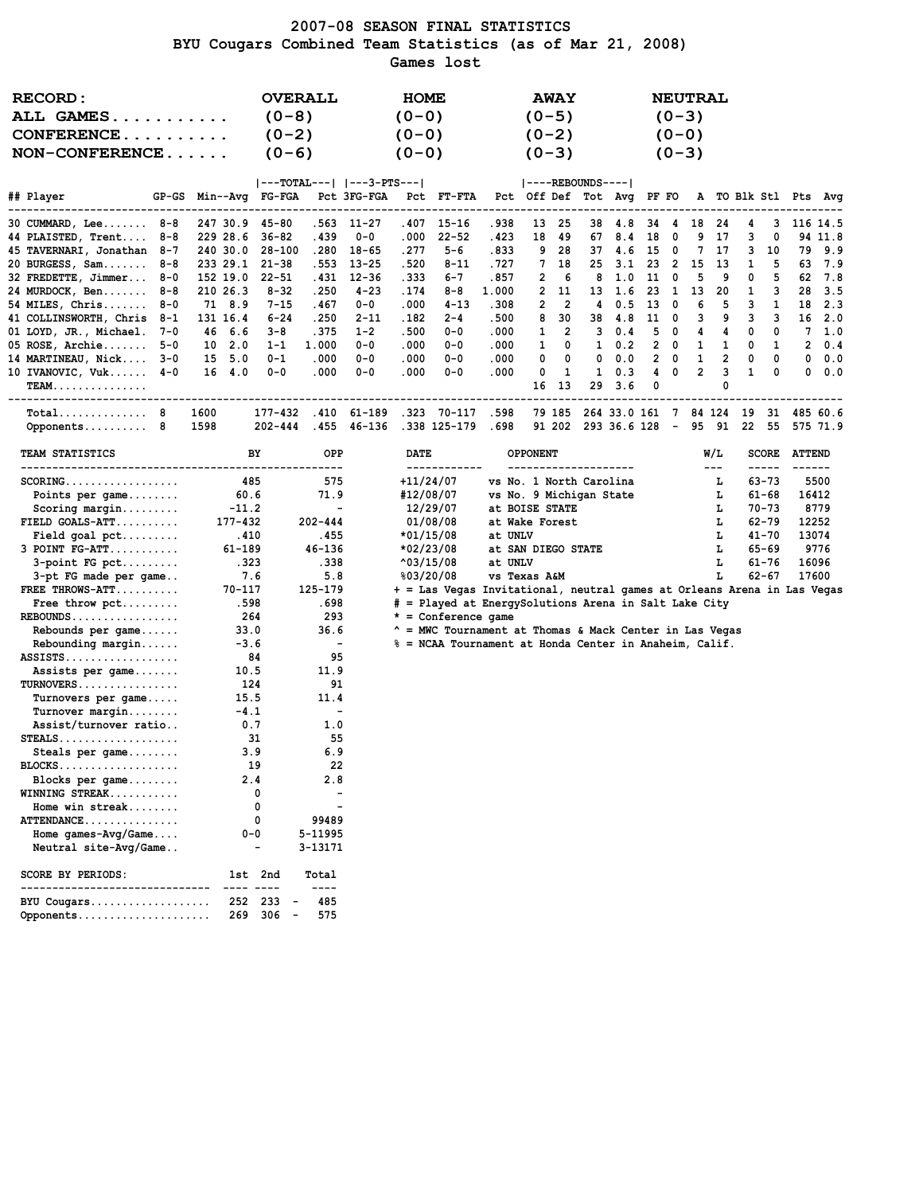# 2007-08 SEASON FINAL STATISTICS
## BYU Cougars Combined Team Statistics (as of Mar 21, 2008)
### Games lost

| RECORD: | OVERALL | HOME | AWAY | NEUTRAL |
|---|---|---|---|---|
| ALL GAMES | (0-8) | (0-0) | (0-5) | (0-3) |
| CONFERENCE | (0-2) | (0-0) | (0-2) | (0-0) |
| NON-CONFERENCE | (0-6) | (0-0) | (0-3) | (0-3) |

| ## | Player | GP-GS | Min | Avg | FG-FGA | Pct | 3FG-FGA | Pct | FT-FTA | Pct | Off | Def | Tot | Avg | PF | FO | A | TO | Blk | Stl | Pts | Avg |
|---|---|---|---|---|---|---|---|---|---|---|---|---|---|---|---|---|---|---|---|---|---|---|
| 30 | CUMMARD, Lee | 8-8 | 247 | 30.9 | 45-80 | .563 | 11-27 | .407 | 15-16 | .938 | 13 | 25 | 38 | 4.8 | 34 | 4 | 18 | 24 | 4 | 3 | 116 | 14.5 |
| 44 | PLAISTED, Trent | 8-8 | 229 | 28.6 | 36-82 | .439 | 0-0 | .000 | 22-52 | .423 | 18 | 49 | 67 | 8.4 | 18 | 0 | 9 | 17 | 3 | 0 | 94 | 11.8 |
| 45 | TAVERNARI, Jonathan | 8-7 | 240 | 30.0 | 28-100 | .280 | 18-65 | .277 | 5-6 | .833 | 9 | 28 | 37 | 4.6 | 15 | 0 | 7 | 17 | 3 | 10 | 79 | 9.9 |
| 20 | BURGESS, Sam | 8-8 | 233 | 29.1 | 21-38 | .553 | 13-25 | .520 | 8-11 | .727 | 7 | 18 | 25 | 3.1 | 23 | 2 | 15 | 13 | 1 | 5 | 63 | 7.9 |
| 32 | FREDETTE, Jimmer | 8-0 | 152 | 19.0 | 22-51 | .431 | 12-36 | .333 | 6-7 | .857 | 2 | 6 | 8 | 1.0 | 11 | 0 | 5 | 9 | 0 | 5 | 62 | 7.8 |
| 24 | MURDOCK, Ben | 8-8 | 210 | 26.3 | 8-32 | .250 | 4-23 | .174 | 8-8 | 1.000 | 2 | 11 | 13 | 1.6 | 23 | 1 | 13 | 20 | 1 | 3 | 28 | 3.5 |
| 54 | MILES, Chris | 8-0 | 71 | 8.9 | 7-15 | .467 | 0-0 | .000 | 4-13 | .308 | 2 | 2 | 4 | 0.5 | 13 | 0 | 6 | 5 | 3 | 1 | 18 | 2.3 |
| 41 | COLLINSWORTH, Chris | 8-1 | 131 | 16.4 | 6-24 | .250 | 2-11 | .182 | 2-4 | .500 | 8 | 30 | 38 | 4.8 | 11 | 0 | 3 | 9 | 3 | 3 | 16 | 2.0 |
| 01 | LOYD, JR., Michael | 7-0 | 46 | 6.6 | 3-8 | .375 | 1-2 | .500 | 0-0 | .000 | 1 | 2 | 3 | 0.4 | 5 | 0 | 4 | 4 | 0 | 0 | 7 | 1.0 |
| 05 | ROSE, Archie | 5-0 | 10 | 2.0 | 1-1 | 1.000 | 0-0 | .000 | 0-0 | .000 | 1 | 0 | 1 | 0.2 | 2 | 0 | 1 | 1 | 0 | 1 | 2 | 0.4 |
| 14 | MARTINEAU, Nick | 3-0 | 15 | 5.0 | 0-1 | .000 | 0-0 | .000 | 0-0 | .000 | 0 | 0 | 0 | 0.0 | 2 | 0 | 1 | 2 | 0 | 0 | 0 | 0.0 |
| 10 | IVANOVIC, Vuk | 4-0 | 16 | 4.0 | 0-0 | .000 | 0-0 | .000 | 0-0 | .000 | 0 | 1 | 1 | 0.3 | 4 | 0 | 2 | 3 | 1 | 0 | 0 | 0.0 |
| | TEAM | | | | | | | | | | 16 | 13 | 29 | 3.6 | 0 | | | 0 | | | | |
| | Total | 8 | 1600 | | 177-432 | .410 | 61-189 | .323 | 70-117 | .598 | 79 | 185 | 264 | 33.0 | 161 | 7 | 84 | 124 | 19 | 31 | 485 | 60.6 |
| | Opponents | 8 | 1598 | | 202-444 | .455 | 46-136 | .338 | 125-179 | .698 | 91 | 202 | 293 | 36.6 | 128 | - | 95 | 91 | 22 | 55 | 575 | 71.9 |

| TEAM STATISTICS | BY | OPP |
|---|---|---|
| SCORING | 485 | 575 |
| Points per game | 60.6 | 71.9 |
| Scoring margin | -11.2 | - |
| FIELD GOALS-ATT | 177-432 | 202-444 |
| Field goal pct | .410 | .455 |
| 3 POINT FG-ATT | 61-189 | 46-136 |
| 3-point FG pct | .323 | .338 |
| 3-pt FG made per game | 7.6 | 5.8 |
| FREE THROWS-ATT | 70-117 | 125-179 |
| Free throw pct | .598 | .698 |
| REBOUNDS | 264 | 293 |
| Rebounds per game | 33.0 | 36.6 |
| Rebounding margin | -3.6 | - |
| ASSISTS | 84 | 95 |
| Assists per game | 10.5 | 11.9 |
| TURNOVERS | 124 | 91 |
| Turnovers per game | 15.5 | 11.4 |
| Turnover margin | -4.1 | - |
| Assist/turnover ratio | 0.7 | 1.0 |
| STEALS | 31 | 55 |
| Steals per game | 3.9 | 6.9 |
| BLOCKS | 19 | 22 |
| Blocks per game | 2.4 | 2.8 |
| WINNING STREAK | 0 | - |
| Home win streak | 0 | - |
| ATTENDANCE | 0 | 99489 |
| Home games-Avg/Game | 0-0 | 5-11995 |
| Neutral site-Avg/Game | - | 3-13171 |

| DATE | OPPONENT | W/L | SCORE | ATTEND |
|---|---|---|---|---|
| +11/24/07 | vs No. 1 North Carolina | L | 63-73 | 5500 |
| #12/08/07 | vs No. 9 Michigan State | L | 61-68 | 16412 |
| 12/29/07 | at BOISE STATE | L | 70-73 | 8779 |
| 01/08/08 | at Wake Forest | L | 62-79 | 12252 |
| *01/15/08 | at UNLV | L | 41-70 | 13074 |
| *02/23/08 | at SAN DIEGO STATE | L | 65-69 | 9776 |
| ^03/15/08 | at UNLV | L | 61-76 | 16096 |
| %03/20/08 | vs Texas A&M | L | 62-67 | 17600 |

+ = Las Vegas Invitational, neutral games at Orleans Arena in Las Vegas
# = Played at EnergySolutions Arena in Salt Lake City
* = Conference game
^ = MWC Tournament at Thomas & Mack Center in Las Vegas
% = NCAA Tournament at Honda Center in Anaheim, Calif.

| SCORE BY PERIODS: | 1st | 2nd | Total |
|---|---|---|---|
| BYU Cougars | 252 | 233 | 485 |
| Opponents | 269 | 306 | 575 |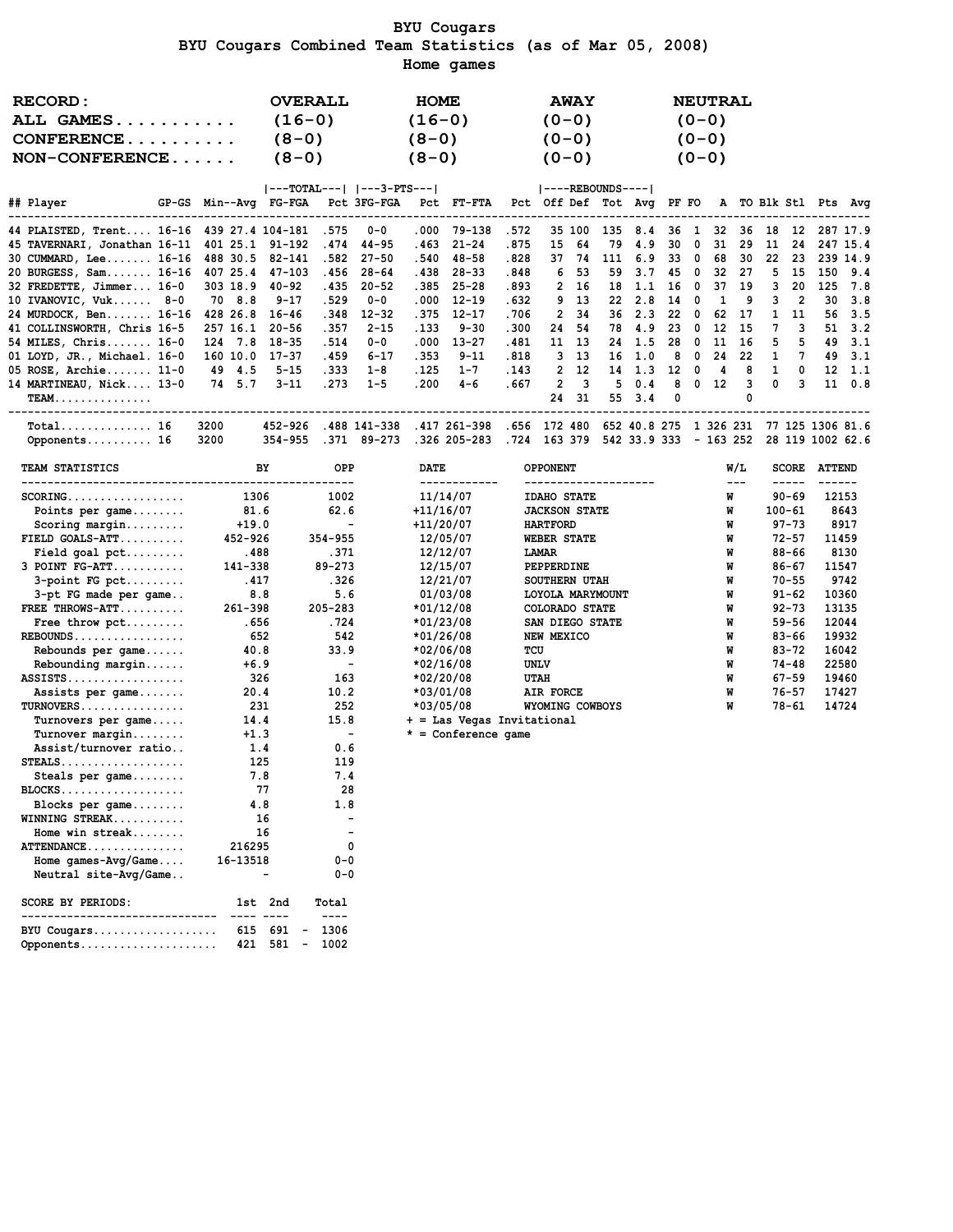# BYU Cougars

## BYU Cougars Combined Team Statistics (as of Mar 05, 2008)

### Home games

| RECORD: | OVERALL | HOME | AWAY | NEUTRAL |
|---|---|---|---|---|
| ALL GAMES | (16-0) | (16-0) | (0-0) | (0-0) |
| CONFERENCE | (8-0) | (8-0) | (0-0) | (0-0) |
| NON-CONFERENCE | (8-0) | (8-0) | (0-0) | (0-0) |

| ## | Player | GP-GS | Min | Avg | FG-FGA | Pct | 3FG-FGA | Pct | FT-FTA | Pct | Off | Def | Tot | Avg | PF | FO | A | TO | Blk | Stl | Pts | Avg |
|---|---|---|---|---|---|---|---|---|---|---|---|---|---|---|---|---|---|---|---|---|---|---|
| 44 | PLAISTED, Trent | 16-16 | 439 | 27.4 | 104-181 | .575 | 0-0 | .000 | 79-138 | .572 | 35 | 100 | 135 | 8.4 | 36 | 1 | 32 | 36 | 18 | 12 | 287 | 17.9 |
| 45 | TAVERNARI, Jonathan | 16-11 | 401 | 25.1 | 91-192 | .474 | 44-95 | .463 | 21-24 | .875 | 15 | 64 | 79 | 4.9 | 30 | 0 | 31 | 29 | 11 | 24 | 247 | 15.4 |
| 30 | CUMMARD, Lee | 16-16 | 488 | 30.5 | 82-141 | .582 | 27-50 | .540 | 48-58 | .828 | 37 | 74 | 111 | 6.9 | 33 | 0 | 68 | 30 | 22 | 23 | 239 | 14.9 |
| 20 | BURGESS, Sam | 16-16 | 407 | 25.4 | 47-103 | .456 | 28-64 | .438 | 28-33 | .848 | 6 | 53 | 59 | 3.7 | 45 | 0 | 32 | 27 | 5 | 15 | 150 | 9.4 |
| 32 | FREDETTE, Jimmer | 16-0 | 303 | 18.9 | 40-92 | .435 | 20-52 | .385 | 25-28 | .893 | 2 | 16 | 18 | 1.1 | 16 | 0 | 37 | 19 | 3 | 20 | 125 | 7.8 |
| 10 | IVANOVIC, Vuk | 8-0 | 70 | 8.8 | 9-17 | .529 | 0-0 | .000 | 12-19 | .632 | 9 | 13 | 22 | 2.8 | 14 | 0 | 1 | 9 | 3 | 2 | 30 | 3.8 |
| 24 | MURDOCK, Ben | 16-16 | 428 | 26.8 | 16-46 | .348 | 12-32 | .375 | 12-17 | .706 | 2 | 34 | 36 | 2.3 | 22 | 0 | 62 | 17 | 1 | 11 | 56 | 3.5 |
| 41 | COLLINSWORTH, Chris | 16-5 | 257 | 16.1 | 20-56 | .357 | 2-15 | .133 | 9-30 | .300 | 24 | 54 | 78 | 4.9 | 23 | 0 | 12 | 15 | 7 | 3 | 51 | 3.2 |
| 54 | MILES, Chris | 16-0 | 124 | 7.8 | 18-35 | .514 | 0-0 | .000 | 13-27 | .481 | 11 | 13 | 24 | 1.5 | 28 | 0 | 11 | 16 | 5 | 5 | 49 | 3.1 |
| 01 | LOYD, JR., Michael | 16-0 | 160 | 10.0 | 17-37 | .459 | 6-17 | .353 | 9-11 | .818 | 3 | 13 | 16 | 1.0 | 8 | 0 | 24 | 22 | 1 | 7 | 49 | 3.1 |
| 05 | ROSE, Archie | 11-0 | 49 | 4.5 | 5-15 | .333 | 1-8 | .125 | 1-7 | .143 | 2 | 12 | 14 | 1.3 | 12 | 0 | 4 | 8 | 1 | 0 | 12 | 1.1 |
| 14 | MARTINEAU, Nick | 13-0 | 74 | 5.7 | 3-11 | .273 | 1-5 | .200 | 4-6 | .667 | 2 | 3 | 5 | 0.4 | 8 | 0 | 12 | 3 | 0 | 3 | 11 | 0.8 |
| | TEAM | | | | | | | | | | 24 | 31 | 55 | 3.4 | 0 | | | 0 | | | | |
| | Total | 16 | 3200 | | 452-926 | .488 | 141-338 | .417 | 261-398 | .656 | 172 | 480 | 652 | 40.8 | 275 | 1 | 326 | 231 | 77 | 125 | 1306 | 81.6 |
| | Opponents | 16 | 3200 | | 354-955 | .371 | 89-273 | .326 | 205-283 | .724 | 163 | 379 | 542 | 33.9 | 333 | - | 163 | 252 | 28 | 119 | 1002 | 62.6 |

| TEAM STATISTICS | BY | OPP |
|---|---|---|
| SCORING | 1306 | 1002 |
| Points per game | 81.6 | 62.6 |
| Scoring margin | +19.0 | - |
| FIELD GOALS-ATT | 452-926 | 354-955 |
| Field goal pct | .488 | .371 |
| 3 POINT FG-ATT | 141-338 | 89-273 |
| 3-point FG pct | .417 | .326 |
| 3-pt FG made per game | 8.8 | 5.6 |
| FREE THROWS-ATT | 261-398 | 205-283 |
| Free throw pct | .656 | .724 |
| REBOUNDS | 652 | 542 |
| Rebounds per game | 40.8 | 33.9 |
| Rebounding margin | +6.9 | - |
| ASSISTS | 326 | 163 |
| Assists per game | 20.4 | 10.2 |
| TURNOVERS | 231 | 252 |
| Turnovers per game | 14.4 | 15.8 |
| Turnover margin | +1.3 | - |
| Assist/turnover ratio | 1.4 | 0.6 |
| STEALS | 125 | 119 |
| Steals per game | 7.8 | 7.4 |
| BLOCKS | 77 | 28 |
| Blocks per game | 4.8 | 1.8 |
| WINNING STREAK | 16 | - |
| Home win streak | 16 | - |
| ATTENDANCE | 216295 | 0 |
| Home games-Avg/Game | 16-13518 | 0-0 |
| Neutral site-Avg/Game | - | 0-0 |

| DATE | OPPONENT | W/L | SCORE | ATTEND |
|---|---|---|---|---|
| 11/14/07 | IDAHO STATE | W | 90-69 | 12153 |
| +11/16/07 | JACKSON STATE | W | 100-61 | 8643 |
| +11/20/07 | HARTFORD | W | 97-73 | 8917 |
| 12/05/07 | WEBER STATE | W | 72-57 | 11459 |
| 12/12/07 | LAMAR | W | 88-66 | 8130 |
| 12/15/07 | PEPPERDINE | W | 86-67 | 11547 |
| 12/21/07 | SOUTHERN UTAH | W | 70-55 | 9742 |
| 01/03/08 | LOYOLA MARYMOUNT | W | 91-62 | 10360 |
| *01/12/08 | COLORADO STATE | W | 92-73 | 13135 |
| *01/23/08 | SAN DIEGO STATE | W | 59-56 | 12044 |
| *01/26/08 | NEW MEXICO | W | 83-66 | 19932 |
| *02/06/08 | TCU | W | 83-72 | 16042 |
| *02/16/08 | UNLV | W | 74-48 | 22580 |
| *02/20/08 | UTAH | W | 67-59 | 19460 |
| *03/01/08 | AIR FORCE | W | 76-57 | 17427 |
| *03/05/08 | WYOMING COWBOYS | W | 78-61 | 14724 |

+ = Las Vegas Invitational
* = Conference game

| SCORE BY PERIODS: | 1st | 2nd | | Total |
|---|---|---|---|---|
| BYU Cougars | 615 | 691 | - | 1306 |
| Opponents | 421 | 581 | - | 1002 |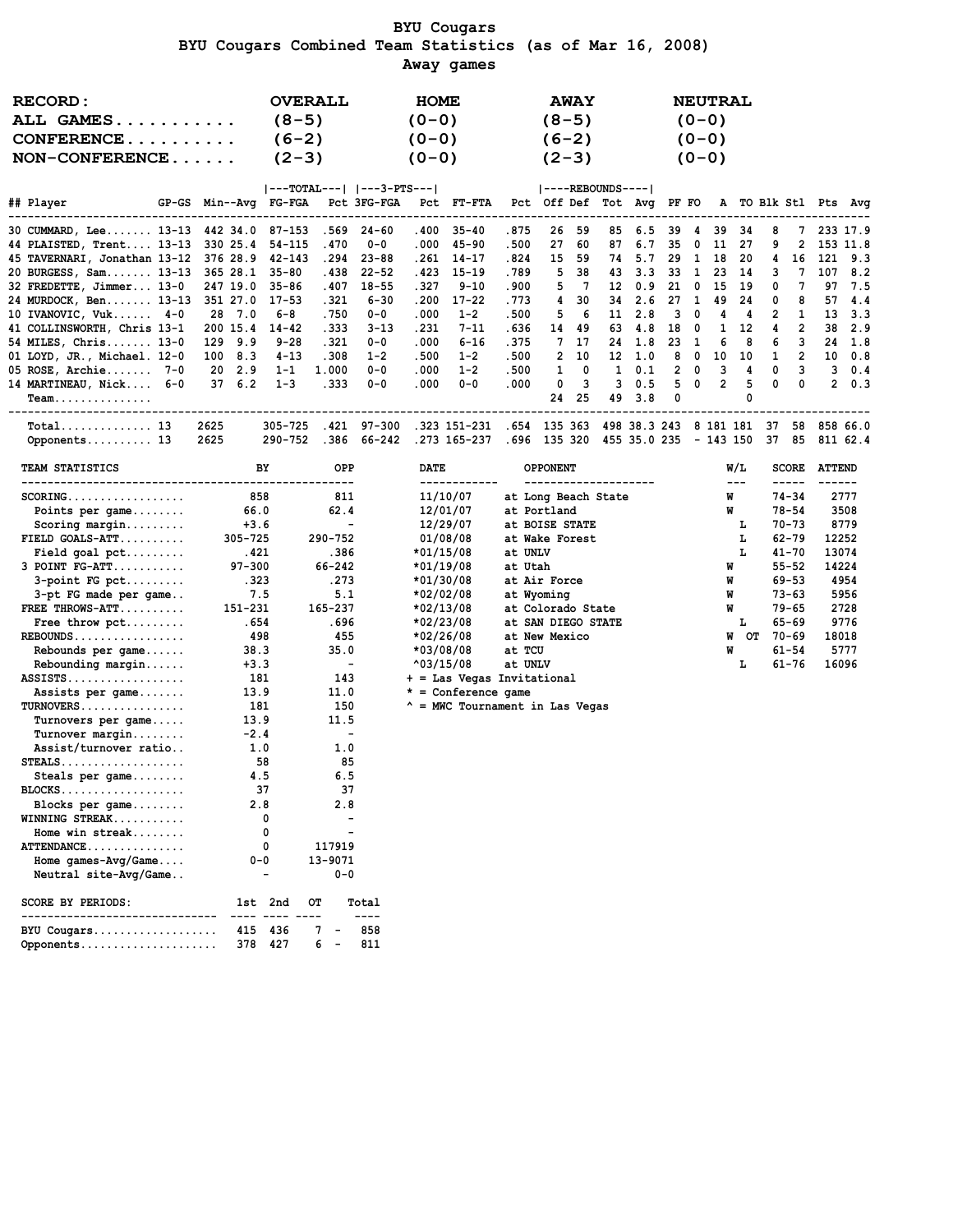# BYU Cougars

## BYU Cougars Combined Team Statistics (as of Mar 16, 2008)

### Away games

| RECORD: | OVERALL | HOME | AWAY | NEUTRAL |
|---|---|---|---|---|
| ALL GAMES | (8-5) | (0-0) | (8-5) | (0-0) |
| CONFERENCE | (6-2) | (0-0) | (6-2) | (0-0) |
| NON-CONFERENCE | (2-3) | (0-0) | (2-3) | (0-0) |

| ## Player | GP-GS | Min--Avg | TOTAL FG-FGA | Pct | 3-PTS 3FG-FGA | Pct | FT-FTA | Pct | REBOUNDS Off | Def | Tot | Avg | PF | FO | A | TO | Blk | Stl | Pts | Avg |
|---|---|---|---|---|---|---|---|---|---|---|---|---|---|---|---|---|---|---|---|---|
| 30 CUMMARD, Lee | 13-13 | 442 34.0 | 87-153 | .569 | 24-60 | .400 | 35-40 | .875 | 26 | 59 | 85 | 6.5 | 39 | 4 | 39 | 34 | 8 | 7 | 233 | 17.9 |
| 44 PLAISTED, Trent | 13-13 | 330 25.4 | 54-115 | .470 | 0-0 | .000 | 45-90 | .500 | 27 | 60 | 87 | 6.7 | 35 | 0 | 11 | 27 | 9 | 2 | 153 | 11.8 |
| 45 TAVERNARI, Jonathan | 13-12 | 376 28.9 | 42-143 | .294 | 23-88 | .261 | 14-17 | .824 | 15 | 59 | 74 | 5.7 | 29 | 1 | 18 | 20 | 4 | 16 | 121 | 9.3 |
| 20 BURGESS, Sam | 13-13 | 365 28.1 | 35-80 | .438 | 22-52 | .423 | 15-19 | .789 | 5 | 38 | 43 | 3.3 | 33 | 1 | 23 | 14 | 3 | 7 | 107 | 8.2 |
| 32 FREDETTE, Jimmer | 13-0 | 247 19.0 | 35-86 | .407 | 18-55 | .327 | 9-10 | .900 | 5 | 7 | 12 | 0.9 | 21 | 0 | 15 | 19 | 0 | 7 | 97 | 7.5 |
| 24 MURDOCK, Ben | 13-13 | 351 27.0 | 17-53 | .321 | 6-30 | .200 | 17-22 | .773 | 4 | 30 | 34 | 2.6 | 27 | 1 | 49 | 24 | 0 | 8 | 57 | 4.4 |
| 10 IVANOVIC, Vuk | 4-0 | 28 7.0 | 6-8 | .750 | 0-0 | .000 | 1-2 | .500 | 5 | 6 | 11 | 2.8 | 3 | 0 | 4 | 4 | 2 | 1 | 13 | 3.3 |
| 41 COLLINSWORTH, Chris | 13-1 | 200 15.4 | 14-42 | .333 | 3-13 | .231 | 7-11 | .636 | 14 | 49 | 63 | 4.8 | 18 | 0 | 1 | 12 | 4 | 2 | 38 | 2.9 |
| 54 MILES, Chris | 13-0 | 129 9.9 | 9-28 | .321 | 0-0 | .000 | 6-16 | .375 | 7 | 17 | 24 | 1.8 | 23 | 1 | 6 | 8 | 6 | 3 | 24 | 1.8 |
| 01 LOYD, JR., Michael | 12-0 | 100 8.3 | 4-13 | .308 | 1-2 | .500 | 1-2 | .500 | 2 | 10 | 12 | 1.0 | 8 | 0 | 10 | 10 | 1 | 2 | 10 | 0.8 |
| 05 ROSE, Archie | 7-0 | 20 2.9 | 1-1 | 1.000 | 0-0 | .000 | 1-2 | .500 | 1 | 0 | 1 | 0.1 | 2 | 0 | 3 | 4 | 0 | 3 | 3 | 0.4 |
| 14 MARTINEAU, Nick | 6-0 | 37 6.2 | 1-3 | .333 | 0-0 | .000 | 0-0 | .000 | 0 | 3 | 3 | 0.5 | 5 | 0 | 2 | 5 | 0 | 0 | 2 | 0.3 |
| Team | | | | | | | | | 24 | 25 | 49 | 3.8 | 0 | | | 0 | | | | |
| Total | 13 | 2625 | 305-725 | .421 | 97-300 | .323 | 151-231 | .654 | 135 | 363 | 498 | 38.3 | 243 | 8 | 181 | 181 | 37 | 58 | 858 | 66.0 |
| Opponents | 13 | 2625 | 290-752 | .386 | 66-242 | .273 | 165-237 | .696 | 135 | 320 | 455 | 35.0 | 235 | - | 143 | 150 | 37 | 85 | 811 | 62.4 |

| TEAM STATISTICS | BY | OPP |
|---|---|---|
| SCORING | 858 | 811 |
| Points per game | 66.0 | 62.4 |
| Scoring margin | +3.6 | - |
| FIELD GOALS-ATT | 305-725 | 290-752 |
| Field goal pct | .421 | .386 |
| 3 POINT FG-ATT | 97-300 | 66-242 |
| 3-point FG pct | .323 | .273 |
| 3-pt FG made per game | 7.5 | 5.1 |
| FREE THROWS-ATT | 151-231 | 165-237 |
| Free throw pct | .654 | .696 |
| REBOUNDS | 498 | 455 |
| Rebounds per game | 38.3 | 35.0 |
| Rebounding margin | +3.3 | - |
| ASSISTS | 181 | 143 |
| Assists per game | 13.9 | 11.0 |
| TURNOVERS | 181 | 150 |
| Turnovers per game | 13.9 | 11.5 |
| Turnover margin | -2.4 | - |
| Assist/turnover ratio | 1.0 | 1.0 |
| STEALS | 58 | 85 |
| Steals per game | 4.5 | 6.5 |
| BLOCKS | 37 | 37 |
| Blocks per game | 2.8 | 2.8 |
| WINNING STREAK | 0 | - |
| Home win streak | 0 | - |
| ATTENDANCE | 0 | 117919 |
| Home games-Avg/Game | 0-0 | 13-9071 |
| Neutral site-Avg/Game | - | 0-0 |

| DATE | OPPONENT | W/L | SCORE | ATTEND |
|---|---|---|---|---|
| 11/10/07 | at Long Beach State | W | 74-34 | 2777 |
| 12/01/07 | at Portland | W | 78-54 | 3508 |
| 12/29/07 | at BOISE STATE | L | 70-73 | 8779 |
| 01/08/08 | at Wake Forest | L | 62-79 | 12252 |
| *01/15/08 | at UNLV | L | 41-70 | 13074 |
| *01/19/08 | at Utah | W | 55-52 | 14224 |
| *01/30/08 | at Air Force | W | 69-53 | 4954 |
| *02/02/08 | at Wyoming | W | 73-63 | 5956 |
| *02/13/08 | at Colorado State | W | 79-65 | 2728 |
| *02/23/08 | at SAN DIEGO STATE | L | 65-69 | 9776 |
| *02/26/08 | at New Mexico | W OT | 70-69 | 18018 |
| *03/08/08 | at TCU | W | 61-54 | 5777 |
| ^03/15/08 | at UNLV | L | 61-76 | 16096 |

+ = Las Vegas Invitational
* = Conference game
^ = MWC Tournament in Las Vegas

| SCORE BY PERIODS: | 1st | 2nd | OT | Total |
|---|---|---|---|---|
| BYU Cougars | 415 | 436 | 7 | 858 |
| Opponents | 378 | 427 | 6 | 811 |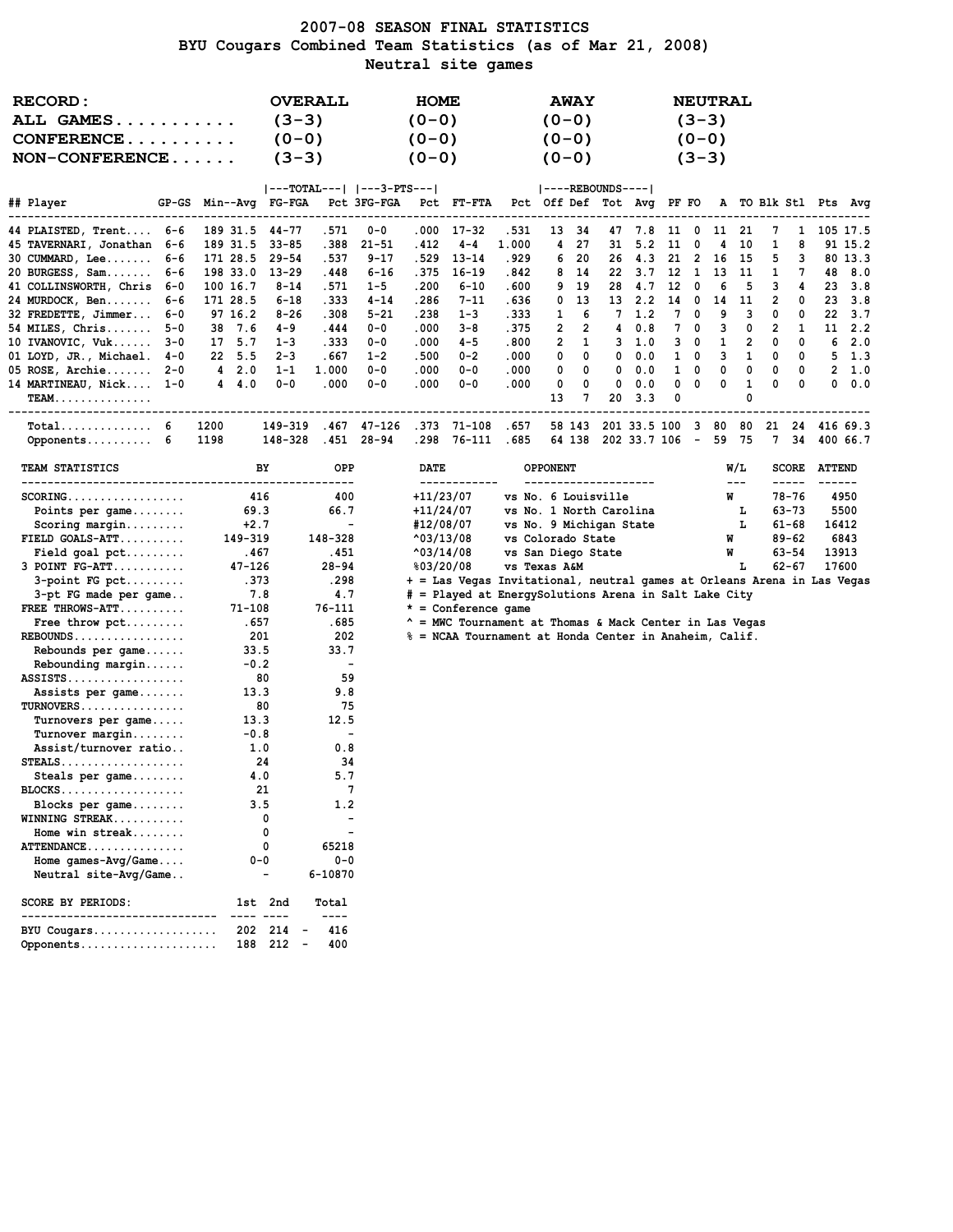# 2007-08 SEASON FINAL STATISTICS
## BYU Cougars Combined Team Statistics (as of Mar 21, 2008)
### Neutral site games

| RECORD: | OVERALL | HOME | AWAY | NEUTRAL |
|---|---|---|---|---|
| ALL GAMES | (3-3) | (0-0) | (0-0) | (3-3) |
| CONFERENCE | (0-0) | (0-0) | (0-0) | (0-0) |
| NON-CONFERENCE | (3-3) | (0-0) | (0-0) | (3-3) |

| ## | Player | GP-GS | Min | Avg | TOTAL FG-FGA | Pct | 3-PTS 3FG-FGA | Pct | FT-FTA | Pct | REBOUNDS Off | Def | Tot | Avg | PF | FO | A | TO | Blk | Stl | Pts | Avg |
|---|---|---|---|---|---|---|---|---|---|---|---|---|---|---|---|---|---|---|---|---|---|---|
| 44 | PLAISTED, Trent | 6-6 | 189 | 31.5 | 44-77 | .571 | 0-0 | .000 | 17-32 | .531 | 13 | 34 | 47 | 7.8 | 11 | 0 | 11 | 21 | 7 | 1 | 105 | 17.5 |
| 45 | TAVERNARI, Jonathan | 6-6 | 189 | 31.5 | 33-85 | .388 | 21-51 | .412 | 4-4 | 1.000 | 4 | 27 | 31 | 5.2 | 11 | 0 | 4 | 10 | 1 | 8 | 91 | 15.2 |
| 30 | CUMMARD, Lee | 6-6 | 171 | 28.5 | 29-54 | .537 | 9-17 | .529 | 13-14 | .929 | 6 | 20 | 26 | 4.3 | 21 | 2 | 16 | 15 | 5 | 3 | 80 | 13.3 |
| 20 | BURGESS, Sam | 6-6 | 198 | 33.0 | 13-29 | .448 | 6-16 | .375 | 16-19 | .842 | 8 | 14 | 22 | 3.7 | 12 | 1 | 13 | 11 | 1 | 7 | 48 | 8.0 |
| 41 | COLLINSWORTH, Chris | 6-0 | 100 | 16.7 | 8-14 | .571 | 1-5 | .200 | 6-10 | .600 | 9 | 19 | 28 | 4.7 | 12 | 0 | 6 | 5 | 3 | 4 | 23 | 3.8 |
| 24 | MURDOCK, Ben | 6-6 | 171 | 28.5 | 6-18 | .333 | 4-14 | .286 | 7-11 | .636 | 0 | 13 | 13 | 2.2 | 14 | 0 | 14 | 11 | 2 | 0 | 23 | 3.8 |
| 32 | FREDETTE, Jimmer | 6-0 | 97 | 16.2 | 8-26 | .308 | 5-21 | .238 | 1-3 | .333 | 1 | 6 | 7 | 1.2 | 7 | 0 | 9 | 3 | 0 | 0 | 22 | 3.7 |
| 54 | MILES, Chris | 5-0 | 38 | 7.6 | 4-9 | .444 | 0-0 | .000 | 3-8 | .375 | 2 | 2 | 4 | 0.8 | 7 | 0 | 3 | 0 | 2 | 1 | 11 | 2.2 |
| 10 | IVANOVIC, Vuk | 3-0 | 17 | 5.7 | 1-3 | .333 | 0-0 | .000 | 4-5 | .800 | 2 | 1 | 3 | 1.0 | 3 | 0 | 1 | 2 | 0 | 0 | 6 | 2.0 |
| 01 | LOYD, JR., Michael | 4-0 | 22 | 5.5 | 2-3 | .667 | 1-2 | .500 | 0-2 | .000 | 0 | 0 | 0 | 0.0 | 1 | 0 | 3 | 1 | 0 | 0 | 5 | 1.3 |
| 05 | ROSE, Archie | 2-0 | 4 | 2.0 | 1-1 | 1.000 | 0-0 | .000 | 0-0 | .000 | 0 | 0 | 0 | 0.0 | 1 | 0 | 0 | 0 | 0 | 0 | 2 | 1.0 |
| 14 | MARTINEAU, Nick | 1-0 | 4 | 4.0 | 0-0 | .000 | 0-0 | .000 | 0-0 | .000 | 0 | 0 | 0 | 0.0 | 0 | 0 | 0 | 1 | 0 | 0 | 0 | 0.0 |
| | TEAM | | | | | | | | | | 13 | 7 | 20 | 3.3 | 0 | | | 0 | | | | |
| | Total | 6 | 1200 | | 149-319 | .467 | 47-126 | .373 | 71-108 | .657 | 58 | 143 | 201 | 33.5 | 100 | 3 | 80 | 80 | 21 | 24 | 416 | 69.3 |
| | Opponents | 6 | 1198 | | 148-328 | .451 | 28-94 | .298 | 76-111 | .685 | 64 | 138 | 202 | 33.7 | 106 | - | 59 | 75 | 7 | 34 | 400 | 66.7 |

| TEAM STATISTICS | BY | OPP |
|---|---|---|
| SCORING | 416 | 400 |
| Points per game | 69.3 | 66.7 |
| Scoring margin | +2.7 | - |
| FIELD GOALS-ATT | 149-319 | 148-328 |
| Field goal pct | .467 | .451 |
| 3 POINT FG-ATT | 47-126 | 28-94 |
| 3-point FG pct | .373 | .298 |
| 3-pt FG made per game | 7.8 | 4.7 |
| FREE THROWS-ATT | 71-108 | 76-111 |
| Free throw pct | .657 | .685 |
| REBOUNDS | 201 | 202 |
| Rebounds per game | 33.5 | 33.7 |
| Rebounding margin | -0.2 | - |
| ASSISTS | 80 | 59 |
| Assists per game | 13.3 | 9.8 |
| TURNOVERS | 80 | 75 |
| Turnovers per game | 13.3 | 12.5 |
| Turnover margin | -0.8 | - |
| Assist/turnover ratio | 1.0 | 0.8 |
| STEALS | 24 | 34 |
| Steals per game | 4.0 | 5.7 |
| BLOCKS | 21 | 7 |
| Blocks per game | 3.5 | 1.2 |
| WINNING STREAK | 0 | - |
| Home win streak | 0 | - |
| ATTENDANCE | 0 | 65218 |
| Home games-Avg/Game | 0-0 | 0-0 |
| Neutral site-Avg/Game | - | 6-10870 |

| DATE | OPPONENT | W/L | SCORE | ATTEND |
|---|---|---|---|---|
| +11/23/07 | vs No. 6 Louisville | W | 78-76 | 4950 |
| +11/24/07 | vs No. 1 North Carolina | L | 63-73 | 5500 |
| #12/08/07 | vs No. 9 Michigan State | L | 61-68 | 16412 |
| ^03/13/08 | vs Colorado State | W | 89-62 | 6843 |
| ^03/14/08 | vs San Diego State | W | 63-54 | 13913 |
| %03/20/08 | vs Texas A&M | L | 62-67 | 17600 |

+ = Las Vegas Invitational, neutral games at Orleans Arena in Las Vegas
# = Played at EnergySolutions Arena in Salt Lake City
* = Conference game
^ = MWC Tournament at Thomas & Mack Center in Las Vegas
% = NCAA Tournament at Honda Center in Anaheim, Calif.

| SCORE BY PERIODS: | 1st | 2nd | | Total |
|---|---|---|---|---|
| BYU Cougars | 202 | 214 | - | 416 |
| Opponents | 188 | 212 | - | 400 |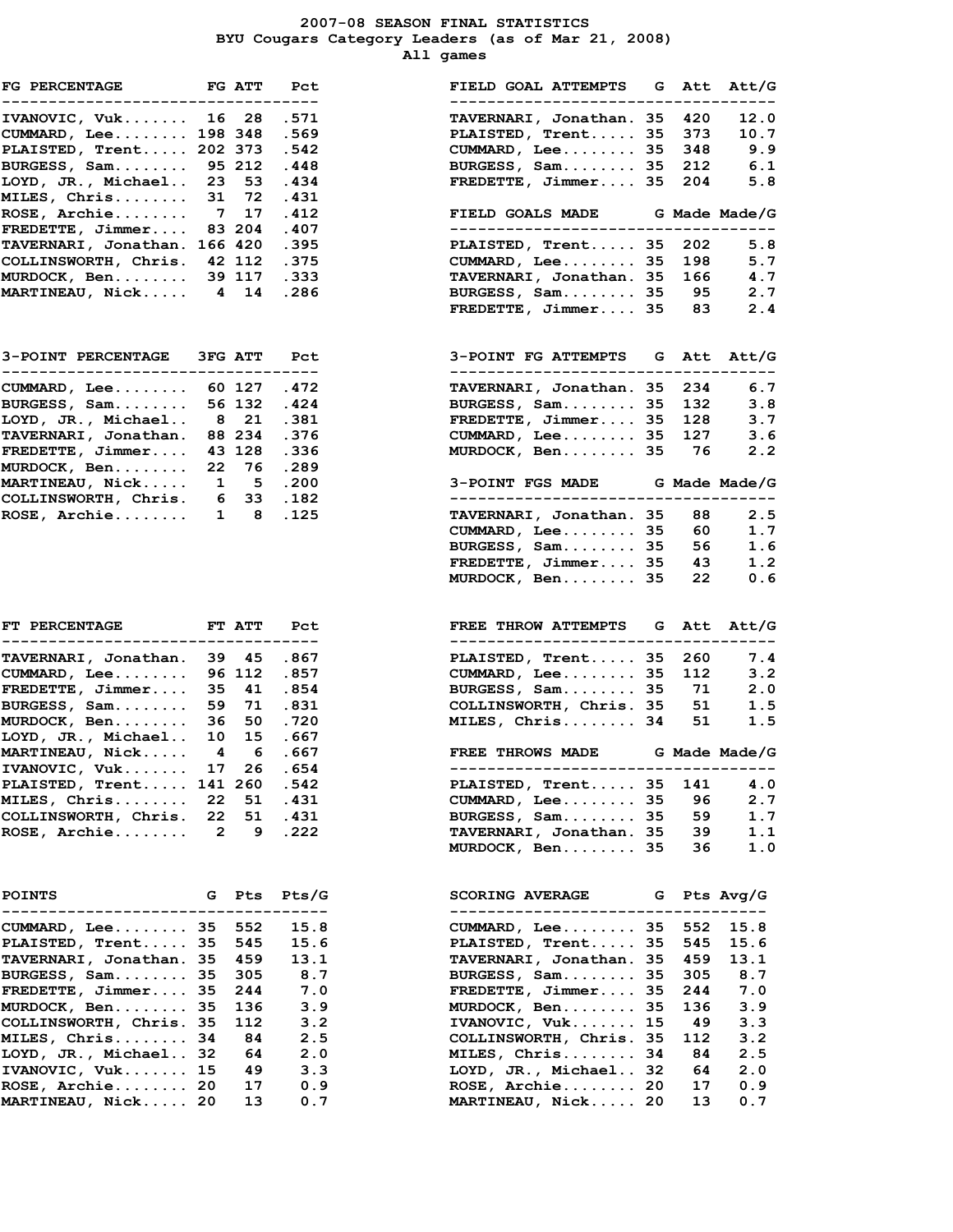# 2007-08 SEASON FINAL STATISTICS

## BYU Cougars Category Leaders (as of Mar 21, 2008)

### All games

| FG PERCENTAGE | FG | ATT | Pct |
|---|---|---|---|
| IVANOVIC, Vuk | 16 | 28 | .571 |
| CUMMARD, Lee | 198 | 348 | .569 |
| PLAISTED, Trent | 202 | 373 | .542 |
| BURGESS, Sam | 95 | 212 | .448 |
| LOYD, JR., Michael | 23 | 53 | .434 |
| MILES, Chris | 31 | 72 | .431 |
| ROSE, Archie | 7 | 17 | .412 |
| FREDETTE, Jimmer | 83 | 204 | .407 |
| TAVERNARI, Jonathan | 166 | 420 | .395 |
| COLLINSWORTH, Chris | 42 | 112 | .375 |
| MURDOCK, Ben | 39 | 117 | .333 |
| MARTINEAU, Nick | 4 | 14 | .286 |

| FIELD GOAL ATTEMPTS | G | Att | Att/G |
|---|---|---|---|
| TAVERNARI, Jonathan | 35 | 420 | 12.0 |
| PLAISTED, Trent | 35 | 373 | 10.7 |
| CUMMARD, Lee | 35 | 348 | 9.9 |
| BURGESS, Sam | 35 | 212 | 6.1 |
| FREDETTE, Jimmer | 35 | 204 | 5.8 |

| FIELD GOALS MADE | G | Made | Made/G |
|---|---|---|---|
| PLAISTED, Trent | 35 | 202 | 5.8 |
| CUMMARD, Lee | 35 | 198 | 5.7 |
| TAVERNARI, Jonathan | 35 | 166 | 4.7 |
| BURGESS, Sam | 35 | 95 | 2.7 |
| FREDETTE, Jimmer | 35 | 83 | 2.4 |

| 3-POINT PERCENTAGE | 3FG | ATT | Pct |
|---|---|---|---|
| CUMMARD, Lee | 60 | 127 | .472 |
| BURGESS, Sam | 56 | 132 | .424 |
| LOYD, JR., Michael | 8 | 21 | .381 |
| TAVERNARI, Jonathan | 88 | 234 | .376 |
| FREDETTE, Jimmer | 43 | 128 | .336 |
| MURDOCK, Ben | 22 | 76 | .289 |
| MARTINEAU, Nick | 1 | 5 | .200 |
| COLLINSWORTH, Chris | 6 | 33 | .182 |
| ROSE, Archie | 1 | 8 | .125 |

| 3-POINT FG ATTEMPTS | G | Att | Att/G |
|---|---|---|---|
| TAVERNARI, Jonathan | 35 | 234 | 6.7 |
| BURGESS, Sam | 35 | 132 | 3.8 |
| FREDETTE, Jimmer | 35 | 128 | 3.7 |
| CUMMARD, Lee | 35 | 127 | 3.6 |
| MURDOCK, Ben | 35 | 76 | 2.2 |

| 3-POINT FGS MADE | G | Made | Made/G |
|---|---|---|---|
| TAVERNARI, Jonathan | 35 | 88 | 2.5 |
| CUMMARD, Lee | 35 | 60 | 1.7 |
| BURGESS, Sam | 35 | 56 | 1.6 |
| FREDETTE, Jimmer | 35 | 43 | 1.2 |
| MURDOCK, Ben | 35 | 22 | 0.6 |

| FT PERCENTAGE | FT | ATT | Pct |
|---|---|---|---|
| TAVERNARI, Jonathan | 39 | 45 | .867 |
| CUMMARD, Lee | 96 | 112 | .857 |
| FREDETTE, Jimmer | 35 | 41 | .854 |
| BURGESS, Sam | 59 | 71 | .831 |
| MURDOCK, Ben | 36 | 50 | .720 |
| LOYD, JR., Michael | 10 | 15 | .667 |
| MARTINEAU, Nick | 4 | 6 | .667 |
| IVANOVIC, Vuk | 17 | 26 | .654 |
| PLAISTED, Trent | 141 | 260 | .542 |
| MILES, Chris | 22 | 51 | .431 |
| COLLINSWORTH, Chris | 22 | 51 | .431 |
| ROSE, Archie | 2 | 9 | .222 |

| FREE THROW ATTEMPTS | G | Att | Att/G |
|---|---|---|---|
| PLAISTED, Trent | 35 | 260 | 7.4 |
| CUMMARD, Lee | 35 | 112 | 3.2 |
| BURGESS, Sam | 35 | 71 | 2.0 |
| COLLINSWORTH, Chris | 35 | 51 | 1.5 |
| MILES, Chris | 34 | 51 | 1.5 |

| FREE THROWS MADE | G | Made | Made/G |
|---|---|---|---|
| PLAISTED, Trent | 35 | 141 | 4.0 |
| CUMMARD, Lee | 35 | 96 | 2.7 |
| BURGESS, Sam | 35 | 59 | 1.7 |
| TAVERNARI, Jonathan | 35 | 39 | 1.1 |
| MURDOCK, Ben | 35 | 36 | 1.0 |

| POINTS | G | Pts | Pts/G |
|---|---|---|---|
| CUMMARD, Lee | 35 | 552 | 15.8 |
| PLAISTED, Trent | 35 | 545 | 15.6 |
| TAVERNARI, Jonathan | 35 | 459 | 13.1 |
| BURGESS, Sam | 35 | 305 | 8.7 |
| FREDETTE, Jimmer | 35 | 244 | 7.0 |
| MURDOCK, Ben | 35 | 136 | 3.9 |
| COLLINSWORTH, Chris | 35 | 112 | 3.2 |
| MILES, Chris | 34 | 84 | 2.5 |
| LOYD, JR., Michael | 32 | 64 | 2.0 |
| IVANOVIC, Vuk | 15 | 49 | 3.3 |
| ROSE, Archie | 20 | 17 | 0.9 |
| MARTINEAU, Nick | 20 | 13 | 0.7 |

| SCORING AVERAGE | G | Pts | Avg/G |
|---|---|---|---|
| CUMMARD, Lee | 35 | 552 | 15.8 |
| PLAISTED, Trent | 35 | 545 | 15.6 |
| TAVERNARI, Jonathan | 35 | 459 | 13.1 |
| BURGESS, Sam | 35 | 305 | 8.7 |
| FREDETTE, Jimmer | 35 | 244 | 7.0 |
| MURDOCK, Ben | 35 | 136 | 3.9 |
| IVANOVIC, Vuk | 15 | 49 | 3.3 |
| COLLINSWORTH, Chris | 35 | 112 | 3.2 |
| MILES, Chris | 34 | 84 | 2.5 |
| LOYD, JR., Michael | 32 | 64 | 2.0 |
| ROSE, Archie | 20 | 17 | 0.9 |
| MARTINEAU, Nick | 20 | 13 | 0.7 |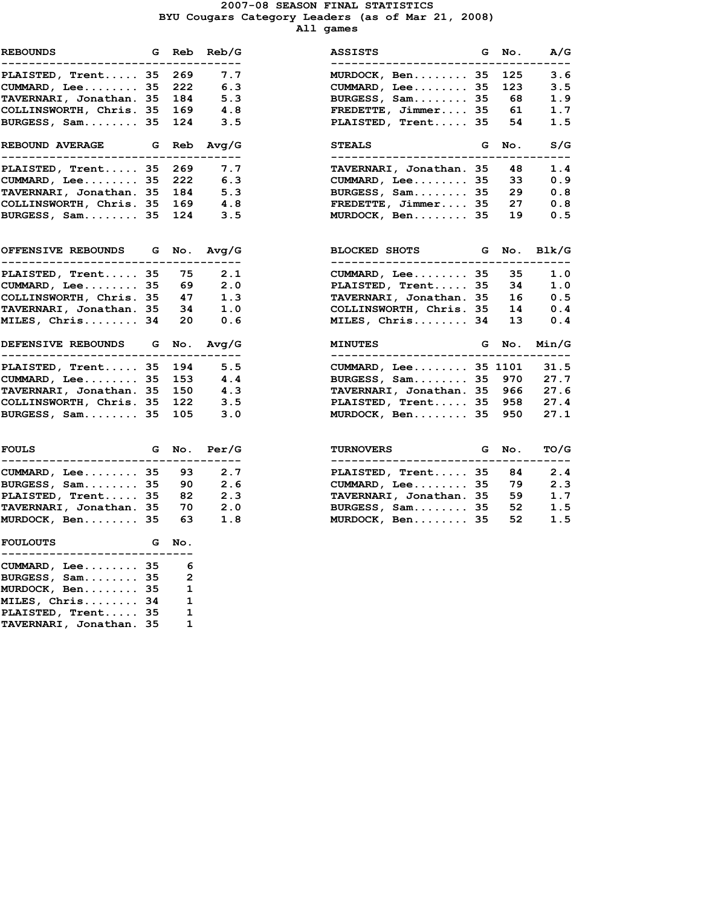# 2007-08 SEASON FINAL STATISTICS
## BYU Cougars Category Leaders (as of Mar 21, 2008)
### All games

| REBOUNDS | G | Reb | Reb/G |
|---|---|---|---|
| PLAISTED, Trent | 35 | 269 | 7.7 |
| CUMMARD, Lee | 35 | 222 | 6.3 |
| TAVERNARI, Jonathan | 35 | 184 | 5.3 |
| COLLINSWORTH, Chris | 35 | 169 | 4.8 |
| BURGESS, Sam | 35 | 124 | 3.5 |

| ASSISTS | G | No. | A/G |
|---|---|---|---|
| MURDOCK, Ben | 35 | 125 | 3.6 |
| CUMMARD, Lee | 35 | 123 | 3.5 |
| BURGESS, Sam | 35 | 68 | 1.9 |
| FREDETTE, Jimmer | 35 | 61 | 1.7 |
| PLAISTED, Trent | 35 | 54 | 1.5 |

| REBOUND AVERAGE | G | Reb | Avg/G |
|---|---|---|---|
| PLAISTED, Trent | 35 | 269 | 7.7 |
| CUMMARD, Lee | 35 | 222 | 6.3 |
| TAVERNARI, Jonathan | 35 | 184 | 5.3 |
| COLLINSWORTH, Chris | 35 | 169 | 4.8 |
| BURGESS, Sam | 35 | 124 | 3.5 |

| STEALS | G | No. | S/G |
|---|---|---|---|
| TAVERNARI, Jonathan | 35 | 48 | 1.4 |
| CUMMARD, Lee | 35 | 33 | 0.9 |
| BURGESS, Sam | 35 | 29 | 0.8 |
| FREDETTE, Jimmer | 35 | 27 | 0.8 |
| MURDOCK, Ben | 35 | 19 | 0.5 |

| OFFENSIVE REBOUNDS | G | No. | Avg/G |
|---|---|---|---|
| PLAISTED, Trent | 35 | 75 | 2.1 |
| CUMMARD, Lee | 35 | 69 | 2.0 |
| COLLINSWORTH, Chris | 35 | 47 | 1.3 |
| TAVERNARI, Jonathan | 35 | 34 | 1.0 |
| MILES, Chris | 34 | 20 | 0.6 |

| BLOCKED SHOTS | G | No. | Blk/G |
|---|---|---|---|
| CUMMARD, Lee | 35 | 35 | 1.0 |
| PLAISTED, Trent | 35 | 34 | 1.0 |
| TAVERNARI, Jonathan | 35 | 16 | 0.5 |
| COLLINSWORTH, Chris | 35 | 14 | 0.4 |
| MILES, Chris | 34 | 13 | 0.4 |

| DEFENSIVE REBOUNDS | G | No. | Avg/G |
|---|---|---|---|
| PLAISTED, Trent | 35 | 194 | 5.5 |
| CUMMARD, Lee | 35 | 153 | 4.4 |
| TAVERNARI, Jonathan | 35 | 150 | 4.3 |
| COLLINSWORTH, Chris | 35 | 122 | 3.5 |
| BURGESS, Sam | 35 | 105 | 3.0 |

| MINUTES | G | No. | Min/G |
|---|---|---|---|
| CUMMARD, Lee | 35 | 1101 | 31.5 |
| BURGESS, Sam | 35 | 970 | 27.7 |
| TAVERNARI, Jonathan | 35 | 966 | 27.6 |
| PLAISTED, Trent | 35 | 958 | 27.4 |
| MURDOCK, Ben | 35 | 950 | 27.1 |

| FOULS | G | No. | Per/G |
|---|---|---|---|
| CUMMARD, Lee | 35 | 93 | 2.7 |
| BURGESS, Sam | 35 | 90 | 2.6 |
| PLAISTED, Trent | 35 | 82 | 2.3 |
| TAVERNARI, Jonathan | 35 | 70 | 2.0 |
| MURDOCK, Ben | 35 | 63 | 1.8 |

| TURNOVERS | G | No. | TO/G |
|---|---|---|---|
| PLAISTED, Trent | 35 | 84 | 2.4 |
| CUMMARD, Lee | 35 | 79 | 2.3 |
| TAVERNARI, Jonathan | 35 | 59 | 1.7 |
| BURGESS, Sam | 35 | 52 | 1.5 |
| MURDOCK, Ben | 35 | 52 | 1.5 |

| FOULOUTS | G | No. |
|---|---|---|
| CUMMARD, Lee | 35 | 6 |
| BURGESS, Sam | 35 | 2 |
| MURDOCK, Ben | 35 | 1 |
| MILES, Chris | 34 | 1 |
| PLAISTED, Trent | 35 | 1 |
| TAVERNARI, Jonathan | 35 | 1 |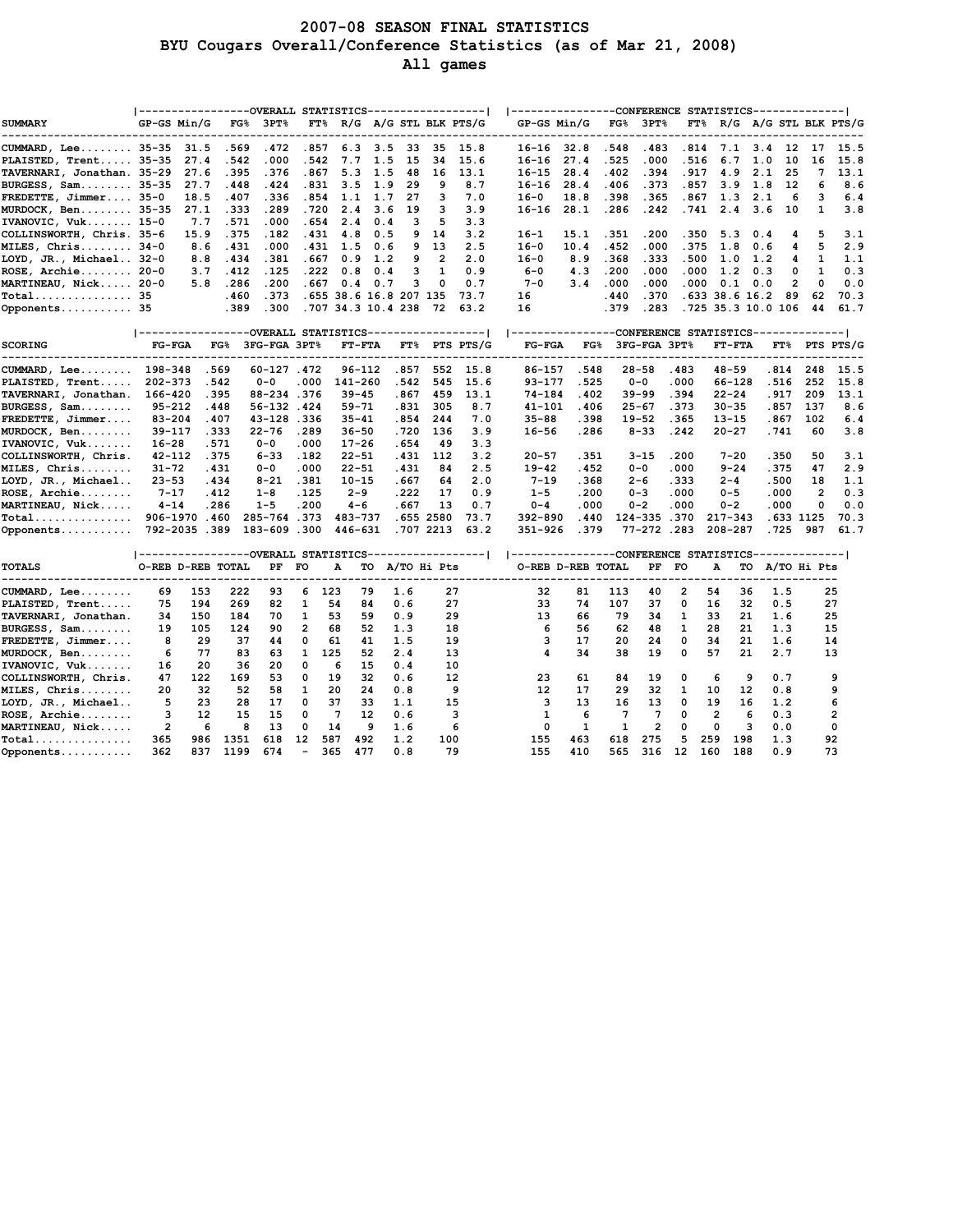# 2007-08 SEASON FINAL STATISTICS
## BYU Cougars Overall/Conference Statistics (as of Mar 21, 2008)
### All games

| SUMMARY | OVERALL GP-GS | Min/G | FG% | 3PT% | FT% | R/G | A/G | STL | BLK | PTS/G | CONFERENCE GP-GS | Min/G | FG% | 3PT% | FT% | R/G | A/G | STL | BLK | PTS/G |
|---|---|---|---|---|---|---|---|---|---|---|---|---|---|---|---|---|---|---|---|---|
| CUMMARD, Lee | 35-35 | 31.5 | .569 | .472 | .857 | 6.3 | 3.5 | 33 | 35 | 15.8 | 16-16 | 32.8 | .548 | .483 | .814 | 7.1 | 3.4 | 12 | 17 | 15.5 |
| PLAISTED, Trent | 35-35 | 27.4 | .542 | .000 | .542 | 7.7 | 1.5 | 15 | 34 | 15.6 | 16-16 | 27.4 | .525 | .000 | .516 | 6.7 | 1.0 | 10 | 16 | 15.8 |
| TAVERNARI, Jonathan | 35-29 | 27.6 | .395 | .376 | .867 | 5.3 | 1.5 | 48 | 16 | 13.1 | 16-15 | 28.4 | .402 | .394 | .917 | 4.9 | 2.1 | 25 | 7 | 13.1 |
| BURGESS, Sam | 35-35 | 27.7 | .448 | .424 | .831 | 3.5 | 1.9 | 29 | 9 | 8.7 | 16-16 | 28.4 | .406 | .373 | .857 | 3.9 | 1.8 | 12 | 6 | 8.6 |
| FREDETTE, Jimmer | 35-0 | 18.5 | .407 | .336 | .854 | 1.1 | 1.7 | 27 | 3 | 7.0 | 16-0 | 18.8 | .398 | .365 | .867 | 1.3 | 2.1 | 6 | 3 | 6.4 |
| MURDOCK, Ben | 35-35 | 27.1 | .333 | .289 | .720 | 2.4 | 3.6 | 19 | 3 | 3.9 | 16-16 | 28.1 | .286 | .242 | .741 | 2.4 | 3.6 | 10 | 1 | 3.8 |
| IVANOVIC, Vuk | 15-0 | 7.7 | .571 | .000 | .654 | 2.4 | 0.4 | 3 | 5 | 3.3 | | | | | | | | | | |
| COLLINSWORTH, Chris | 35-6 | 15.9 | .375 | .182 | .431 | 4.8 | 0.5 | 9 | 14 | 3.2 | 16-1 | 15.1 | .351 | .200 | .350 | 5.3 | 0.4 | 4 | 5 | 3.1 |
| MILES, Chris | 34-0 | 8.6 | .431 | .000 | .431 | 1.5 | 0.6 | 9 | 13 | 2.5 | 16-0 | 10.4 | .452 | .000 | .375 | 1.8 | 0.6 | 4 | 5 | 2.9 |
| LOYD, JR., Michael | 32-0 | 8.8 | .434 | .381 | .667 | 0.9 | 1.2 | 9 | 2 | 2.0 | 16-0 | 8.9 | .368 | .333 | .500 | 1.0 | 1.2 | 4 | 1 | 1.1 |
| ROSE, Archie | 20-0 | 3.7 | .412 | .125 | .222 | 0.8 | 0.4 | 3 | 1 | 0.9 | 6-0 | 4.3 | .200 | .000 | .000 | 1.2 | 0.3 | 0 | 1 | 0.3 |
| MARTINEAU, Nick | 20-0 | 5.8 | .286 | .200 | .667 | 0.4 | 0.7 | 3 | 0 | 0.7 | 7-0 | 3.4 | .000 | .000 | .000 | 0.1 | 0.0 | 2 | 0 | 0.0 |
| Total | 35 | | .460 | .373 | .655 | 38.6 | 16.8 | 207 | 135 | 73.7 | 16 | | .440 | .370 | .633 | 38.6 | 16.2 | 89 | 62 | 70.3 |
| Opponents | 35 | | .389 | .300 | .707 | 34.3 | 10.4 | 238 | 72 | 63.2 | 16 | | .379 | .283 | .725 | 35.3 | 10.0 | 106 | 44 | 61.7 |

| SCORING | OVERALL FG-FGA | FG% | 3FG-FGA | 3PT% | FT-FTA | FT% | PTS | PTS/G | CONFERENCE FG-FGA | FG% | 3FG-FGA | 3PT% | FT-FTA | FT% | PTS | PTS/G |
|---|---|---|---|---|---|---|---|---|---|---|---|---|---|---|---|---|
| CUMMARD, Lee | 198-348 | .569 | 60-127 | .472 | 96-112 | .857 | 552 | 15.8 | 86-157 | .548 | 28-58 | .483 | 48-59 | .814 | 248 | 15.5 |
| PLAISTED, Trent | 202-373 | .542 | 0-0 | .000 | 141-260 | .542 | 545 | 15.6 | 93-177 | .525 | 0-0 | .000 | 66-128 | .516 | 252 | 15.8 |
| TAVERNARI, Jonathan | 166-420 | .395 | 88-234 | .376 | 39-45 | .867 | 459 | 13.1 | 74-184 | .402 | 39-99 | .394 | 22-24 | .917 | 209 | 13.1 |
| BURGESS, Sam | 95-212 | .448 | 56-132 | .424 | 59-71 | .831 | 305 | 8.7 | 41-101 | .406 | 25-67 | .373 | 30-35 | .857 | 137 | 8.6 |
| FREDETTE, Jimmer | 83-204 | .407 | 43-128 | .336 | 35-41 | .854 | 244 | 7.0 | 35-88 | .398 | 19-52 | .365 | 13-15 | .867 | 102 | 6.4 |
| MURDOCK, Ben | 39-117 | .333 | 22-76 | .289 | 36-50 | .720 | 136 | 3.9 | 16-56 | .286 | 8-33 | .242 | 20-27 | .741 | 60 | 3.8 |
| IVANOVIC, Vuk | 16-28 | .571 | 0-0 | .000 | 17-26 | .654 | 49 | 3.3 | | | | | | | | |
| COLLINSWORTH, Chris | 42-112 | .375 | 6-33 | .182 | 22-51 | .431 | 112 | 3.2 | 20-57 | .351 | 3-15 | .200 | 7-20 | .350 | 50 | 3.1 |
| MILES, Chris | 31-72 | .431 | 0-0 | .000 | 22-51 | .431 | 84 | 2.5 | 19-42 | .452 | 0-0 | .000 | 9-24 | .375 | 47 | 2.9 |
| LOYD, JR., Michael | 23-53 | .434 | 8-21 | .381 | 10-15 | .667 | 64 | 2.0 | 7-19 | .368 | 2-6 | .333 | 2-4 | .500 | 18 | 1.1 |
| ROSE, Archie | 7-17 | .412 | 1-8 | .125 | 2-9 | .222 | 17 | 0.9 | 1-5 | .200 | 0-3 | .000 | 0-5 | .000 | 2 | 0.3 |
| MARTINEAU, Nick | 4-14 | .286 | 1-5 | .200 | 4-6 | .667 | 13 | 0.7 | 0-4 | .000 | 0-2 | .000 | 0-2 | .000 | 0 | 0.0 |
| Total | 906-1970 | .460 | 285-764 | .373 | 483-737 | .655 | 2580 | 73.7 | 392-890 | .440 | 124-335 | .370 | 217-343 | .633 | 1125 | 70.3 |
| Opponents | 792-2035 | .389 | 183-609 | .300 | 446-631 | .707 | 2213 | 63.2 | 351-926 | .379 | 77-272 | .283 | 208-287 | .725 | 987 | 61.7 |

| TOTALS | OVERALL O-REB | D-REB | TOTAL | PF | FO | A | TO | A/TO | Hi Pts | CONFERENCE O-REB | D-REB | TOTAL | PF | FO | A | TO | A/TO | Hi Pts |
|---|---|---|---|---|---|---|---|---|---|---|---|---|---|---|---|---|---|---|
| CUMMARD, Lee | 69 | 153 | 222 | 93 | 6 | 123 | 79 | 1.6 | 27 | 32 | 81 | 113 | 40 | 2 | 54 | 36 | 1.5 | 25 |
| PLAISTED, Trent | 75 | 194 | 269 | 82 | 1 | 54 | 84 | 0.6 | 27 | 33 | 74 | 107 | 37 | 0 | 16 | 32 | 0.5 | 27 |
| TAVERNARI, Jonathan | 34 | 150 | 184 | 70 | 1 | 53 | 59 | 0.9 | 29 | 13 | 66 | 79 | 34 | 1 | 33 | 21 | 1.6 | 25 |
| BURGESS, Sam | 19 | 105 | 124 | 90 | 2 | 68 | 52 | 1.3 | 18 | 6 | 56 | 62 | 48 | 1 | 28 | 21 | 1.3 | 15 |
| FREDETTE, Jimmer | 8 | 29 | 37 | 44 | 0 | 61 | 41 | 1.5 | 19 | 3 | 17 | 20 | 24 | 0 | 34 | 21 | 1.6 | 14 |
| MURDOCK, Ben | 6 | 77 | 83 | 63 | 1 | 125 | 52 | 2.4 | 13 | 4 | 34 | 38 | 19 | 0 | 57 | 21 | 2.7 | 13 |
| IVANOVIC, Vuk | 16 | 20 | 36 | 20 | 0 | 6 | 15 | 0.4 | 10 | | | | | | | | | |
| COLLINSWORTH, Chris | 47 | 122 | 169 | 53 | 0 | 19 | 32 | 0.6 | 12 | 23 | 61 | 84 | 19 | 0 | 6 | 9 | 0.7 | 9 |
| MILES, Chris | 20 | 32 | 52 | 58 | 1 | 20 | 24 | 0.8 | 9 | 12 | 17 | 29 | 32 | 1 | 10 | 12 | 0.8 | 9 |
| LOYD, JR., Michael | 5 | 23 | 28 | 17 | 0 | 37 | 33 | 1.1 | 15 | 3 | 13 | 16 | 13 | 0 | 19 | 16 | 1.2 | 6 |
| ROSE, Archie | 3 | 12 | 15 | 15 | 0 | 7 | 12 | 0.6 | 3 | 1 | 6 | 7 | 7 | 0 | 2 | 6 | 0.3 | 2 |
| MARTINEAU, Nick | 2 | 6 | 8 | 13 | 0 | 14 | 9 | 1.6 | 6 | 0 | 1 | 1 | 2 | 0 | 0 | 3 | 0.0 | 0 |
| Total | 365 | 986 | 1351 | 618 | 12 | 587 | 492 | 1.2 | 100 | 155 | 463 | 618 | 275 | 5 | 259 | 198 | 1.3 | 92 |
| Opponents | 362 | 837 | 1199 | 674 | - | 365 | 477 | 0.8 | 79 | 155 | 410 | 565 | 316 | 12 | 160 | 188 | 0.9 | 73 |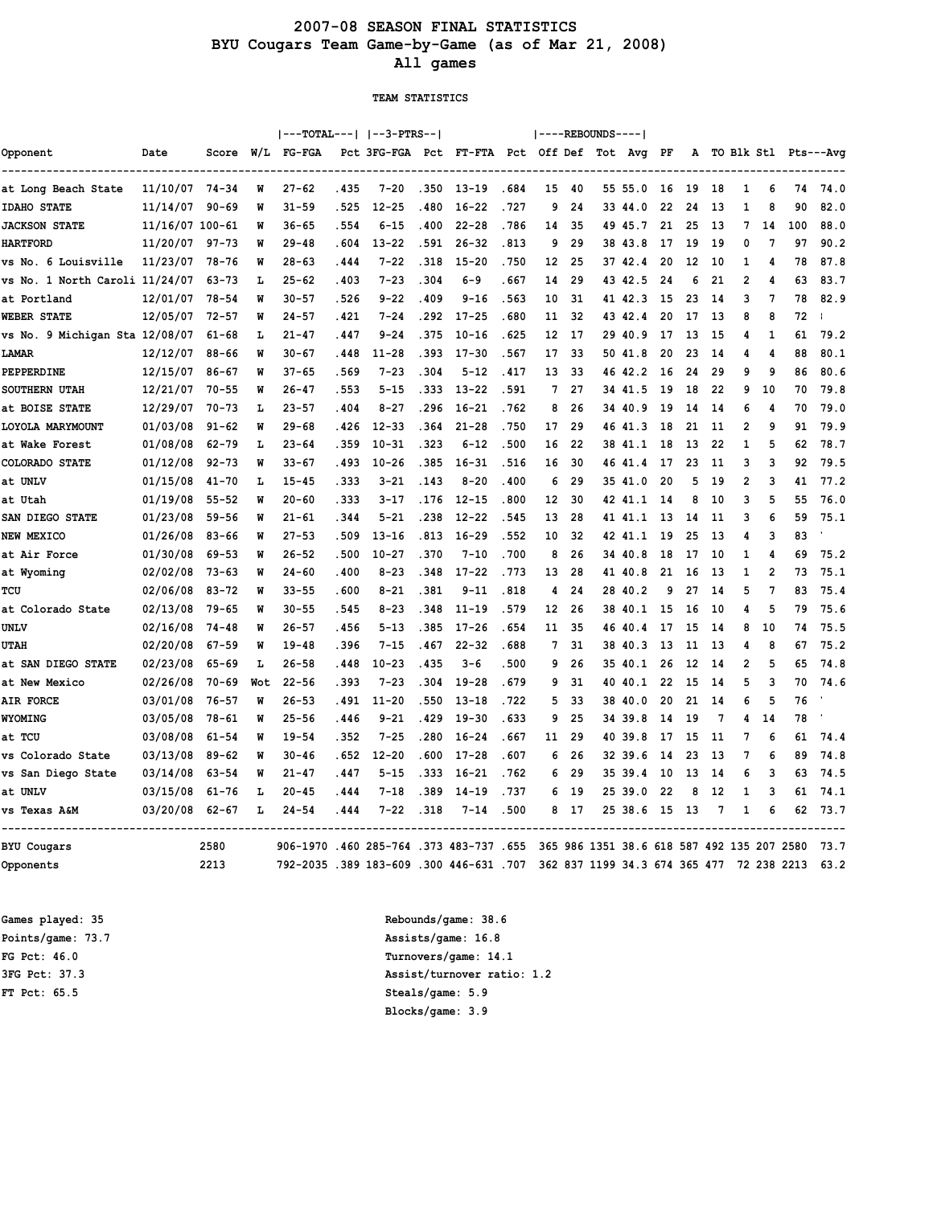# 2007-08 SEASON FINAL STATISTICS
## BYU Cougars Team Game-by-Game (as of Mar 21, 2008)
## All games

### TEAM STATISTICS

| Opponent | Date | Score | W/L | TOTAL FG-FGA | Pct | 3-PTRS 3FG-FGA | Pct | FT-FTA | Pct | REBOUNDS Off | Def | Tot | Avg | PF | A | TO | Blk | Stl | Pts | Avg |
|---|---|---|---|---|---|---|---|---|---|---|---|---|---|---|---|---|---|---|---|---|
| at Long Beach State | 11/10/07 | 74-34 | W | 27-62 | .435 | 7-20 | .350 | 13-19 | .684 | 15 | 40 | 55 | 55.0 | 16 | 19 | 18 | 1 | 6 | 74 | 74.0 |
| IDAHO STATE | 11/14/07 | 90-69 | W | 31-59 | .525 | 12-25 | .480 | 16-22 | .727 | 9 | 24 | 33 | 44.0 | 22 | 24 | 13 | 1 | 8 | 90 | 82.0 |
| JACKSON STATE | 11/16/07 | 100-61 | W | 36-65 | .554 | 6-15 | .400 | 22-28 | .786 | 14 | 35 | 49 | 45.7 | 21 | 25 | 13 | 7 | 14 | 100 | 88.0 |
| HARTFORD | 11/20/07 | 97-73 | W | 29-48 | .604 | 13-22 | .591 | 26-32 | .813 | 9 | 29 | 38 | 43.8 | 17 | 19 | 19 | 0 | 7 | 97 | 90.2 |
| vs No. 6 Louisville | 11/23/07 | 78-76 | W | 28-63 | .444 | 7-22 | .318 | 15-20 | .750 | 12 | 25 | 37 | 42.4 | 20 | 12 | 10 | 1 | 4 | 78 | 87.8 |
| vs No. 1 North Caroli | 11/24/07 | 63-73 | L | 25-62 | .403 | 7-23 | .304 | 6-9 | .667 | 14 | 29 | 43 | 42.5 | 24 | 6 | 21 | 2 | 4 | 63 | 83.7 |
| at Portland | 12/01/07 | 78-54 | W | 30-57 | .526 | 9-22 | .409 | 9-16 | .563 | 10 | 31 | 41 | 42.3 | 15 | 23 | 14 | 3 | 7 | 78 | 82.9 |
| WEBER STATE | 12/05/07 | 72-57 | W | 24-57 | .421 | 7-24 | .292 | 17-25 | .680 | 11 | 32 | 43 | 42.4 | 20 | 17 | 13 | 8 | 8 | 72 | |
| vs No. 9 Michigan Sta | 12/08/07 | 61-68 | L | 21-47 | .447 | 9-24 | .375 | 10-16 | .625 | 12 | 17 | 29 | 40.9 | 17 | 13 | 15 | 4 | 1 | 61 | 79.2 |
| LAMAR | 12/12/07 | 88-66 | W | 30-67 | .448 | 11-28 | .393 | 17-30 | .567 | 17 | 33 | 50 | 41.8 | 20 | 23 | 14 | 4 | 4 | 88 | 80.1 |
| PEPPERDINE | 12/15/07 | 86-67 | W | 37-65 | .569 | 7-23 | .304 | 5-12 | .417 | 13 | 33 | 46 | 42.2 | 16 | 24 | 29 | 9 | 9 | 86 | 80.6 |
| SOUTHERN UTAH | 12/21/07 | 70-55 | W | 26-47 | .553 | 5-15 | .333 | 13-22 | .591 | 7 | 27 | 34 | 41.5 | 19 | 18 | 22 | 9 | 10 | 70 | 79.8 |
| at BOISE STATE | 12/29/07 | 70-73 | L | 23-57 | .404 | 8-27 | .296 | 16-21 | .762 | 8 | 26 | 34 | 40.9 | 19 | 14 | 14 | 6 | 4 | 70 | 79.0 |
| LOYOLA MARYMOUNT | 01/03/08 | 91-62 | W | 29-68 | .426 | 12-33 | .364 | 21-28 | .750 | 17 | 29 | 46 | 41.3 | 18 | 21 | 11 | 2 | 9 | 91 | 79.9 |
| at Wake Forest | 01/08/08 | 62-79 | L | 23-64 | .359 | 10-31 | .323 | 6-12 | .500 | 16 | 22 | 38 | 41.1 | 18 | 13 | 22 | 1 | 5 | 62 | 78.7 |
| COLORADO STATE | 01/12/08 | 92-73 | W | 33-67 | .493 | 10-26 | .385 | 16-31 | .516 | 16 | 30 | 46 | 41.4 | 17 | 23 | 11 | 3 | 3 | 92 | 79.5 |
| at UNLV | 01/15/08 | 41-70 | L | 15-45 | .333 | 3-21 | .143 | 8-20 | .400 | 6 | 29 | 35 | 41.0 | 20 | 5 | 19 | 2 | 3 | 41 | 77.2 |
| at Utah | 01/19/08 | 55-52 | W | 20-60 | .333 | 3-17 | .176 | 12-15 | .800 | 12 | 30 | 42 | 41.1 | 14 | 8 | 10 | 3 | 5 | 55 | 76.0 |
| SAN DIEGO STATE | 01/23/08 | 59-56 | W | 21-61 | .344 | 5-21 | .238 | 12-22 | .545 | 13 | 28 | 41 | 41.1 | 13 | 14 | 11 | 3 | 6 | 59 | 75.1 |
| NEW MEXICO | 01/26/08 | 83-66 | W | 27-53 | .509 | 13-16 | .813 | 16-29 | .552 | 10 | 32 | 42 | 41.1 | 19 | 25 | 13 | 4 | 3 | 83 | |
| at Air Force | 01/30/08 | 69-53 | W | 26-52 | .500 | 10-27 | .370 | 7-10 | .700 | 8 | 26 | 34 | 40.8 | 18 | 17 | 10 | 1 | 4 | 69 | 75.2 |
| at Wyoming | 02/02/08 | 73-63 | W | 24-60 | .400 | 8-23 | .348 | 17-22 | .773 | 13 | 28 | 41 | 40.8 | 21 | 16 | 13 | 1 | 2 | 73 | 75.1 |
| TCU | 02/06/08 | 83-72 | W | 33-55 | .600 | 8-21 | .381 | 9-11 | .818 | 4 | 24 | 28 | 40.2 | 9 | 27 | 14 | 5 | 7 | 83 | 75.4 |
| at Colorado State | 02/13/08 | 79-65 | W | 30-55 | .545 | 8-23 | .348 | 11-19 | .579 | 12 | 26 | 38 | 40.1 | 15 | 16 | 10 | 4 | 5 | 79 | 75.6 |
| UNLV | 02/16/08 | 74-48 | W | 26-57 | .456 | 5-13 | .385 | 17-26 | .654 | 11 | 35 | 46 | 40.4 | 17 | 15 | 14 | 8 | 10 | 74 | 75.5 |
| UTAH | 02/20/08 | 67-59 | W | 19-48 | .396 | 7-15 | .467 | 22-32 | .688 | 7 | 31 | 38 | 40.3 | 13 | 11 | 13 | 4 | 8 | 67 | 75.2 |
| at SAN DIEGO STATE | 02/23/08 | 65-69 | L | 26-58 | .448 | 10-23 | .435 | 3-6 | .500 | 9 | 26 | 35 | 40.1 | 26 | 12 | 14 | 2 | 5 | 65 | 74.8 |
| at New Mexico | 02/26/08 | 70-69 | Wot | 22-56 | .393 | 7-23 | .304 | 19-28 | .679 | 9 | 31 | 40 | 40.1 | 22 | 15 | 14 | 5 | 3 | 70 | 74.6 |
| AIR FORCE | 03/01/08 | 76-57 | W | 26-53 | .491 | 11-20 | .550 | 13-18 | .722 | 5 | 33 | 38 | 40.0 | 20 | 21 | 14 | 6 | 5 | 76 | |
| WYOMING | 03/05/08 | 78-61 | W | 25-56 | .446 | 9-21 | .429 | 19-30 | .633 | 9 | 25 | 34 | 39.8 | 14 | 19 | 7 | 4 | 14 | 78 | |
| at TCU | 03/08/08 | 61-54 | W | 19-54 | .352 | 7-25 | .280 | 16-24 | .667 | 11 | 29 | 40 | 39.8 | 17 | 15 | 11 | 7 | 6 | 61 | 74.4 |
| vs Colorado State | 03/13/08 | 89-62 | W | 30-46 | .652 | 12-20 | .600 | 17-28 | .607 | 6 | 26 | 32 | 39.6 | 14 | 23 | 13 | 7 | 6 | 89 | 74.8 |
| vs San Diego State | 03/14/08 | 63-54 | W | 21-47 | .447 | 5-15 | .333 | 16-21 | .762 | 6 | 29 | 35 | 39.4 | 10 | 13 | 14 | 6 | 3 | 63 | 74.5 |
| at UNLV | 03/15/08 | 61-76 | L | 20-45 | .444 | 7-18 | .389 | 14-19 | .737 | 6 | 19 | 25 | 39.0 | 22 | 8 | 12 | 1 | 3 | 61 | 74.1 |
| vs Texas A&M | 03/20/08 | 62-67 | L | 24-54 | .444 | 7-22 | .318 | 7-14 | .500 | 8 | 17 | 25 | 38.6 | 15 | 13 | 7 | 1 | 6 | 62 | 73.7 |
| BYU Cougars | | 2580 | | 906-1970 | .460 | 285-764 | .373 | 483-737 | .655 | 365 | 986 | 1351 | 38.6 | 618 | 587 | 492 | 135 | 207 | 2580 | 73.7 |
| Opponents | | 2213 | | 792-2035 | .389 | 183-609 | .300 | 446-631 | .707 | 362 | 837 | 1199 | 34.3 | 674 | 365 | 477 | 72 | 238 | 2213 | 63.2 |

Games played: 35
Points/game: 73.7
FG Pct: 46.0
3FG Pct: 37.3
FT Pct: 65.5

Rebounds/game: 38.6
Assists/game: 16.8
Turnovers/game: 14.1
Assist/turnover ratio: 1.2
Steals/game: 5.9
Blocks/game: 3.9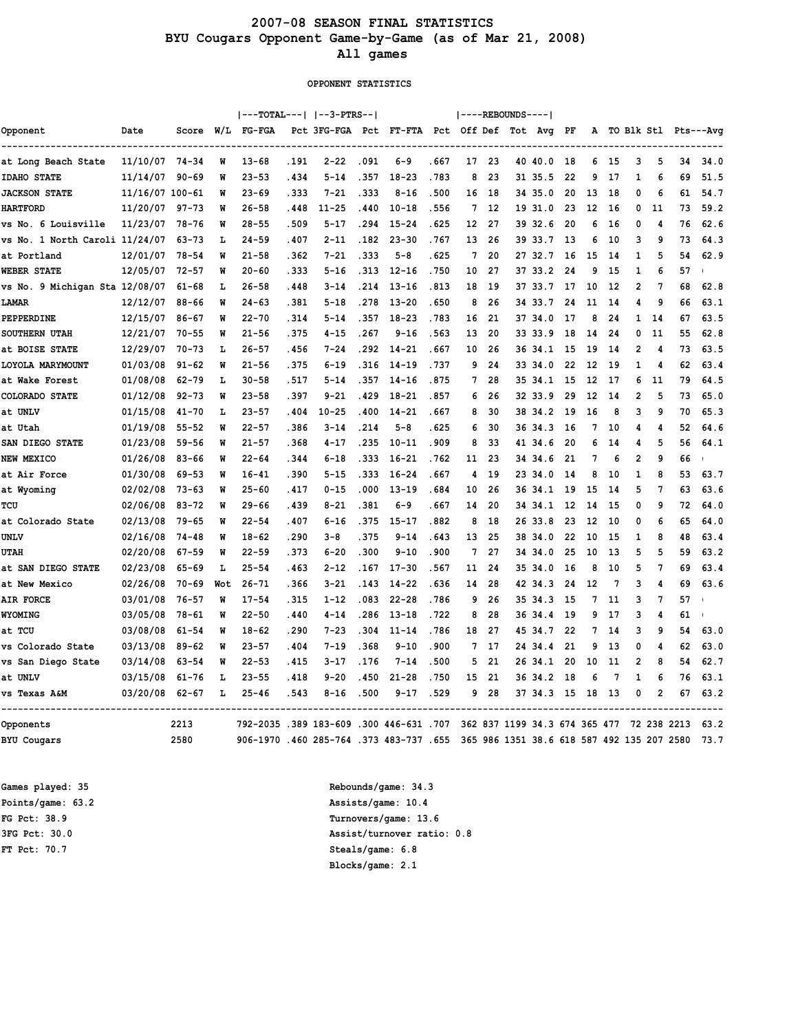# 2007-08 SEASON FINAL STATISTICS
## BYU Cougars Opponent Game-by-Game (as of Mar 21, 2008)
## All games

### OPPONENT STATISTICS

| Opponent | Date | Score | W/L | TOTAL FG-FGA | Pct | 3-PTRS 3FG-FGA | Pct | FT-FTA | Pct | REBOUNDS Off | Def | Tot | Avg | PF | A | TO | Blk | Stl | Pts | Avg |
|---|---|---|---|---|---|---|---|---|---|---|---|---|---|---|---|---|---|---|---|---|
| at Long Beach State | 11/10/07 | 74-34 | W | 13-68 | .191 | 2-22 | .091 | 6-9 | .667 | 17 | 23 | 40 | 40.0 | 18 | 6 | 15 | 3 | 5 | 34 | 34.0 |
| IDAHO STATE | 11/14/07 | 90-69 | W | 23-53 | .434 | 5-14 | .357 | 18-23 | .783 | 8 | 23 | 31 | 35.5 | 22 | 9 | 17 | 1 | 6 | 69 | 51.5 |
| JACKSON STATE | 11/16/07 | 100-61 | W | 23-69 | .333 | 7-21 | .333 | 8-16 | .500 | 16 | 18 | 34 | 35.0 | 20 | 13 | 18 | 0 | 6 | 61 | 54.7 |
| HARTFORD | 11/20/07 | 97-73 | W | 26-58 | .448 | 11-25 | .440 | 10-18 | .556 | 7 | 12 | 19 | 31.0 | 23 | 12 | 16 | 0 | 11 | 73 | 59.2 |
| vs No. 6 Louisville | 11/23/07 | 78-76 | W | 28-55 | .509 | 5-17 | .294 | 15-24 | .625 | 12 | 27 | 39 | 32.6 | 20 | 6 | 16 | 0 | 4 | 76 | 62.6 |
| vs No. 1 North Caroli | 11/24/07 | 63-73 | L | 24-59 | .407 | 2-11 | .182 | 23-30 | .767 | 13 | 26 | 39 | 33.7 | 13 | 6 | 10 | 3 | 9 | 73 | 64.3 |
| at Portland | 12/01/07 | 78-54 | W | 21-58 | .362 | 7-21 | .333 | 5-8 | .625 | 7 | 20 | 27 | 32.7 | 16 | 15 | 14 | 1 | 5 | 54 | 62.9 |
| WEBER STATE | 12/05/07 | 72-57 | W | 20-60 | .333 | 5-16 | .313 | 12-16 | .750 | 10 | 27 | 37 | 33.2 | 24 | 9 | 15 | 1 | 6 | 57 | |
| vs No. 9 Michigan Sta | 12/08/07 | 61-68 | L | 26-58 | .448 | 3-14 | .214 | 13-16 | .813 | 18 | 19 | 37 | 33.7 | 17 | 10 | 12 | 2 | 7 | 68 | 62.8 |
| LAMAR | 12/12/07 | 88-66 | W | 24-63 | .381 | 5-18 | .278 | 13-20 | .650 | 8 | 26 | 34 | 33.7 | 24 | 11 | 14 | 4 | 9 | 66 | 63.1 |
| PEPPERDINE | 12/15/07 | 86-67 | W | 22-70 | .314 | 5-14 | .357 | 18-23 | .783 | 16 | 21 | 37 | 34.0 | 17 | 8 | 24 | 1 | 14 | 67 | 63.5 |
| SOUTHERN UTAH | 12/21/07 | 70-55 | W | 21-56 | .375 | 4-15 | .267 | 9-16 | .563 | 13 | 20 | 33 | 33.9 | 18 | 14 | 24 | 0 | 11 | 55 | 62.8 |
| at BOISE STATE | 12/29/07 | 70-73 | L | 26-57 | .456 | 7-24 | .292 | 14-21 | .667 | 10 | 26 | 36 | 34.1 | 15 | 19 | 14 | 2 | 4 | 73 | 63.5 |
| LOYOLA MARYMOUNT | 01/03/08 | 91-62 | W | 21-56 | .375 | 6-19 | .316 | 14-19 | .737 | 9 | 24 | 33 | 34.0 | 22 | 12 | 19 | 1 | 4 | 62 | 63.4 |
| at Wake Forest | 01/08/08 | 62-79 | L | 30-58 | .517 | 5-14 | .357 | 14-16 | .875 | 7 | 28 | 35 | 34.1 | 15 | 12 | 17 | 6 | 11 | 79 | 64.5 |
| COLORADO STATE | 01/12/08 | 92-73 | W | 23-58 | .397 | 9-21 | .429 | 18-21 | .857 | 6 | 26 | 32 | 33.9 | 29 | 12 | 14 | 2 | 5 | 73 | 65.0 |
| at UNLV | 01/15/08 | 41-70 | L | 23-57 | .404 | 10-25 | .400 | 14-21 | .667 | 8 | 30 | 38 | 34.2 | 19 | 16 | 8 | 3 | 9 | 70 | 65.3 |
| at Utah | 01/19/08 | 55-52 | W | 22-57 | .386 | 3-14 | .214 | 5-8 | .625 | 6 | 30 | 36 | 34.3 | 16 | 7 | 10 | 4 | 4 | 52 | 64.6 |
| SAN DIEGO STATE | 01/23/08 | 59-56 | W | 21-57 | .368 | 4-17 | .235 | 10-11 | .909 | 8 | 33 | 41 | 34.6 | 20 | 6 | 14 | 4 | 5 | 56 | 64.1 |
| NEW MEXICO | 01/26/08 | 83-66 | W | 22-64 | .344 | 6-18 | .333 | 16-21 | .762 | 11 | 23 | 34 | 34.6 | 21 | 7 | 6 | 2 | 9 | 66 | |
| at Air Force | 01/30/08 | 69-53 | W | 16-41 | .390 | 5-15 | .333 | 16-24 | .667 | 4 | 19 | 23 | 34.0 | 14 | 8 | 10 | 1 | 8 | 53 | 63.7 |
| at Wyoming | 02/02/08 | 73-63 | W | 25-60 | .417 | 0-15 | .000 | 13-19 | .684 | 10 | 26 | 36 | 34.1 | 19 | 15 | 14 | 5 | 7 | 63 | 63.6 |
| TCU | 02/06/08 | 83-72 | W | 29-66 | .439 | 8-21 | .381 | 6-9 | .667 | 14 | 20 | 34 | 34.1 | 12 | 14 | 15 | 0 | 9 | 72 | 64.0 |
| at Colorado State | 02/13/08 | 79-65 | W | 22-54 | .407 | 6-16 | .375 | 15-17 | .882 | 8 | 18 | 26 | 33.8 | 23 | 12 | 10 | 0 | 6 | 65 | 64.0 |
| UNLV | 02/16/08 | 74-48 | W | 18-62 | .290 | 3-8 | .375 | 9-14 | .643 | 13 | 25 | 38 | 34.0 | 22 | 10 | 15 | 1 | 8 | 48 | 63.4 |
| UTAH | 02/20/08 | 67-59 | W | 22-59 | .373 | 6-20 | .300 | 9-10 | .900 | 7 | 27 | 34 | 34.0 | 25 | 10 | 13 | 5 | 5 | 59 | 63.2 |
| at SAN DIEGO STATE | 02/23/08 | 65-69 | L | 25-54 | .463 | 2-12 | .167 | 17-30 | .567 | 11 | 24 | 35 | 34.0 | 16 | 8 | 10 | 5 | 7 | 69 | 63.4 |
| at New Mexico | 02/26/08 | 70-69 | Wot | 26-71 | .366 | 3-21 | .143 | 14-22 | .636 | 14 | 28 | 42 | 34.3 | 24 | 12 | 7 | 3 | 4 | 69 | 63.6 |
| AIR FORCE | 03/01/08 | 76-57 | W | 17-54 | .315 | 1-12 | .083 | 22-28 | .786 | 9 | 26 | 35 | 34.3 | 15 | 7 | 11 | 3 | 7 | 57 | |
| WYOMING | 03/05/08 | 78-61 | W | 22-50 | .440 | 4-14 | .286 | 13-18 | .722 | 8 | 28 | 36 | 34.4 | 19 | 9 | 17 | 3 | 4 | 61 | |
| at TCU | 03/08/08 | 61-54 | W | 18-62 | .290 | 7-23 | .304 | 11-14 | .786 | 18 | 27 | 45 | 34.7 | 22 | 7 | 14 | 3 | 9 | 54 | 63.0 |
| vs Colorado State | 03/13/08 | 89-62 | W | 23-57 | .404 | 7-19 | .368 | 9-10 | .900 | 7 | 17 | 24 | 34.4 | 21 | 9 | 13 | 0 | 4 | 62 | 63.0 |
| vs San Diego State | 03/14/08 | 63-54 | W | 22-53 | .415 | 3-17 | .176 | 7-14 | .500 | 5 | 21 | 26 | 34.1 | 20 | 10 | 11 | 2 | 8 | 54 | 62.7 |
| at UNLV | 03/15/08 | 61-76 | L | 23-55 | .418 | 9-20 | .450 | 21-28 | .750 | 15 | 21 | 36 | 34.2 | 18 | 6 | 7 | 1 | 6 | 76 | 63.1 |
| vs Texas A&M | 03/20/08 | 62-67 | L | 25-46 | .543 | 8-16 | .500 | 9-17 | .529 | 9 | 28 | 37 | 34.3 | 15 | 18 | 13 | 0 | 2 | 67 | 63.2 |
| Opponents | | 2213 | | 792-2035 | .389 | 183-609 | .300 | 446-631 | .707 | 362 | 837 | 1199 | 34.3 | 674 | 365 | 477 | 72 | 238 | 2213 | 63.2 |
| BYU Cougars | | 2580 | | 906-1970 | .460 | 285-764 | .373 | 483-737 | .655 | 365 | 986 | 1351 | 38.6 | 618 | 587 | 492 | 135 | 207 | 2580 | 73.7 |

Games played: 35
Points/game: 63.2
FG Pct: 38.9
3FG Pct: 30.0
FT Pct: 70.7

Rebounds/game: 34.3
Assists/game: 10.4
Turnovers/game: 13.6
Assist/turnover ratio: 0.8
Steals/game: 6.8
Blocks/game: 2.1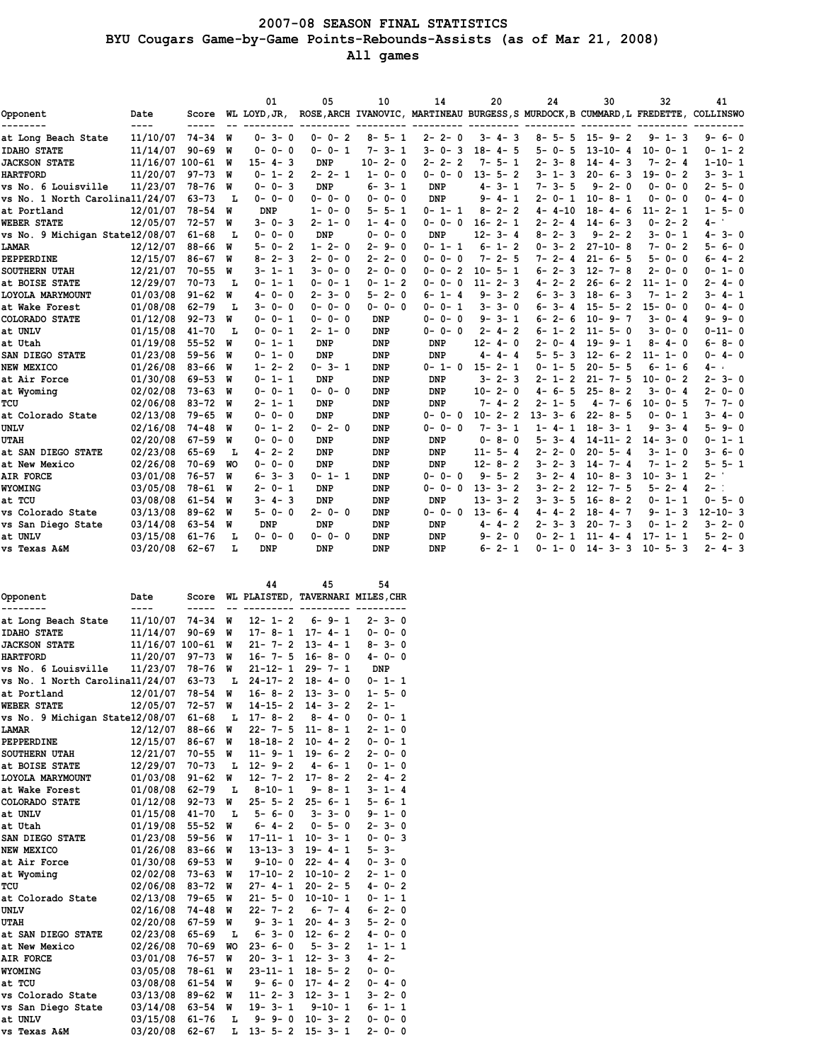# 2007-08 SEASON FINAL STATISTICS
## BYU Cougars Game-by-Game Points-Rebounds-Assists (as of Mar 21, 2008)
### All games

| Opponent | Date | Score | WL | 01 LOYD,JR, | 05 ROSE,ARCH | 10 IVANOVIC, | 14 MARTINEAU | 20 BURGESS,S | 24 MURDOCK,B | 30 CUMMARD,L | 32 FREDETTE, | 41 COLLINSWO |
|---|---|---|---|---|---|---|---|---|---|---|---|---|
| at Long Beach State | 11/10/07 | 74-34 | W | 0- 3- 0 | 0- 0- 2 | 8- 5- 1 | 2- 2- 0 | 3- 4- 3 | 8- 5- 5 | 15- 9- 2 | 9- 1- 3 | 9- 6- 0 |
| IDAHO STATE | 11/14/07 | 90-69 | W | 0- 0- 0 | 0- 0- 1 | 7- 3- 1 | 3- 0- 3 | 18- 4- 5 | 5- 0- 5 | 13-10- 4 | 10- 0- 1 | 0- 1- 2 |
| JACKSON STATE | 11/16/07 | 100-61 | W | 15- 4- 3 | DNP | 10- 2- 0 | 2- 2- 2 | 7- 5- 1 | 2- 3- 8 | 14- 4- 3 | 7- 2- 4 | 1-10- 1 |
| HARTFORD | 11/20/07 | 97-73 | W | 0- 1- 2 | 2- 2- 1 | 1- 0- 0 | 0- 0- 0 | 13- 5- 2 | 3- 1- 3 | 20- 6- 3 | 19- 0- 2 | 3- 3- 1 |
| vs No. 6 Louisville | 11/23/07 | 78-76 | W | 0- 0- 3 | DNP | 6- 3- 1 | DNP | 4- 3- 1 | 7- 3- 5 | 9- 2- 0 | 0- 0- 0 | 2- 5- 0 |
| vs No. 1 North Carolina | 11/24/07 | 63-73 | L | 0- 0- 0 | 0- 0- 0 | 0- 0- 0 | DNP | 9- 4- 1 | 2- 0- 1 | 10- 8- 1 | 0- 0- 0 | 0- 4- 0 |
| at Portland | 12/01/07 | 78-54 | W | DNP | 1- 0- 0 | 5- 5- 1 | 0- 1- 1 | 8- 2- 2 | 4- 4-10 | 18- 4- 6 | 11- 2- 1 | 1- 5- 0 |
| WEBER STATE | 12/05/07 | 72-57 | W | 3- 0- 3 | 2- 1- 0 | 1- 4- 0 | 0- 0- 0 | 16- 2- 1 | 2- 2- 4 | 14- 6- 3 | 0- 2- 2 | 4- |
| vs No. 9 Michigan State | 12/08/07 | 61-68 | L | 0- 0- 0 | DNP | 0- 0- 0 | DNP | 12- 3- 4 | 8- 2- 3 | 9- 2- 2 | 3- 0- 1 | 4- 3- 0 |
| LAMAR | 12/12/07 | 88-66 | W | 5- 0- 2 | 1- 2- 0 | 2- 9- 0 | 0- 1- 1 | 6- 1- 2 | 0- 3- 2 | 27-10- 8 | 7- 0- 2 | 5- 6- 0 |
| PEPPERDINE | 12/15/07 | 86-67 | W | 8- 2- 3 | 2- 0- 0 | 2- 2- 0 | 0- 0- 0 | 7- 2- 5 | 7- 2- 4 | 21- 6- 5 | 5- 0- 0 | 6- 4- 2 |
| SOUTHERN UTAH | 12/21/07 | 70-55 | W | 3- 1- 1 | 3- 0- 0 | 2- 0- 0 | 0- 0- 2 | 10- 5- 1 | 6- 2- 3 | 12- 7- 8 | 2- 0- 0 | 0- 1- 0 |
| at BOISE STATE | 12/29/07 | 70-73 | L | 0- 1- 1 | 0- 0- 1 | 0- 1- 2 | 0- 0- 0 | 11- 2- 3 | 4- 2- 2 | 26- 6- 2 | 11- 1- 0 | 2- 4- 0 |
| LOYOLA MARYMOUNT | 01/03/08 | 91-62 | W | 4- 0- 0 | 2- 3- 0 | 5- 2- 0 | 6- 1- 4 | 9- 3- 2 | 6- 3- 3 | 18- 6- 3 | 7- 1- 2 | 3- 4- 1 |
| at Wake Forest | 01/08/08 | 62-79 | L | 3- 0- 0 | 0- 0- 0 | 0- 0- 0 | 0- 0- 1 | 3- 3- 0 | 6- 3- 4 | 15- 5- 2 | 15- 0- 0 | 0- 4- 0 |
| COLORADO STATE | 01/12/08 | 92-73 | W | 0- 0- 1 | 0- 0- 0 | DNP | 0- 0- 0 | 9- 3- 1 | 6- 2- 6 | 10- 9- 7 | 3- 0- 4 | 9- 9- 0 |
| at UNLV | 01/15/08 | 41-70 | L | 0- 0- 1 | 2- 1- 0 | DNP | 0- 0- 0 | 2- 4- 2 | 6- 1- 2 | 11- 5- 0 | 3- 0- 0 | 0-11- 0 |
| at Utah | 01/19/08 | 55-52 | W | 0- 1- 1 | DNP | DNP | DNP | 12- 4- 0 | 2- 0- 4 | 19- 9- 1 | 8- 4- 0 | 6- 8- 0 |
| SAN DIEGO STATE | 01/23/08 | 59-56 | W | 0- 1- 0 | DNP | DNP | DNP | 4- 4- 4 | 5- 5- 3 | 12- 6- 2 | 11- 1- 0 | 0- 4- 0 |
| NEW MEXICO | 01/26/08 | 83-66 | W | 1- 2- 2 | 0- 3- 1 | DNP | 0- 1- 0 | 15- 2- 1 | 0- 1- 5 | 20- 5- 5 | 6- 1- 6 | 4- |
| at Air Force | 01/30/08 | 69-53 | W | 0- 1- 1 | DNP | DNP | DNP | 3- 2- 3 | 2- 1- 2 | 21- 7- 5 | 10- 0- 2 | 2- 3- 0 |
| at Wyoming | 02/02/08 | 73-63 | W | 0- 0- 1 | 0- 0- 0 | DNP | DNP | 10- 2- 0 | 4- 6- 5 | 25- 8- 2 | 3- 0- 4 | 2- 0- 0 |
| TCU | 02/06/08 | 83-72 | W | 2- 1- 1 | DNP | DNP | DNP | 7- 4- 2 | 2- 1- 5 | 4- 7- 6 | 10- 0- 5 | 7- 7- 0 |
| at Colorado State | 02/13/08 | 79-65 | W | 0- 0- 0 | DNP | DNP | 0- 0- 0 | 10- 2- 2 | 13- 3- 6 | 22- 8- 5 | 0- 0- 1 | 3- 4- 0 |
| UNLV | 02/16/08 | 74-48 | W | 0- 1- 2 | 0- 2- 0 | DNP | 0- 0- 0 | 7- 3- 1 | 1- 4- 1 | 18- 3- 1 | 9- 3- 4 | 5- 9- 0 |
| UTAH | 02/20/08 | 67-59 | W | 0- 0- 0 | DNP | DNP | DNP | 0- 8- 0 | 5- 3- 4 | 14-11- 2 | 14- 3- 0 | 0- 1- 1 |
| at SAN DIEGO STATE | 02/23/08 | 65-69 | L | 4- 2- 2 | DNP | DNP | DNP | 11- 5- 4 | 2- 2- 0 | 20- 5- 4 | 3- 1- 0 | 3- 6- 0 |
| at New Mexico | 02/26/08 | 70-69 | WO | 0- 0- 0 | DNP | DNP | DNP | 12- 8- 2 | 3- 2- 3 | 14- 7- 4 | 7- 1- 2 | 5- 5- 1 |
| AIR FORCE | 03/01/08 | 76-57 | W | 6- 3- 3 | 0- 1- 1 | DNP | 0- 0- 0 | 9- 5- 2 | 3- 2- 4 | 10- 8- 3 | 10- 3- 1 | 2- |
| WYOMING | 03/05/08 | 78-61 | W | 2- 0- 1 | DNP | DNP | 0- 0- 0 | 13- 3- 2 | 3- 2- 2 | 12- 7- 5 | 5- 2- 4 | 2- |
| at TCU | 03/08/08 | 61-54 | W | 3- 4- 3 | DNP | DNP | DNP | 13- 3- 2 | 3- 3- 5 | 16- 8- 2 | 0- 1- 1 | 0- 5- 0 |
| vs Colorado State | 03/13/08 | 89-62 | W | 5- 0- 0 | 2- 0- 0 | DNP | 0- 0- 0 | 13- 6- 4 | 4- 4- 2 | 18- 4- 7 | 9- 1- 3 | 12-10- 3 |
| vs San Diego State | 03/14/08 | 63-54 | W | DNP | DNP | DNP | DNP | 4- 4- 2 | 2- 3- 3 | 20- 7- 3 | 0- 1- 2 | 3- 2- 0 |
| at UNLV | 03/15/08 | 61-76 | L | 0- 0- 0 | 0- 0- 0 | DNP | DNP | 9- 2- 0 | 0- 2- 1 | 11- 4- 4 | 17- 1- 1 | 5- 2- 0 |
| vs Texas A&M | 03/20/08 | 62-67 | L | DNP | DNP | DNP | DNP | 6- 2- 1 | 0- 1- 0 | 14- 3- 3 | 10- 5- 3 | 2- 4- 3 |

| Opponent | Date | Score | WL | 44 PLAISTED, | 45 TAVERNARI | 54 MILES,CHR |
|---|---|---|---|---|---|---|
| at Long Beach State | 11/10/07 | 74-34 | W | 12- 1- 2 | 6- 9- 1 | 2- 3- 0 |
| IDAHO STATE | 11/14/07 | 90-69 | W | 17- 8- 1 | 17- 4- 1 | 0- 0- 0 |
| JACKSON STATE | 11/16/07 | 100-61 | W | 21- 7- 2 | 13- 4- 1 | 8- 3- 0 |
| HARTFORD | 11/20/07 | 97-73 | W | 16- 7- 5 | 16- 8- 0 | 4- 0- 0 |
| vs No. 6 Louisville | 11/23/07 | 78-76 | W | 21-12- 1 | 29- 7- 1 | DNP |
| vs No. 1 North Carolina | 11/24/07 | 63-73 | L | 24-17- 2 | 18- 4- 0 | 0- 1- 1 |
| at Portland | 12/01/07 | 78-54 | W | 16- 8- 2 | 13- 3- 0 | 1- 5- 0 |
| WEBER STATE | 12/05/07 | 72-57 | W | 14-15- 2 | 14- 3- 2 | 2- 1- |
| vs No. 9 Michigan State | 12/08/07 | 61-68 | L | 17- 8- 2 | 8- 4- 0 | 0- 0- 1 |
| LAMAR | 12/12/07 | 88-66 | W | 22- 7- 5 | 11- 8- 1 | 2- 1- 0 |
| PEPPERDINE | 12/15/07 | 86-67 | W | 18-18- 2 | 10- 4- 2 | 0- 0- 1 |
| SOUTHERN UTAH | 12/21/07 | 70-55 | W | 11- 9- 1 | 19- 6- 2 | 2- 0- 0 |
| at BOISE STATE | 12/29/07 | 70-73 | L | 12- 9- 2 | 4- 6- 1 | 0- 1- 0 |
| LOYOLA MARYMOUNT | 01/03/08 | 91-62 | W | 12- 7- 2 | 17- 8- 2 | 2- 4- 2 |
| at Wake Forest | 01/08/08 | 62-79 | L | 8-10- 1 | 9- 8- 1 | 3- 1- 4 |
| COLORADO STATE | 01/12/08 | 92-73 | W | 25- 5- 2 | 25- 6- 1 | 5- 6- 1 |
| at UNLV | 01/15/08 | 41-70 | L | 5- 6- 0 | 3- 3- 0 | 9- 1- 0 |
| at Utah | 01/19/08 | 55-52 | W | 6- 4- 2 | 0- 5- 0 | 2- 3- 0 |
| SAN DIEGO STATE | 01/23/08 | 59-56 | W | 17-11- 1 | 10- 3- 1 | 0- 0- 3 |
| NEW MEXICO | 01/26/08 | 83-66 | W | 13-13- 3 | 19- 4- 1 | 5- 3- |
| at Air Force | 01/30/08 | 69-53 | W | 9-10- 0 | 22- 4- 4 | 0- 3- 0 |
| at Wyoming | 02/02/08 | 73-63 | W | 17-10- 2 | 10-10- 2 | 2- 1- 0 |
| TCU | 02/06/08 | 83-72 | W | 27- 4- 1 | 20- 2- 5 | 4- 0- 2 |
| at Colorado State | 02/13/08 | 79-65 | W | 21- 5- 0 | 10-10- 1 | 0- 1- 1 |
| UNLV | 02/16/08 | 74-48 | W | 22- 7- 2 | 6- 7- 4 | 6- 2- 0 |
| UTAH | 02/20/08 | 67-59 | W | 9- 3- 1 | 20- 4- 3 | 5- 2- 0 |
| at SAN DIEGO STATE | 02/23/08 | 65-69 | L | 6- 3- 0 | 12- 6- 2 | 4- 0- 0 |
| at New Mexico | 02/26/08 | 70-69 | WO | 23- 6- 0 | 5- 3- 2 | 1- 1- 1 |
| AIR FORCE | 03/01/08 | 76-57 | W | 20- 3- 1 | 12- 3- 3 | 4- 2- |
| WYOMING | 03/05/08 | 78-61 | W | 23-11- 1 | 18- 5- 2 | 0- 0- |
| at TCU | 03/08/08 | 61-54 | W | 9- 6- 0 | 17- 4- 2 | 0- 4- 0 |
| vs Colorado State | 03/13/08 | 89-62 | W | 11- 2- 3 | 12- 3- 1 | 3- 2- 0 |
| vs San Diego State | 03/14/08 | 63-54 | W | 19- 3- 1 | 9-10- 1 | 6- 1- 1 |
| at UNLV | 03/15/08 | 61-76 | L | 9- 9- 0 | 10- 3- 2 | 0- 0- 0 |
| vs Texas A&M | 03/20/08 | 62-67 | L | 13- 5- 2 | 15- 3- 1 | 2- 0- 0 |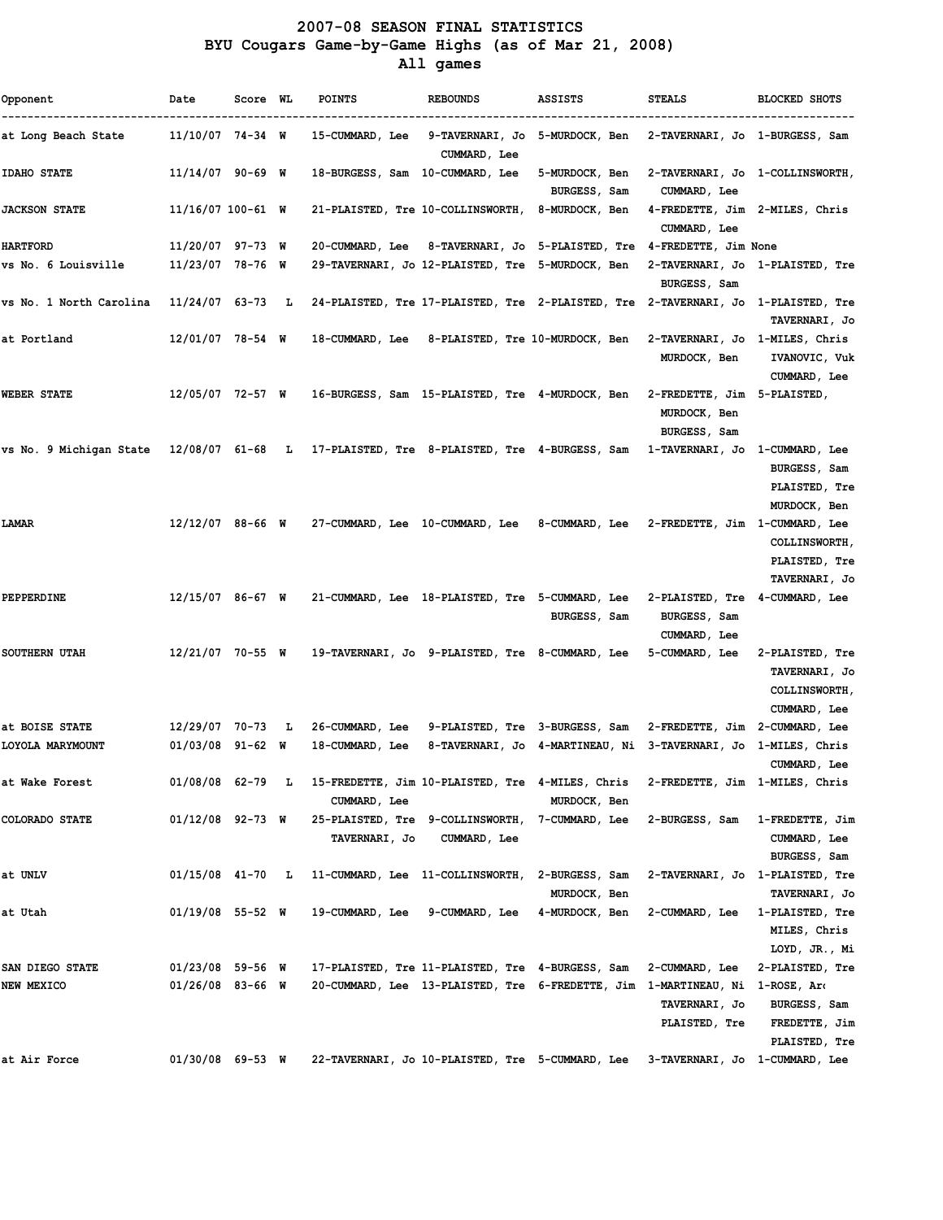# 2007-08 SEASON FINAL STATISTICS
## BYU Cougars Game-by-Game Highs (as of Mar 21, 2008)
### All games

| Opponent | Date | Score | WL | POINTS | REBOUNDS | ASSISTS | STEALS | BLOCKED SHOTS |
|---|---|---|---|---|---|---|---|---|
| at Long Beach State | 11/10/07 | 74-34 | W | 15-CUMMARD, Lee | 9-TAVERNARI, Jo CUMMARD, Lee | 5-MURDOCK, Ben | 2-TAVERNARI, Jo | 1-BURGESS, Sam |
| IDAHO STATE | 11/14/07 | 90-69 | W | 18-BURGESS, Sam | 10-CUMMARD, Lee | 5-MURDOCK, Ben BURGESS, Sam | 2-TAVERNARI, Jo CUMMARD, Lee | 1-COLLINSWORTH, |
| JACKSON STATE | 11/16/07 | 100-61 | W | 21-PLAISTED, Tre | 10-COLLINSWORTH, | 8-MURDOCK, Ben | 4-FREDETTE, Jim CUMMARD, Lee | 2-MILES, Chris |
| HARTFORD | 11/20/07 | 97-73 | W | 20-CUMMARD, Lee | 8-TAVERNARI, Jo | 5-PLAISTED, Tre | 4-FREDETTE, Jim | None |
| vs No. 6 Louisville | 11/23/07 | 78-76 | W | 29-TAVERNARI, Jo | 12-PLAISTED, Tre | 5-MURDOCK, Ben | 2-TAVERNARI, Jo BURGESS, Sam | 1-PLAISTED, Tre |
| vs No. 1 North Carolina | 11/24/07 | 63-73 | L | 24-PLAISTED, Tre | 17-PLAISTED, Tre | 2-PLAISTED, Tre | 2-TAVERNARI, Jo | 1-PLAISTED, Tre TAVERNARI, Jo |
| at Portland | 12/01/07 | 78-54 | W | 18-CUMMARD, Lee | 8-PLAISTED, Tre | 10-MURDOCK, Ben | 2-TAVERNARI, Jo MURDOCK, Ben | 1-MILES, Chris IVANOVIC, Vuk CUMMARD, Lee |
| WEBER STATE | 12/05/07 | 72-57 | W | 16-BURGESS, Sam | 15-PLAISTED, Tre | 4-MURDOCK, Ben | 2-FREDETTE, Jim MURDOCK, Ben BURGESS, Sam | 5-PLAISTED, |
| vs No. 9 Michigan State | 12/08/07 | 61-68 | L | 17-PLAISTED, Tre | 8-PLAISTED, Tre | 4-BURGESS, Sam | 1-TAVERNARI, Jo | 1-CUMMARD, Lee BURGESS, Sam PLAISTED, Tre MURDOCK, Ben |
| LAMAR | 12/12/07 | 88-66 | W | 27-CUMMARD, Lee | 10-CUMMARD, Lee | 8-CUMMARD, Lee | 2-FREDETTE, Jim | 1-CUMMARD, Lee COLLINSWORTH, PLAISTED, Tre TAVERNARI, Jo |
| PEPPERDINE | 12/15/07 | 86-67 | W | 21-CUMMARD, Lee | 18-PLAISTED, Tre | 5-CUMMARD, Lee BURGESS, Sam | 2-PLAISTED, Tre BURGESS, Sam CUMMARD, Lee | 4-CUMMARD, Lee |
| SOUTHERN UTAH | 12/21/07 | 70-55 | W | 19-TAVERNARI, Jo | 9-PLAISTED, Tre | 8-CUMMARD, Lee | 5-CUMMARD, Lee | 2-PLAISTED, Tre TAVERNARI, Jo COLLINSWORTH, CUMMARD, Lee |
| at BOISE STATE | 12/29/07 | 70-73 | L | 26-CUMMARD, Lee | 9-PLAISTED, Tre | 3-BURGESS, Sam | 2-FREDETTE, Jim | 2-CUMMARD, Lee |
| LOYOLA MARYMOUNT | 01/03/08 | 91-62 | W | 18-CUMMARD, Lee | 8-TAVERNARI, Jo | 4-MARTINEAU, Ni | 3-TAVERNARI, Jo | 1-MILES, Chris CUMMARD, Lee |
| at Wake Forest | 01/08/08 | 62-79 | L | 15-FREDETTE, Jim CUMMARD, Lee | 10-PLAISTED, Tre | 4-MILES, Chris MURDOCK, Ben | 2-FREDETTE, Jim | 1-MILES, Chris |
| COLORADO STATE | 01/12/08 | 92-73 | W | 25-PLAISTED, Tre TAVERNARI, Jo | 9-COLLINSWORTH, CUMMARD, Lee | 7-CUMMARD, Lee | 2-BURGESS, Sam | 1-FREDETTE, Jim CUMMARD, Lee BURGESS, Sam |
| at UNLV | 01/15/08 | 41-70 | L | 11-CUMMARD, Lee | 11-COLLINSWORTH, | 2-BURGESS, Sam MURDOCK, Ben | 2-TAVERNARI, Jo | 1-PLAISTED, Tre TAVERNARI, Jo |
| at Utah | 01/19/08 | 55-52 | W | 19-CUMMARD, Lee | 9-CUMMARD, Lee | 4-MURDOCK, Ben | 2-CUMMARD, Lee | 1-PLAISTED, Tre MILES, Chris LOYD, JR., Mi |
| SAN DIEGO STATE | 01/23/08 | 59-56 | W | 17-PLAISTED, Tre | 11-PLAISTED, Tre | 4-BURGESS, Sam | 2-CUMMARD, Lee | 2-PLAISTED, Tre |
| NEW MEXICO | 01/26/08 | 83-66 | W | 20-CUMMARD, Lee | 13-PLAISTED, Tre | 6-FREDETTE, Jim | 1-MARTINEAU, Ni TAVERNARI, Jo PLAISTED, Tre | 1-ROSE, Ar BURGESS, Sam FREDETTE, Jim PLAISTED, Tre |
| at Air Force | 01/30/08 | 69-53 | W | 22-TAVERNARI, Jo | 10-PLAISTED, Tre | 5-CUMMARD, Lee | 3-TAVERNARI, Jo | 1-CUMMARD, Lee |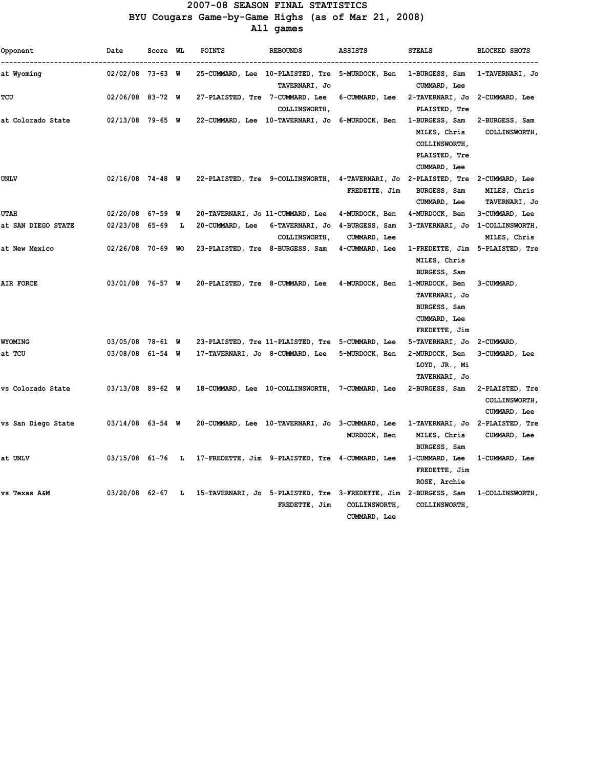# 2007-08 SEASON FINAL STATISTICS

## BYU Cougars Game-by-Game Highs (as of Mar 21, 2008)

### All games

| Opponent | Date | Score | WL | POINTS | REBOUNDS | ASSISTS | STEALS | BLOCKED SHOTS |
|---|---|---|---|---|---|---|---|---|
| at Wyoming | 02/02/08 | 73-63 | W | 25-CUMMARD, Lee | 10-PLAISTED, Tre TAVERNARI, Jo | 5-MURDOCK, Ben | 1-BURGESS, Sam CUMMARD, Lee | 1-TAVERNARI, Jo |
| TCU | 02/06/08 | 83-72 | W | 27-PLAISTED, Tre | 7-CUMMARD, Lee COLLINSWORTH, | 6-CUMMARD, Lee | 2-TAVERNARI, Jo PLAISTED, Tre | 2-CUMMARD, Lee |
| at Colorado State | 02/13/08 | 79-65 | W | 22-CUMMARD, Lee | 10-TAVERNARI, Jo | 6-MURDOCK, Ben | 1-BURGESS, Sam MILES, Chris COLLINSWORTH, PLAISTED, Tre CUMMARD, Lee | 2-BURGESS, Sam COLLINSWORTH, |
| UNLV | 02/16/08 | 74-48 | W | 22-PLAISTED, Tre | 9-COLLINSWORTH, | 4-TAVERNARI, Jo FREDETTE, Jim | 2-PLAISTED, Tre BURGESS, Sam CUMMARD, Lee | 2-CUMMARD, Lee MILES, Chris TAVERNARI, Jo |
| UTAH | 02/20/08 | 67-59 | W | 20-TAVERNARI, Jo | 11-CUMMARD, Lee | 4-MURDOCK, Ben | 4-MURDOCK, Ben | 3-CUMMARD, Lee |
| at SAN DIEGO STATE | 02/23/08 | 65-69 | L | 20-CUMMARD, Lee | 6-TAVERNARI, Jo COLLINSWORTH, | 4-BURGESS, Sam CUMMARD, Lee | 3-TAVERNARI, Jo | 1-COLLINSWORTH, MILES, Chris |
| at New Mexico | 02/26/08 | 70-69 | WO | 23-PLAISTED, Tre | 8-BURGESS, Sam | 4-CUMMARD, Lee | 1-FREDETTE, Jim MILES, Chris BURGESS, Sam | 5-PLAISTED, Tre |
| AIR FORCE | 03/01/08 | 76-57 | W | 20-PLAISTED, Tre | 8-CUMMARD, Lee | 4-MURDOCK, Ben | 1-MURDOCK, Ben TAVERNARI, Jo BURGESS, Sam CUMMARD, Lee FREDETTE, Jim | 3-CUMMARD, |
| WYOMING | 03/05/08 | 78-61 | W | 23-PLAISTED, Tre | 11-PLAISTED, Tre | 5-CUMMARD, Lee | 5-TAVERNARI, Jo | 2-CUMMARD, |
| at TCU | 03/08/08 | 61-54 | W | 17-TAVERNARI, Jo | 8-CUMMARD, Lee | 5-MURDOCK, Ben | 2-MURDOCK, Ben LOYD, JR., Mi TAVERNARI, Jo | 3-CUMMARD, Lee |
| vs Colorado State | 03/13/08 | 89-62 | W | 18-CUMMARD, Lee | 10-COLLINSWORTH, | 7-CUMMARD, Lee | 2-BURGESS, Sam | 2-PLAISTED, Tre COLLINSWORTH, CUMMARD, Lee |
| vs San Diego State | 03/14/08 | 63-54 | W | 20-CUMMARD, Lee | 10-TAVERNARI, Jo | 3-CUMMARD, Lee MURDOCK, Ben | 1-TAVERNARI, Jo MILES, Chris BURGESS, Sam | 2-PLAISTED, Tre CUMMARD, Lee |
| at UNLV | 03/15/08 | 61-76 | L | 17-FREDETTE, Jim | 9-PLAISTED, Tre | 4-CUMMARD, Lee | 1-CUMMARD, Lee FREDETTE, Jim ROSE, Archie | 1-CUMMARD, Lee |
| vs Texas A&M | 03/20/08 | 62-67 | L | 15-TAVERNARI, Jo | 5-PLAISTED, Tre FREDETTE, Jim | 3-FREDETTE, Jim COLLINSWORTH, CUMMARD, Lee | 2-BURGESS, Sam COLLINSWORTH, | 1-COLLINSWORTH, |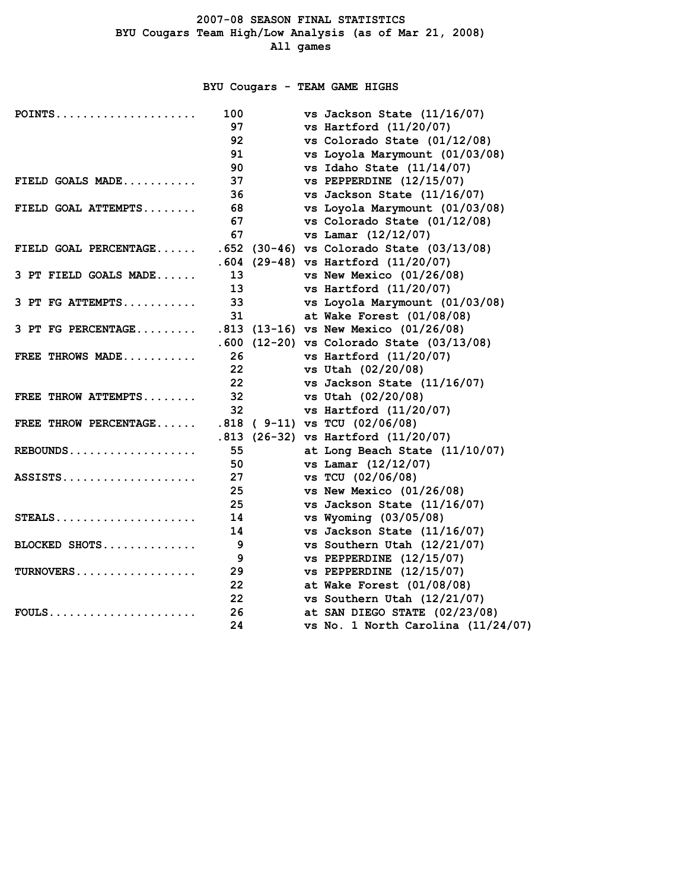# 2007-08 SEASON FINAL STATISTICS

## BYU Cougars Team High/Low Analysis (as of Mar 21, 2008)

### All games

## BYU Cougars - TEAM GAME HIGHS

| Category | Value | | Game |
|---|---|---|---|
| POINTS | 100 | | vs Jackson State (11/16/07) |
| | 97 | | vs Hartford (11/20/07) |
| | 92 | | vs Colorado State (01/12/08) |
| | 91 | | vs Loyola Marymount (01/03/08) |
| | 90 | | vs Idaho State (11/14/07) |
| FIELD GOALS MADE | 37 | | vs PEPPERDINE (12/15/07) |
| | 36 | | vs Jackson State (11/16/07) |
| FIELD GOAL ATTEMPTS | 68 | | vs Loyola Marymount (01/03/08) |
| | 67 | | vs Colorado State (01/12/08) |
| | 67 | | vs Lamar (12/12/07) |
| FIELD GOAL PERCENTAGE | .652 | (30-46) | vs Colorado State (03/13/08) |
| | .604 | (29-48) | vs Hartford (11/20/07) |
| 3 PT FIELD GOALS MADE | 13 | | vs New Mexico (01/26/08) |
| | 13 | | vs Hartford (11/20/07) |
| 3 PT FG ATTEMPTS | 33 | | vs Loyola Marymount (01/03/08) |
| | 31 | | at Wake Forest (01/08/08) |
| 3 PT FG PERCENTAGE | .813 | (13-16) | vs New Mexico (01/26/08) |
| | .600 | (12-20) | vs Colorado State (03/13/08) |
| FREE THROWS MADE | 26 | | vs Hartford (11/20/07) |
| | 22 | | vs Utah (02/20/08) |
| | 22 | | vs Jackson State (11/16/07) |
| FREE THROW ATTEMPTS | 32 | | vs Utah (02/20/08) |
| | 32 | | vs Hartford (11/20/07) |
| FREE THROW PERCENTAGE | .818 | ( 9-11) | vs TCU (02/06/08) |
| | .813 | (26-32) | vs Hartford (11/20/07) |
| REBOUNDS | 55 | | at Long Beach State (11/10/07) |
| | 50 | | vs Lamar (12/12/07) |
| ASSISTS | 27 | | vs TCU (02/06/08) |
| | 25 | | vs New Mexico (01/26/08) |
| | 25 | | vs Jackson State (11/16/07) |
| STEALS | 14 | | vs Wyoming (03/05/08) |
| | 14 | | vs Jackson State (11/16/07) |
| BLOCKED SHOTS | 9 | | vs Southern Utah (12/21/07) |
| | 9 | | vs PEPPERDINE (12/15/07) |
| TURNOVERS | 29 | | vs PEPPERDINE (12/15/07) |
| | 22 | | at Wake Forest (01/08/08) |
| | 22 | | vs Southern Utah (12/21/07) |
| FOULS | 26 | | at SAN DIEGO STATE (02/23/08) |
| | 24 | | vs No. 1 North Carolina (11/24/07) |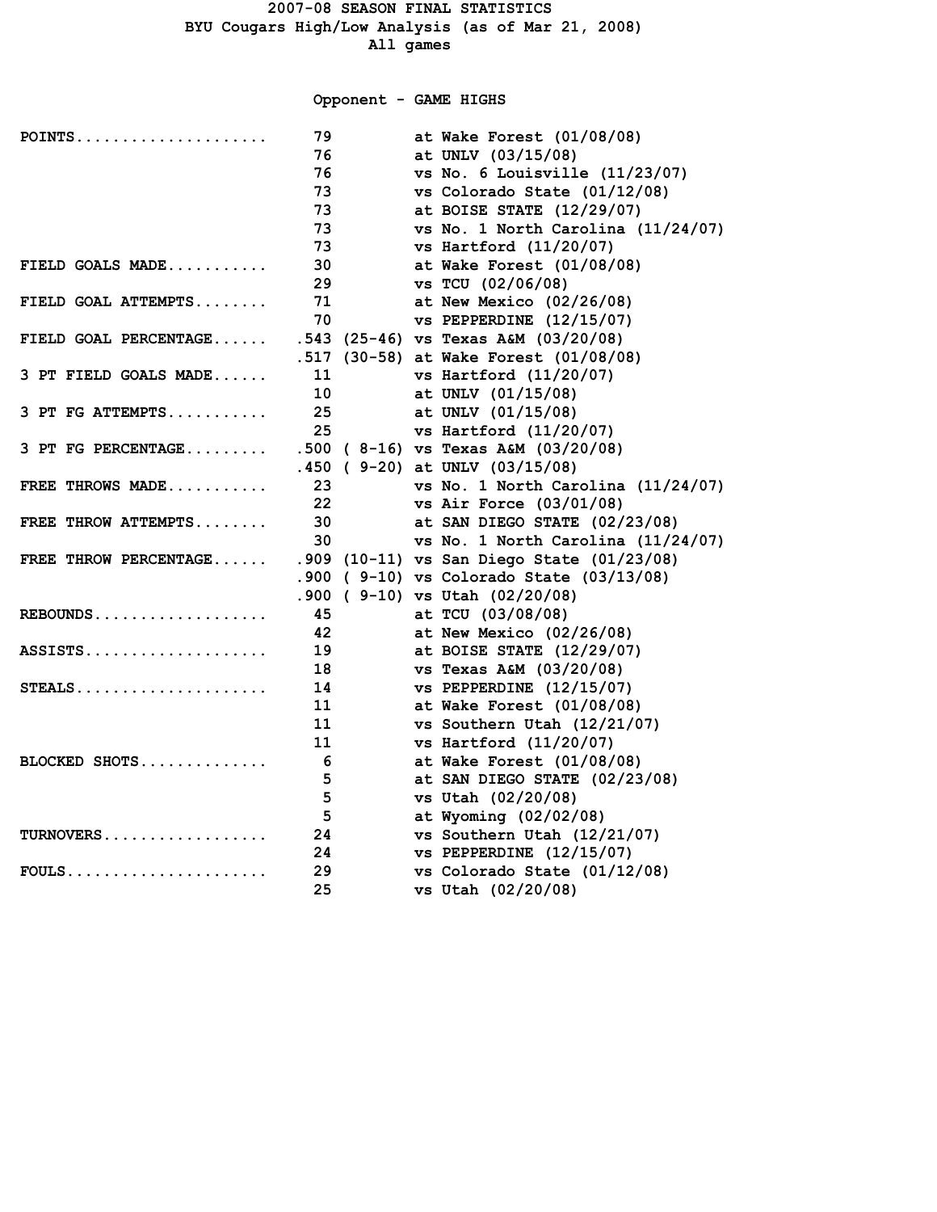# 2007-08 SEASON FINAL STATISTICS

## BYU Cougars High/Low Analysis (as of Mar 21, 2008)

### All games

#### Opponent - GAME HIGHS

| Statistic | Value | Game |
|---|---|---|
| POINTS | 79 | at Wake Forest (01/08/08) |
| | 76 | at UNLV (03/15/08) |
| | 76 | vs No. 6 Louisville (11/23/07) |
| | 73 | vs Colorado State (01/12/08) |
| | 73 | at BOISE STATE (12/29/07) |
| | 73 | vs No. 1 North Carolina (11/24/07) |
| | 73 | vs Hartford (11/20/07) |
| FIELD GOALS MADE | 30 | at Wake Forest (01/08/08) |
| | 29 | vs TCU (02/06/08) |
| FIELD GOAL ATTEMPTS | 71 | at New Mexico (02/26/08) |
| | 70 | vs PEPPERDINE (12/15/07) |
| FIELD GOAL PERCENTAGE | .543 (25-46) | vs Texas A&M (03/20/08) |
| | .517 (30-58) | at Wake Forest (01/08/08) |
| 3 PT FIELD GOALS MADE | 11 | vs Hartford (11/20/07) |
| | 10 | at UNLV (01/15/08) |
| 3 PT FG ATTEMPTS | 25 | at UNLV (01/15/08) |
| | 25 | vs Hartford (11/20/07) |
| 3 PT FG PERCENTAGE | .500 ( 8-16) | vs Texas A&M (03/20/08) |
| | .450 ( 9-20) | at UNLV (03/15/08) |
| FREE THROWS MADE | 23 | vs No. 1 North Carolina (11/24/07) |
| | 22 | vs Air Force (03/01/08) |
| FREE THROW ATTEMPTS | 30 | at SAN DIEGO STATE (02/23/08) |
| | 30 | vs No. 1 North Carolina (11/24/07) |
| FREE THROW PERCENTAGE | .909 (10-11) | vs San Diego State (01/23/08) |
| | .900 ( 9-10) | vs Colorado State (03/13/08) |
| | .900 ( 9-10) | vs Utah (02/20/08) |
| REBOUNDS | 45 | at TCU (03/08/08) |
| | 42 | at New Mexico (02/26/08) |
| ASSISTS | 19 | at BOISE STATE (12/29/07) |
| | 18 | vs Texas A&M (03/20/08) |
| STEALS | 14 | vs PEPPERDINE (12/15/07) |
| | 11 | at Wake Forest (01/08/08) |
| | 11 | vs Southern Utah (12/21/07) |
| | 11 | vs Hartford (11/20/07) |
| BLOCKED SHOTS | 6 | at Wake Forest (01/08/08) |
| | 5 | at SAN DIEGO STATE (02/23/08) |
| | 5 | vs Utah (02/20/08) |
| | 5 | at Wyoming (02/02/08) |
| TURNOVERS | 24 | vs Southern Utah (12/21/07) |
| | 24 | vs PEPPERDINE (12/15/07) |
| FOULS | 29 | vs Colorado State (01/12/08) |
| | 25 | vs Utah (02/20/08) |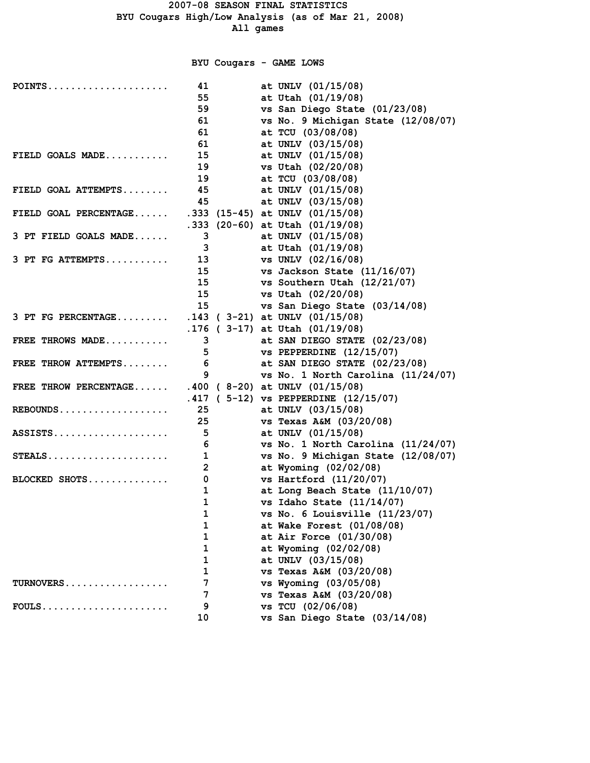# 2007-08 SEASON FINAL STATISTICS

## BYU Cougars High/Low Analysis (as of Mar 21, 2008)

All games

### BYU Cougars - GAME LOWS

| Category | Value | | Game |
|---|---|---|---|
| POINTS | 41 | | at UNLV (01/15/08) |
| | 55 | | at Utah (01/19/08) |
| | 59 | | vs San Diego State (01/23/08) |
| | 61 | | vs No. 9 Michigan State (12/08/07) |
| | 61 | | at TCU (03/08/08) |
| | 61 | | at UNLV (03/15/08) |
| FIELD GOALS MADE | 15 | | at UNLV (01/15/08) |
| | 19 | | vs Utah (02/20/08) |
| | 19 | | at TCU (03/08/08) |
| FIELD GOAL ATTEMPTS | 45 | | at UNLV (01/15/08) |
| | 45 | | at UNLV (03/15/08) |
| FIELD GOAL PERCENTAGE | .333 | (15-45) | at UNLV (01/15/08) |
| | .333 | (20-60) | at Utah (01/19/08) |
| 3 PT FIELD GOALS MADE | 3 | | at UNLV (01/15/08) |
| | 3 | | at Utah (01/19/08) |
| 3 PT FG ATTEMPTS | 13 | | vs UNLV (02/16/08) |
| | 15 | | vs Jackson State (11/16/07) |
| | 15 | | vs Southern Utah (12/21/07) |
| | 15 | | vs Utah (02/20/08) |
| | 15 | | vs San Diego State (03/14/08) |
| 3 PT FG PERCENTAGE | .143 | ( 3-21) | at UNLV (01/15/08) |
| | .176 | ( 3-17) | at Utah (01/19/08) |
| FREE THROWS MADE | 3 | | at SAN DIEGO STATE (02/23/08) |
| | 5 | | vs PEPPERDINE (12/15/07) |
| FREE THROW ATTEMPTS | 6 | | at SAN DIEGO STATE (02/23/08) |
| | 9 | | vs No. 1 North Carolina (11/24/07) |
| FREE THROW PERCENTAGE | .400 | ( 8-20) | at UNLV (01/15/08) |
| | .417 | ( 5-12) | vs PEPPERDINE (12/15/07) |
| REBOUNDS | 25 | | at UNLV (03/15/08) |
| | 25 | | vs Texas A&M (03/20/08) |
| ASSISTS | 5 | | at UNLV (01/15/08) |
| | 6 | | vs No. 1 North Carolina (11/24/07) |
| STEALS | 1 | | vs No. 9 Michigan State (12/08/07) |
| | 2 | | at Wyoming (02/02/08) |
| BLOCKED SHOTS | 0 | | vs Hartford (11/20/07) |
| | 1 | | at Long Beach State (11/10/07) |
| | 1 | | vs Idaho State (11/14/07) |
| | 1 | | vs No. 6 Louisville (11/23/07) |
| | 1 | | at Wake Forest (01/08/08) |
| | 1 | | at Air Force (01/30/08) |
| | 1 | | at Wyoming (02/02/08) |
| | 1 | | at UNLV (03/15/08) |
| | 1 | | vs Texas A&M (03/20/08) |
| TURNOVERS | 7 | | vs Wyoming (03/05/08) |
| | 7 | | vs Texas A&M (03/20/08) |
| FOULS | 9 | | vs TCU (02/06/08) |
| | 10 | | vs San Diego State (03/14/08) |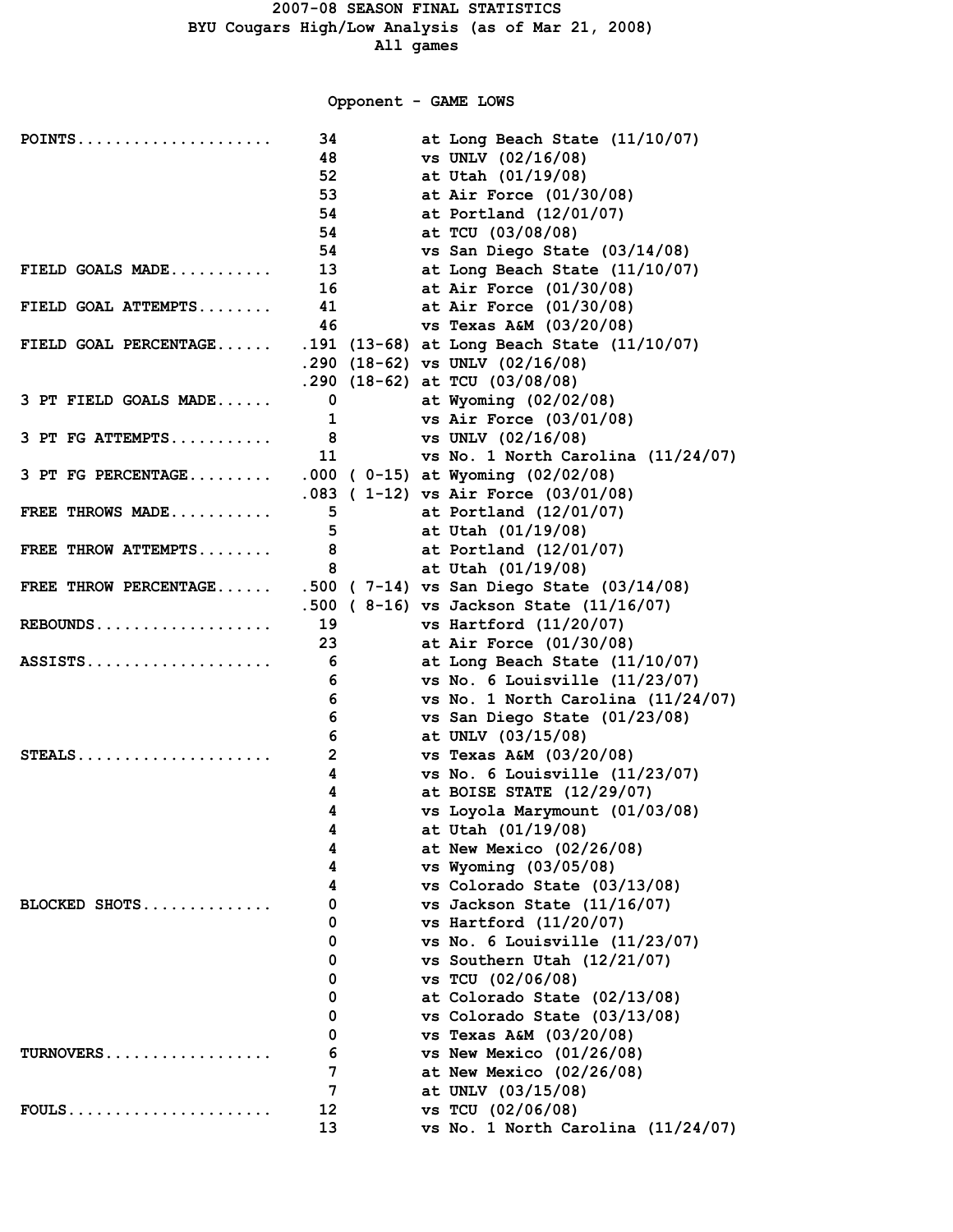# 2007-08 SEASON FINAL STATISTICS

## BYU Cougars High/Low Analysis (as of Mar 21, 2008)

### All games

### Opponent - GAME LOWS

| Category | Value | | Game |
|---|---|---|---|
| POINTS | 34 | | at Long Beach State (11/10/07) |
| | 48 | | vs UNLV (02/16/08) |
| | 52 | | at Utah (01/19/08) |
| | 53 | | at Air Force (01/30/08) |
| | 54 | | at Portland (12/01/07) |
| | 54 | | at TCU (03/08/08) |
| | 54 | | vs San Diego State (03/14/08) |
| FIELD GOALS MADE | 13 | | at Long Beach State (11/10/07) |
| | 16 | | at Air Force (01/30/08) |
| FIELD GOAL ATTEMPTS | 41 | | at Air Force (01/30/08) |
| | 46 | | vs Texas A&M (03/20/08) |
| FIELD GOAL PERCENTAGE | .191 | (13-68) | at Long Beach State (11/10/07) |
| | .290 | (18-62) | vs UNLV (02/16/08) |
| | .290 | (18-62) | at TCU (03/08/08) |
| 3 PT FIELD GOALS MADE | 0 | | at Wyoming (02/02/08) |
| | 1 | | vs Air Force (03/01/08) |
| 3 PT FG ATTEMPTS | 8 | | vs UNLV (02/16/08) |
| | 11 | | vs No. 1 North Carolina (11/24/07) |
| 3 PT FG PERCENTAGE | .000 | ( 0-15) | at Wyoming (02/02/08) |
| | .083 | ( 1-12) | vs Air Force (03/01/08) |
| FREE THROWS MADE | 5 | | at Portland (12/01/07) |
| | 5 | | at Utah (01/19/08) |
| FREE THROW ATTEMPTS | 8 | | at Portland (12/01/07) |
| | 8 | | at Utah (01/19/08) |
| FREE THROW PERCENTAGE | .500 | ( 7-14) | vs San Diego State (03/14/08) |
| | .500 | ( 8-16) | vs Jackson State (11/16/07) |
| REBOUNDS | 19 | | vs Hartford (11/20/07) |
| | 23 | | at Air Force (01/30/08) |
| ASSISTS | 6 | | at Long Beach State (11/10/07) |
| | 6 | | vs No. 6 Louisville (11/23/07) |
| | 6 | | vs No. 1 North Carolina (11/24/07) |
| | 6 | | vs San Diego State (01/23/08) |
| | 6 | | at UNLV (03/15/08) |
| STEALS | 2 | | vs Texas A&M (03/20/08) |
| | 4 | | vs No. 6 Louisville (11/23/07) |
| | 4 | | at BOISE STATE (12/29/07) |
| | 4 | | vs Loyola Marymount (01/03/08) |
| | 4 | | at Utah (01/19/08) |
| | 4 | | at New Mexico (02/26/08) |
| | 4 | | vs Wyoming (03/05/08) |
| | 4 | | vs Colorado State (03/13/08) |
| BLOCKED SHOTS | 0 | | vs Jackson State (11/16/07) |
| | 0 | | vs Hartford (11/20/07) |
| | 0 | | vs No. 6 Louisville (11/23/07) |
| | 0 | | vs Southern Utah (12/21/07) |
| | 0 | | vs TCU (02/06/08) |
| | 0 | | at Colorado State (02/13/08) |
| | 0 | | vs Colorado State (03/13/08) |
| | 0 | | vs Texas A&M (03/20/08) |
| TURNOVERS | 6 | | vs New Mexico (01/26/08) |
| | 7 | | at New Mexico (02/26/08) |
| | 7 | | at UNLV (03/15/08) |
| FOULS | 12 | | vs TCU (02/06/08) |
| | 13 | | vs No. 1 North Carolina (11/24/07) |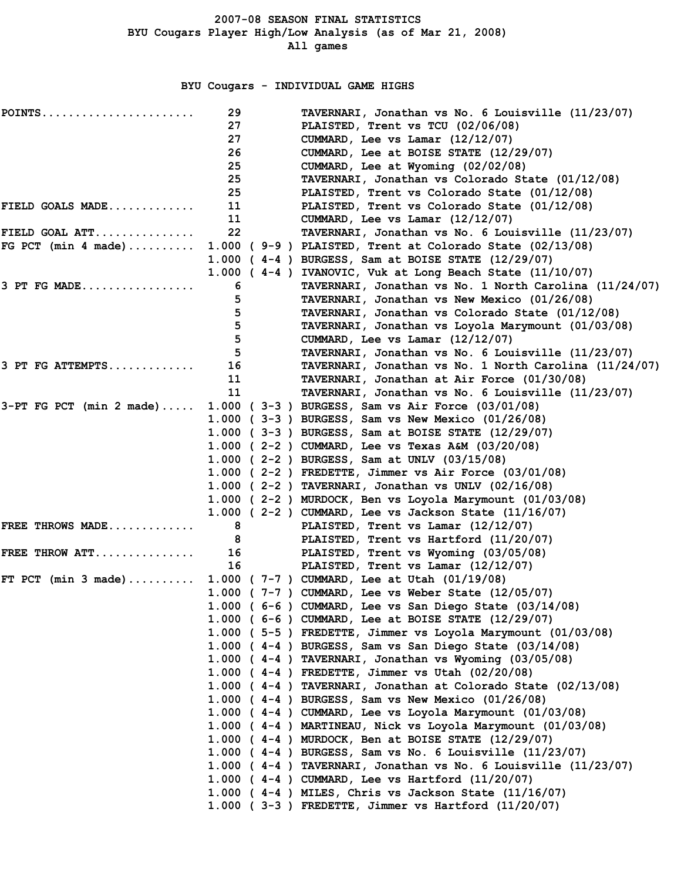# 2007-08 SEASON FINAL STATISTICS

## BYU Cougars Player High/Low Analysis (as of Mar 21, 2008)

All games

### BYU Cougars - INDIVIDUAL GAME HIGHS

| Category | Value | Player / Game |
|---|---|---|
| POINTS | 29 | TAVERNARI, Jonathan vs No. 6 Louisville (11/23/07) |
| | 27 | PLAISTED, Trent vs TCU (02/06/08) |
| | 27 | CUMMARD, Lee vs Lamar (12/12/07) |
| | 26 | CUMMARD, Lee at BOISE STATE (12/29/07) |
| | 25 | CUMMARD, Lee at Wyoming (02/02/08) |
| | 25 | TAVERNARI, Jonathan vs Colorado State (01/12/08) |
| | 25 | PLAISTED, Trent vs Colorado State (01/12/08) |
| FIELD GOALS MADE | 11 | PLAISTED, Trent vs Colorado State (01/12/08) |
| | 11 | CUMMARD, Lee vs Lamar (12/12/07) |
| FIELD GOAL ATT | 22 | TAVERNARI, Jonathan vs No. 6 Louisville (11/23/07) |
| FG PCT (min 4 made) | 1.000 ( 9-9 ) | PLAISTED, Trent at Colorado State (02/13/08) |
| | 1.000 ( 4-4 ) | BURGESS, Sam at BOISE STATE (12/29/07) |
| | 1.000 ( 4-4 ) | IVANOVIC, Vuk at Long Beach State (11/10/07) |
| 3 PT FG MADE | 6 | TAVERNARI, Jonathan vs No. 1 North Carolina (11/24/07) |
| | 5 | TAVERNARI, Jonathan vs New Mexico (01/26/08) |
| | 5 | TAVERNARI, Jonathan vs Colorado State (01/12/08) |
| | 5 | TAVERNARI, Jonathan vs Loyola Marymount (01/03/08) |
| | 5 | CUMMARD, Lee vs Lamar (12/12/07) |
| | 5 | TAVERNARI, Jonathan vs No. 6 Louisville (11/23/07) |
| 3 PT FG ATTEMPTS | 16 | TAVERNARI, Jonathan vs No. 1 North Carolina (11/24/07) |
| | 11 | TAVERNARI, Jonathan at Air Force (01/30/08) |
| | 11 | TAVERNARI, Jonathan vs No. 6 Louisville (11/23/07) |
| 3-PT FG PCT (min 2 made) | 1.000 ( 3-3 ) | BURGESS, Sam vs Air Force (03/01/08) |
| | 1.000 ( 3-3 ) | BURGESS, Sam vs New Mexico (01/26/08) |
| | 1.000 ( 3-3 ) | BURGESS, Sam at BOISE STATE (12/29/07) |
| | 1.000 ( 2-2 ) | CUMMARD, Lee vs Texas A&M (03/20/08) |
| | 1.000 ( 2-2 ) | BURGESS, Sam at UNLV (03/15/08) |
| | 1.000 ( 2-2 ) | FREDETTE, Jimmer vs Air Force (03/01/08) |
| | 1.000 ( 2-2 ) | TAVERNARI, Jonathan vs UNLV (02/16/08) |
| | 1.000 ( 2-2 ) | MURDOCK, Ben vs Loyola Marymount (01/03/08) |
| | 1.000 ( 2-2 ) | CUMMARD, Lee vs Jackson State (11/16/07) |
| FREE THROWS MADE | 8 | PLAISTED, Trent vs Lamar (12/12/07) |
| | 8 | PLAISTED, Trent vs Hartford (11/20/07) |
| FREE THROW ATT | 16 | PLAISTED, Trent vs Wyoming (03/05/08) |
| | 16 | PLAISTED, Trent vs Lamar (12/12/07) |
| FT PCT (min 3 made) | 1.000 ( 7-7 ) | CUMMARD, Lee at Utah (01/19/08) |
| | 1.000 ( 7-7 ) | CUMMARD, Lee vs Weber State (12/05/07) |
| | 1.000 ( 6-6 ) | CUMMARD, Lee vs San Diego State (03/14/08) |
| | 1.000 ( 6-6 ) | CUMMARD, Lee at BOISE STATE (12/29/07) |
| | 1.000 ( 5-5 ) | FREDETTE, Jimmer vs Loyola Marymount (01/03/08) |
| | 1.000 ( 4-4 ) | BURGESS, Sam vs San Diego State (03/14/08) |
| | 1.000 ( 4-4 ) | TAVERNARI, Jonathan vs Wyoming (03/05/08) |
| | 1.000 ( 4-4 ) | FREDETTE, Jimmer vs Utah (02/20/08) |
| | 1.000 ( 4-4 ) | TAVERNARI, Jonathan at Colorado State (02/13/08) |
| | 1.000 ( 4-4 ) | BURGESS, Sam vs New Mexico (01/26/08) |
| | 1.000 ( 4-4 ) | CUMMARD, Lee vs Loyola Marymount (01/03/08) |
| | 1.000 ( 4-4 ) | MARTINEAU, Nick vs Loyola Marymount (01/03/08) |
| | 1.000 ( 4-4 ) | MURDOCK, Ben at BOISE STATE (12/29/07) |
| | 1.000 ( 4-4 ) | BURGESS, Sam vs No. 6 Louisville (11/23/07) |
| | 1.000 ( 4-4 ) | TAVERNARI, Jonathan vs No. 6 Louisville (11/23/07) |
| | 1.000 ( 4-4 ) | CUMMARD, Lee vs Hartford (11/20/07) |
| | 1.000 ( 4-4 ) | MILES, Chris vs Jackson State (11/16/07) |
| | 1.000 ( 3-3 ) | FREDETTE, Jimmer vs Hartford (11/20/07) |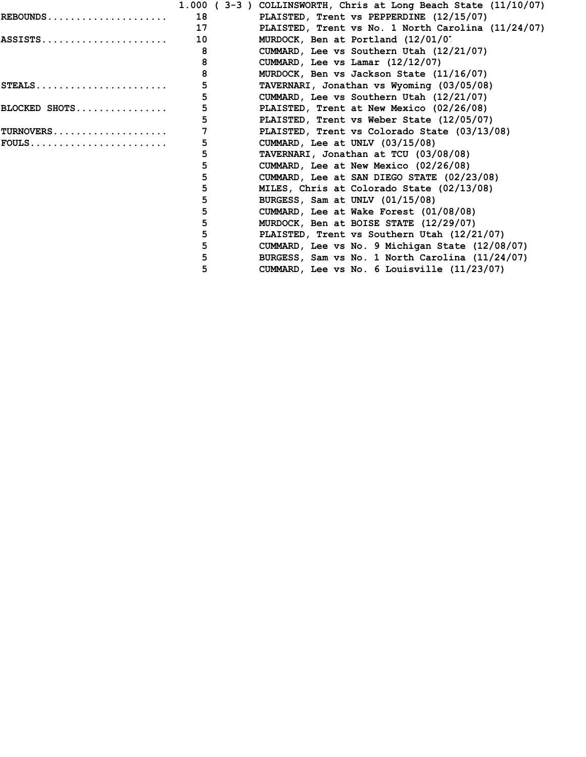| Category | Total | Player / Game |
|---|---|---|
| | 1.000 ( 3-3 ) | COLLINSWORTH, Chris at Long Beach State (11/10/07) |
| REBOUNDS | 18 | PLAISTED, Trent vs PEPPERDINE (12/15/07) |
| | 17 | PLAISTED, Trent vs No. 1 North Carolina (11/24/07) |
| ASSISTS | 10 | MURDOCK, Ben at Portland (12/01/0 |
| | 8 | CUMMARD, Lee vs Southern Utah (12/21/07) |
| | 8 | CUMMARD, Lee vs Lamar (12/12/07) |
| | 8 | MURDOCK, Ben vs Jackson State (11/16/07) |
| STEALS | 5 | TAVERNARI, Jonathan vs Wyoming (03/05/08) |
| | 5 | CUMMARD, Lee vs Southern Utah (12/21/07) |
| BLOCKED SHOTS | 5 | PLAISTED, Trent at New Mexico (02/26/08) |
| | 5 | PLAISTED, Trent vs Weber State (12/05/07) |
| TURNOVERS | 7 | PLAISTED, Trent vs Colorado State (03/13/08) |
| FOULS | 5 | CUMMARD, Lee at UNLV (03/15/08) |
| | 5 | TAVERNARI, Jonathan at TCU (03/08/08) |
| | 5 | CUMMARD, Lee at New Mexico (02/26/08) |
| | 5 | CUMMARD, Lee at SAN DIEGO STATE (02/23/08) |
| | 5 | MILES, Chris at Colorado State (02/13/08) |
| | 5 | BURGESS, Sam at UNLV (01/15/08) |
| | 5 | CUMMARD, Lee at Wake Forest (01/08/08) |
| | 5 | MURDOCK, Ben at BOISE STATE (12/29/07) |
| | 5 | PLAISTED, Trent vs Southern Utah (12/21/07) |
| | 5 | CUMMARD, Lee vs No. 9 Michigan State (12/08/07) |
| | 5 | BURGESS, Sam vs No. 1 North Carolina (11/24/07) |
| | 5 | CUMMARD, Lee vs No. 6 Louisville (11/23/07) |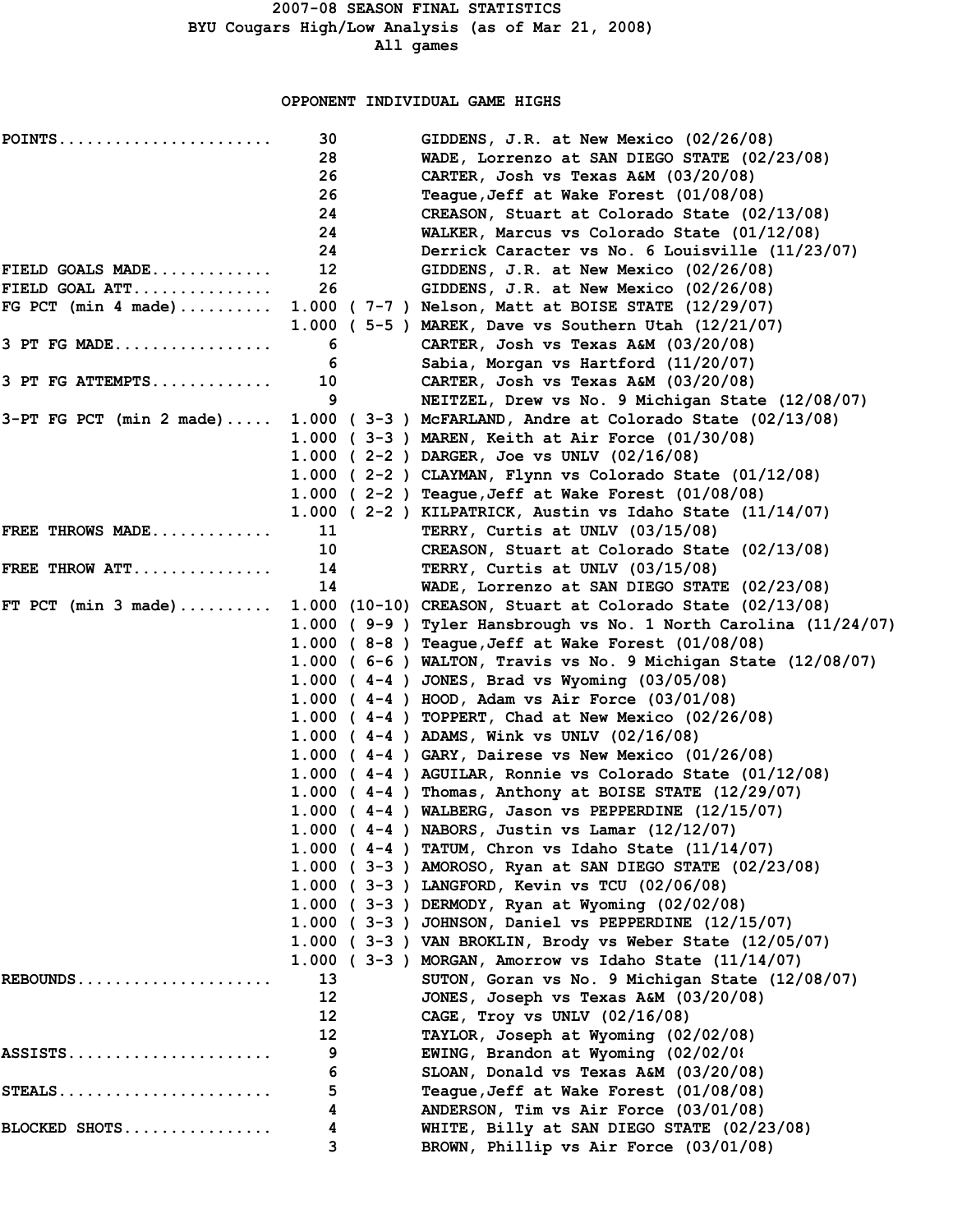# 2007-08 SEASON FINAL STATISTICS
## BYU Cougars High/Low Analysis (as of Mar 21, 2008)
### All games

## OPPONENT INDIVIDUAL GAME HIGHS

| Category | Value | Player / Game |
|---|---|---|
| POINTS | 30 | GIDDENS, J.R. at New Mexico (02/26/08) |
| | 28 | WADE, Lorrenzo at SAN DIEGO STATE (02/23/08) |
| | 26 | CARTER, Josh vs Texas A&M (03/20/08) |
| | 26 | Teague,Jeff at Wake Forest (01/08/08) |
| | 24 | CREASON, Stuart at Colorado State (02/13/08) |
| | 24 | WALKER, Marcus vs Colorado State (01/12/08) |
| | 24 | Derrick Caracter vs No. 6 Louisville (11/23/07) |
| FIELD GOALS MADE | 12 | GIDDENS, J.R. at New Mexico (02/26/08) |
| FIELD GOAL ATT | 26 | GIDDENS, J.R. at New Mexico (02/26/08) |
| FG PCT (min 4 made) | 1.000 ( 7-7 ) | Nelson, Matt at BOISE STATE (12/29/07) |
| | 1.000 ( 5-5 ) | MAREK, Dave vs Southern Utah (12/21/07) |
| 3 PT FG MADE | 6 | CARTER, Josh vs Texas A&M (03/20/08) |
| | 6 | Sabia, Morgan vs Hartford (11/20/07) |
| 3 PT FG ATTEMPTS | 10 | CARTER, Josh vs Texas A&M (03/20/08) |
| | 9 | NEITZEL, Drew vs No. 9 Michigan State (12/08/07) |
| 3-PT FG PCT (min 2 made) | 1.000 ( 3-3 ) | McFARLAND, Andre at Colorado State (02/13/08) |
| | 1.000 ( 3-3 ) | MAREN, Keith at Air Force (01/30/08) |
| | 1.000 ( 2-2 ) | DARGER, Joe vs UNLV (02/16/08) |
| | 1.000 ( 2-2 ) | CLAYMAN, Flynn vs Colorado State (01/12/08) |
| | 1.000 ( 2-2 ) | Teague,Jeff at Wake Forest (01/08/08) |
| | 1.000 ( 2-2 ) | KILPATRICK, Austin vs Idaho State (11/14/07) |
| FREE THROWS MADE | 11 | TERRY, Curtis at UNLV (03/15/08) |
| | 10 | CREASON, Stuart at Colorado State (02/13/08) |
| FREE THROW ATT | 14 | TERRY, Curtis at UNLV (03/15/08) |
| | 14 | WADE, Lorrenzo at SAN DIEGO STATE (02/23/08) |
| FT PCT (min 3 made) | 1.000 (10-10) | CREASON, Stuart at Colorado State (02/13/08) |
| | 1.000 ( 9-9 ) | Tyler Hansbrough vs No. 1 North Carolina (11/24/07) |
| | 1.000 ( 8-8 ) | Teague,Jeff at Wake Forest (01/08/08) |
| | 1.000 ( 6-6 ) | WALTON, Travis vs No. 9 Michigan State (12/08/07) |
| | 1.000 ( 4-4 ) | JONES, Brad vs Wyoming (03/05/08) |
| | 1.000 ( 4-4 ) | HOOD, Adam vs Air Force (03/01/08) |
| | 1.000 ( 4-4 ) | TOPPERT, Chad at New Mexico (02/26/08) |
| | 1.000 ( 4-4 ) | ADAMS, Wink vs UNLV (02/16/08) |
| | 1.000 ( 4-4 ) | GARY, Dairese vs New Mexico (01/26/08) |
| | 1.000 ( 4-4 ) | AGUILAR, Ronnie vs Colorado State (01/12/08) |
| | 1.000 ( 4-4 ) | Thomas, Anthony at BOISE STATE (12/29/07) |
| | 1.000 ( 4-4 ) | WALBERG, Jason vs PEPPERDINE (12/15/07) |
| | 1.000 ( 4-4 ) | NABORS, Justin vs Lamar (12/12/07) |
| | 1.000 ( 4-4 ) | TATUM, Chron vs Idaho State (11/14/07) |
| | 1.000 ( 3-3 ) | AMOROSO, Ryan at SAN DIEGO STATE (02/23/08) |
| | 1.000 ( 3-3 ) | LANGFORD, Kevin vs TCU (02/06/08) |
| | 1.000 ( 3-3 ) | DERMODY, Ryan at Wyoming (02/02/08) |
| | 1.000 ( 3-3 ) | JOHNSON, Daniel vs PEPPERDINE (12/15/07) |
| | 1.000 ( 3-3 ) | VAN BROKLIN, Brody vs Weber State (12/05/07) |
| | 1.000 ( 3-3 ) | MORGAN, Amorrow vs Idaho State (11/14/07) |
| REBOUNDS | 13 | SUTON, Goran vs No. 9 Michigan State (12/08/07) |
| | 12 | JONES, Joseph vs Texas A&M (03/20/08) |
| | 12 | CAGE, Troy vs UNLV (02/16/08) |
| | 12 | TAYLOR, Joseph at Wyoming (02/02/08) |
| ASSISTS | 9 | EWING, Brandon at Wyoming (02/02/0( |
| | 6 | SLOAN, Donald vs Texas A&M (03/20/08) |
| STEALS | 5 | Teague,Jeff at Wake Forest (01/08/08) |
| | 4 | ANDERSON, Tim vs Air Force (03/01/08) |
| BLOCKED SHOTS | 4 | WHITE, Billy at SAN DIEGO STATE (02/23/08) |
| | 3 | BROWN, Phillip vs Air Force (03/01/08) |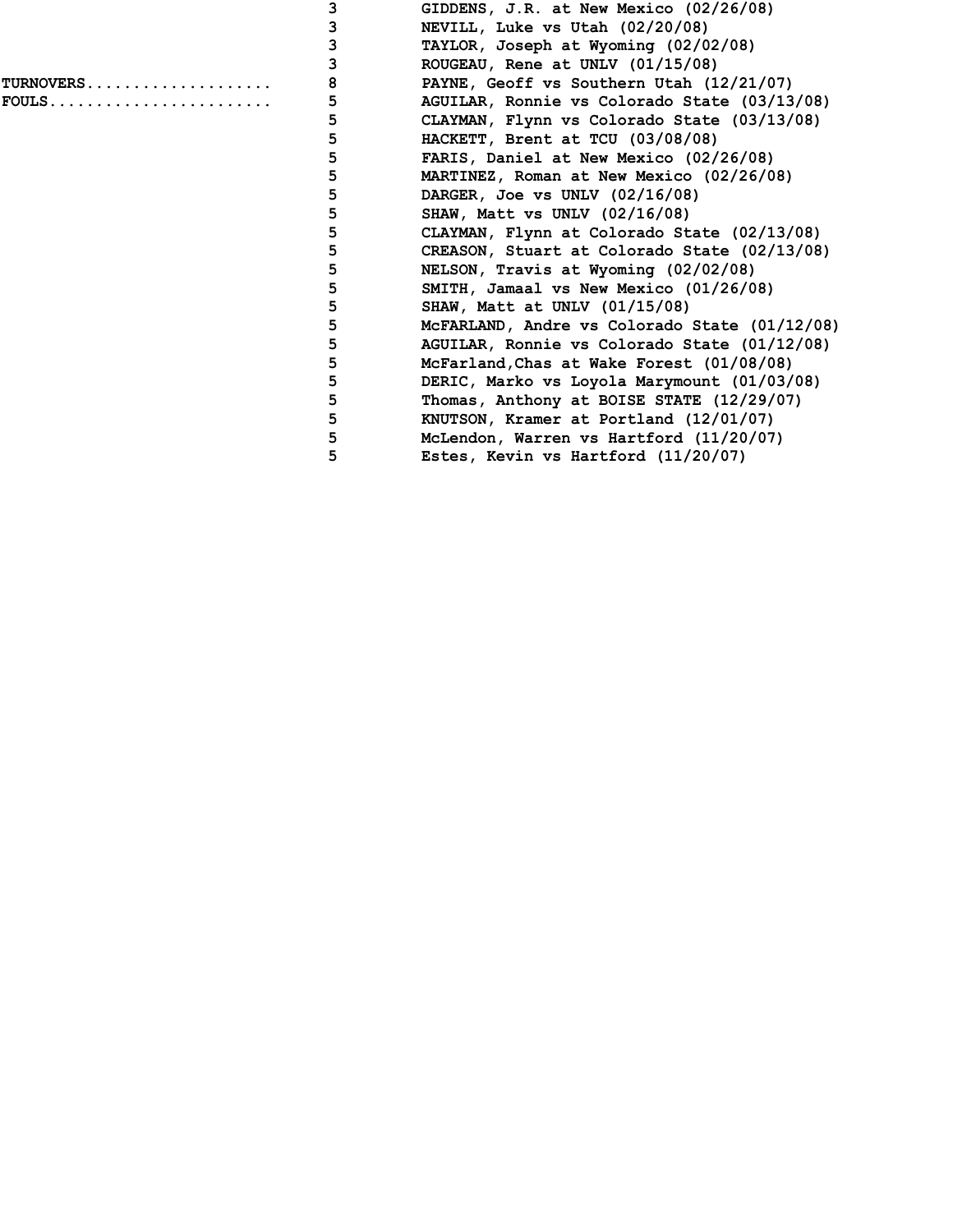| | | |
|---|---|---|
| | 3 | GIDDENS, J.R. at New Mexico (02/26/08) |
| | 3 | NEVILL, Luke vs Utah (02/20/08) |
| | 3 | TAYLOR, Joseph at Wyoming (02/02/08) |
| | 3 | ROUGEAU, Rene at UNLV (01/15/08) |
| TURNOVERS.................... | 8 | PAYNE, Geoff vs Southern Utah (12/21/07) |
| FOULS........................ | 5 | AGUILAR, Ronnie vs Colorado State (03/13/08) |
| | 5 | CLAYMAN, Flynn vs Colorado State (03/13/08) |
| | 5 | HACKETT, Brent at TCU (03/08/08) |
| | 5 | FARIS, Daniel at New Mexico (02/26/08) |
| | 5 | MARTINEZ, Roman at New Mexico (02/26/08) |
| | 5 | DARGER, Joe vs UNLV (02/16/08) |
| | 5 | SHAW, Matt vs UNLV (02/16/08) |
| | 5 | CLAYMAN, Flynn at Colorado State (02/13/08) |
| | 5 | CREASON, Stuart at Colorado State (02/13/08) |
| | 5 | NELSON, Travis at Wyoming (02/02/08) |
| | 5 | SMITH, Jamaal vs New Mexico (01/26/08) |
| | 5 | SHAW, Matt at UNLV (01/15/08) |
| | 5 | McFARLAND, Andre vs Colorado State (01/12/08) |
| | 5 | AGUILAR, Ronnie vs Colorado State (01/12/08) |
| | 5 | McFarland,Chas at Wake Forest (01/08/08) |
| | 5 | DERIC, Marko vs Loyola Marymount (01/03/08) |
| | 5 | Thomas, Anthony at BOISE STATE (12/29/07) |
| | 5 | KNUTSON, Kramer at Portland (12/01/07) |
| | 5 | McLendon, Warren vs Hartford (11/20/07) |
| | 5 | Estes, Kevin vs Hartford (11/20/07) |